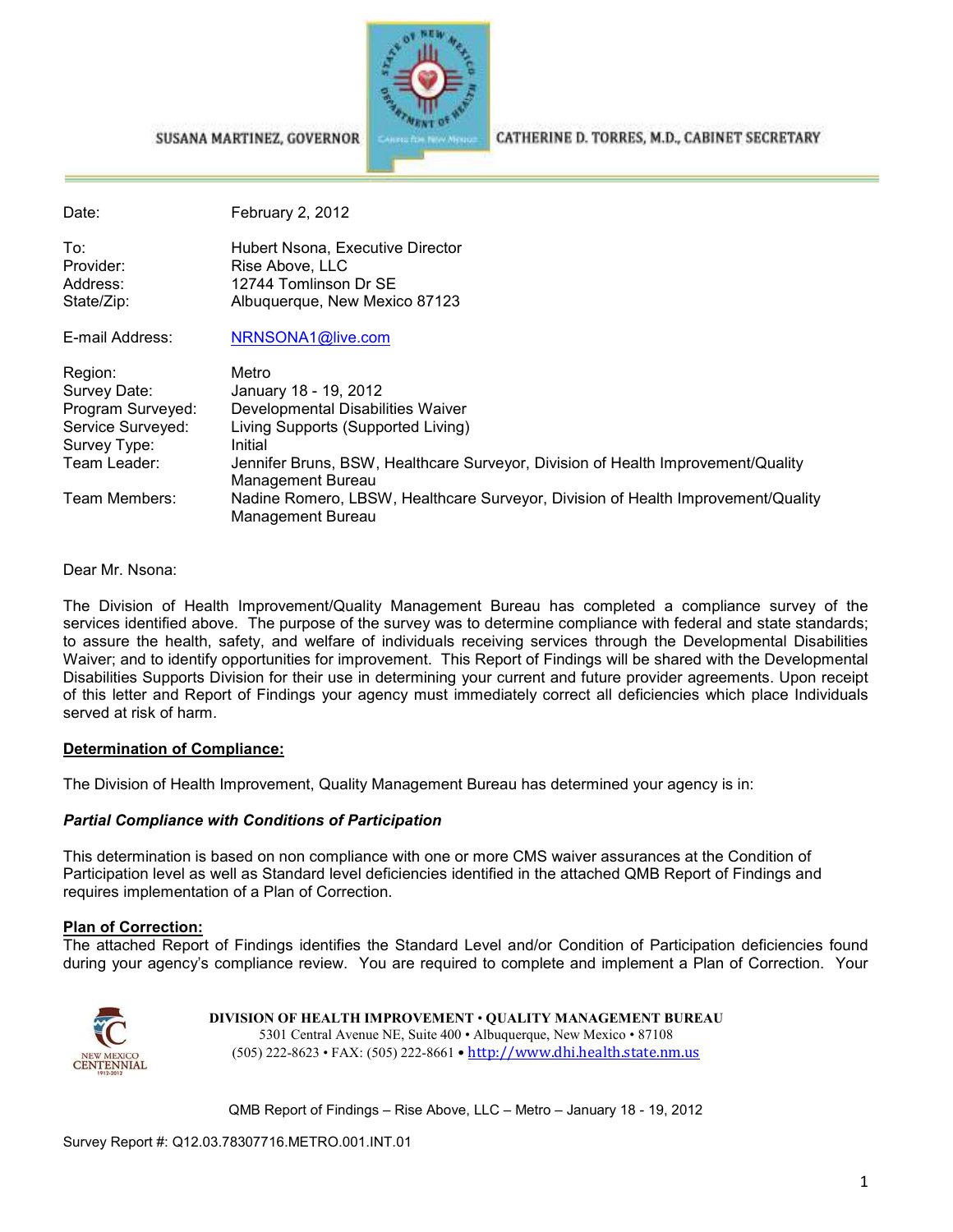SUSANA MARTINEZ, GOVERNOR

CATHERINE D. TORRES, M.D., CABINET SECRETARY

| | |
|---|---|
| Date: | February 2, 2012 |
| To: | Hubert Nsona, Executive Director |
| Provider: | Rise Above, LLC |
| Address: | 12744 Tomlinson Dr SE |
| State/Zip: | Albuquerque, New Mexico 87123 |
| E-mail Address: | NRNSONA1@live.com |
| Region: | Metro |
| Survey Date: | January 18 - 19, 2012 |
| Program Surveyed: | Developmental Disabilities Waiver |
| Service Surveyed: | Living Supports (Supported Living) |
| Survey Type: | Initial |
| Team Leader: | Jennifer Bruns, BSW, Healthcare Surveyor, Division of Health Improvement/Quality Management Bureau |
| Team Members: | Nadine Romero, LBSW, Healthcare Surveyor, Division of Health Improvement/Quality Management Bureau |

Dear Mr. Nsona:

The Division of Health Improvement/Quality Management Bureau has completed a compliance survey of the services identified above. The purpose of the survey was to determine compliance with federal and state standards; to assure the health, safety, and welfare of individuals receiving services through the Developmental Disabilities Waiver; and to identify opportunities for improvement. This Report of Findings will be shared with the Developmental Disabilities Supports Division for their use in determining your current and future provider agreements. Upon receipt of this letter and Report of Findings your agency must immediately correct all deficiencies which place Individuals served at risk of harm.

**Determination of Compliance:**

The Division of Health Improvement, Quality Management Bureau has determined your agency is in:

***Partial Compliance with Conditions of Participation***

This determination is based on non compliance with one or more CMS waiver assurances at the Condition of Participation level as well as Standard level deficiencies identified in the attached QMB Report of Findings and requires implementation of a Plan of Correction.

**Plan of Correction:**

The attached Report of Findings identifies the Standard Level and/or Condition of Participation deficiencies found during your agency's compliance review. You are required to complete and implement a Plan of Correction. Your

**DIVISION OF HEALTH IMPROVEMENT • QUALITY MANAGEMENT BUREAU**
5301 Central Avenue NE, Suite 400 • Albuquerque, New Mexico • 87108
(505) 222-8623 • FAX: (505) 222-8661 • http://www.dhi.health.state.nm.us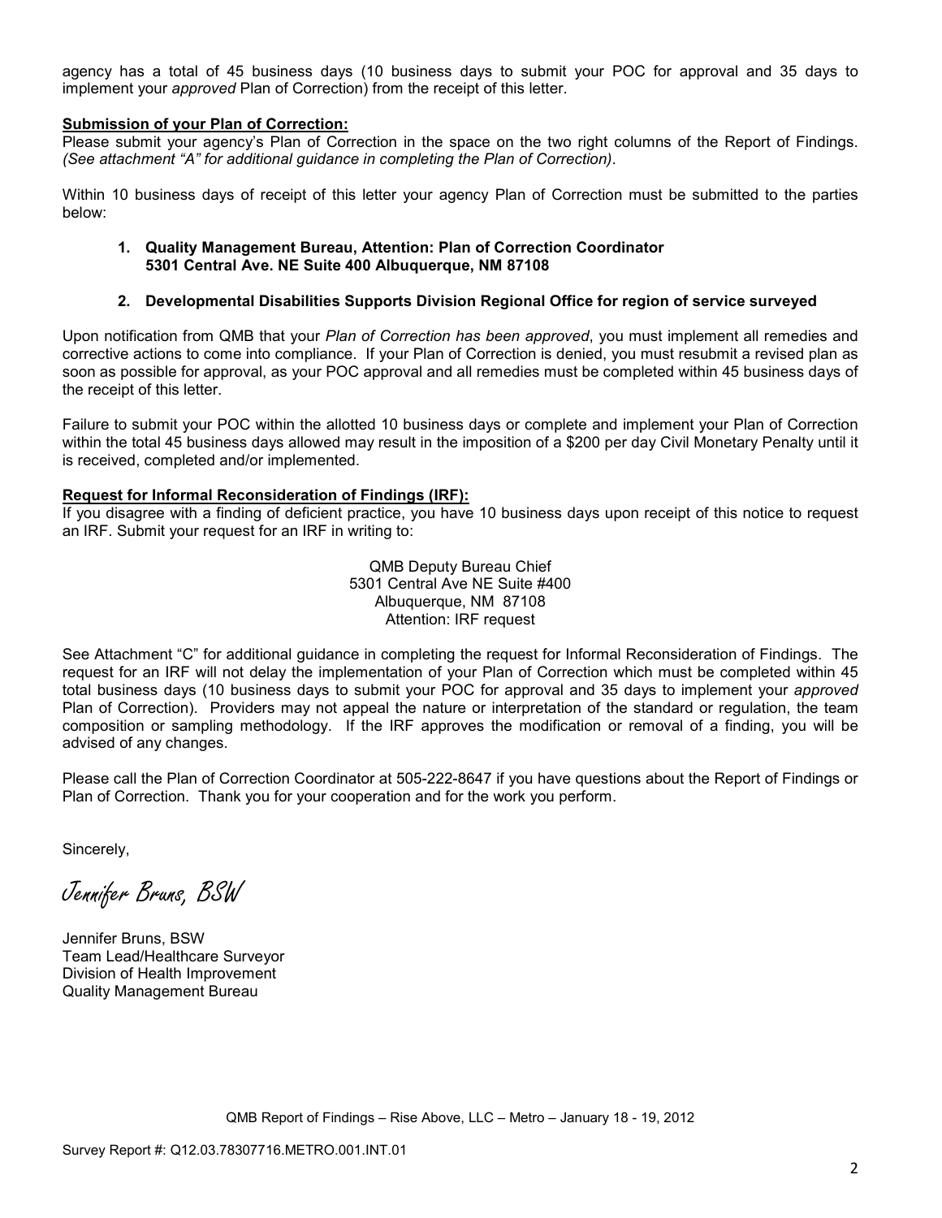agency has a total of 45 business days (10 business days to submit your POC for approval and 35 days to implement your *approved* Plan of Correction) from the receipt of this letter.

**Submission of your Plan of Correction:**

Please submit your agency's Plan of Correction in the space on the two right columns of the Report of Findings. *(See attachment "A" for additional guidance in completing the Plan of Correction)*.

Within 10 business days of receipt of this letter your agency Plan of Correction must be submitted to the parties below:

1. **Quality Management Bureau, Attention: Plan of Correction Coordinator 5301 Central Ave. NE Suite 400 Albuquerque, NM 87108**

2. **Developmental Disabilities Supports Division Regional Office for region of service surveyed**

Upon notification from QMB that your *Plan of Correction has been approved*, you must implement all remedies and corrective actions to come into compliance. If your Plan of Correction is denied, you must resubmit a revised plan as soon as possible for approval, as your POC approval and all remedies must be completed within 45 business days of the receipt of this letter.

Failure to submit your POC within the allotted 10 business days or complete and implement your Plan of Correction within the total 45 business days allowed may result in the imposition of a $200 per day Civil Monetary Penalty until it is received, completed and/or implemented.

**Request for Informal Reconsideration of Findings (IRF):**

If you disagree with a finding of deficient practice, you have 10 business days upon receipt of this notice to request an IRF. Submit your request for an IRF in writing to:

QMB Deputy Bureau Chief
5301 Central Ave NE Suite #400
Albuquerque, NM 87108
Attention: IRF request

See Attachment "C" for additional guidance in completing the request for Informal Reconsideration of Findings. The request for an IRF will not delay the implementation of your Plan of Correction which must be completed within 45 total business days (10 business days to submit your POC for approval and 35 days to implement your *approved* Plan of Correction). Providers may not appeal the nature or interpretation of the standard or regulation, the team composition or sampling methodology. If the IRF approves the modification or removal of a finding, you will be advised of any changes.

Please call the Plan of Correction Coordinator at 505-222-8647 if you have questions about the Report of Findings or Plan of Correction. Thank you for your cooperation and for the work you perform.

Sincerely,

*Jennifer Bruns, BSW*

Jennifer Bruns, BSW
Team Lead/Healthcare Surveyor
Division of Health Improvement
Quality Management Bureau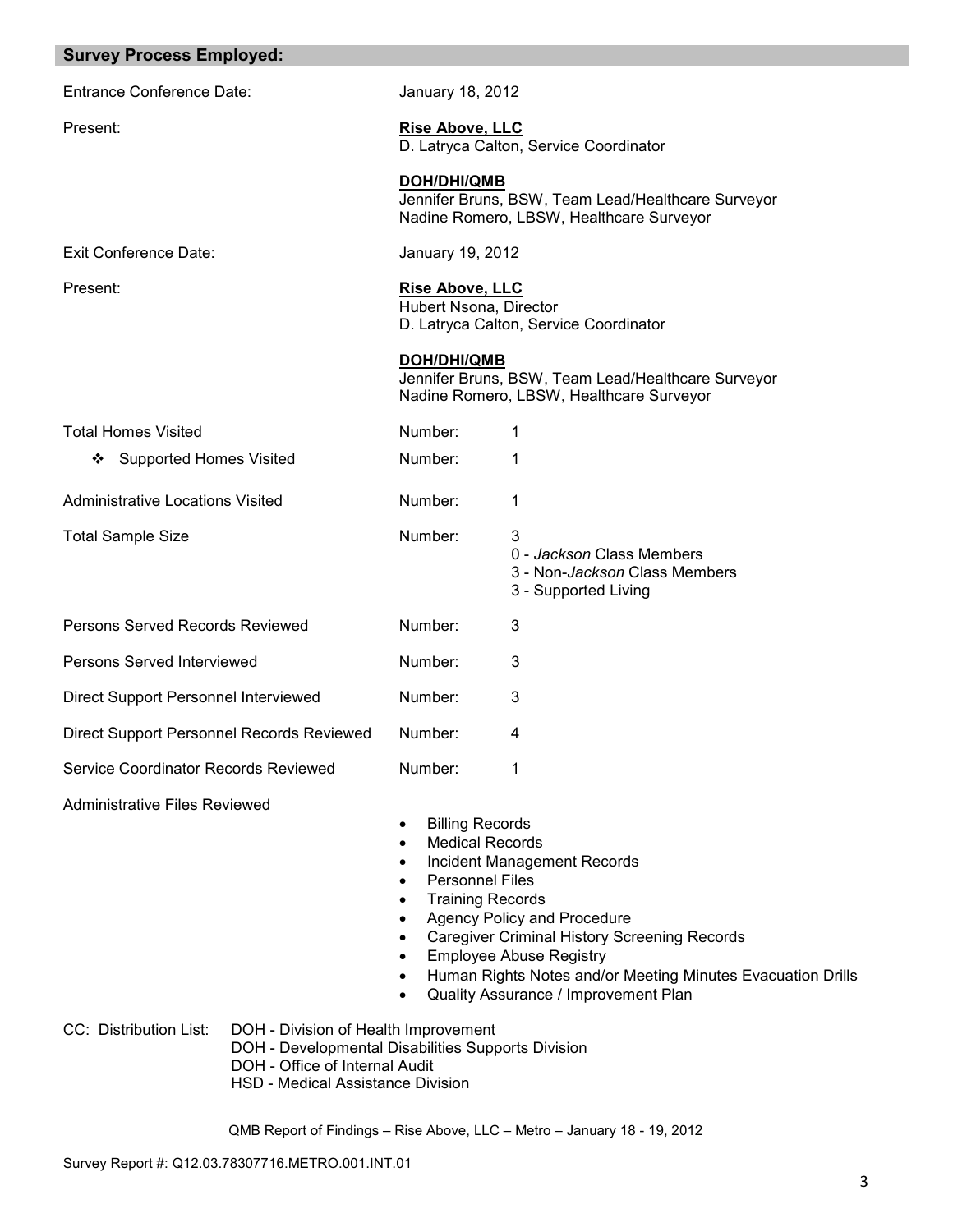## Survey Process Employed:

Entrance Conference Date: January 18, 2012

Present:

**Rise Above, LLC**
D. Latryca Calton, Service Coordinator

**DOH/DHI/QMB**
Jennifer Bruns, BSW, Team Lead/Healthcare Surveyor
Nadine Romero, LBSW, Healthcare Surveyor

Exit Conference Date: January 19, 2012

Present:

**Rise Above, LLC**
Hubert Nsona, Director
D. Latryca Calton, Service Coordinator

**DOH/DHI/QMB**
Jennifer Bruns, BSW, Team Lead/Healthcare Surveyor
Nadine Romero, LBSW, Healthcare Surveyor

Total Homes Visited — Number: 1

- Supported Homes Visited — Number: 1

Administrative Locations Visited — Number: 1

Total Sample Size — Number: 3
- 0 - *Jackson* Class Members
- 3 - Non-*Jackson* Class Members
- 3 - Supported Living

Persons Served Records Reviewed — Number: 3

Persons Served Interviewed — Number: 3

Direct Support Personnel Interviewed — Number: 3

Direct Support Personnel Records Reviewed — Number: 4

Service Coordinator Records Reviewed — Number: 1

Administrative Files Reviewed

- Billing Records
- Medical Records
- Incident Management Records
- Personnel Files
- Training Records
- Agency Policy and Procedure
- Caregiver Criminal History Screening Records
- Employee Abuse Registry
- Human Rights Notes and/or Meeting Minutes Evacuation Drills
- Quality Assurance / Improvement Plan

CC: Distribution List:
- DOH - Division of Health Improvement
- DOH - Developmental Disabilities Supports Division
- DOH - Office of Internal Audit
- HSD - Medical Assistance Division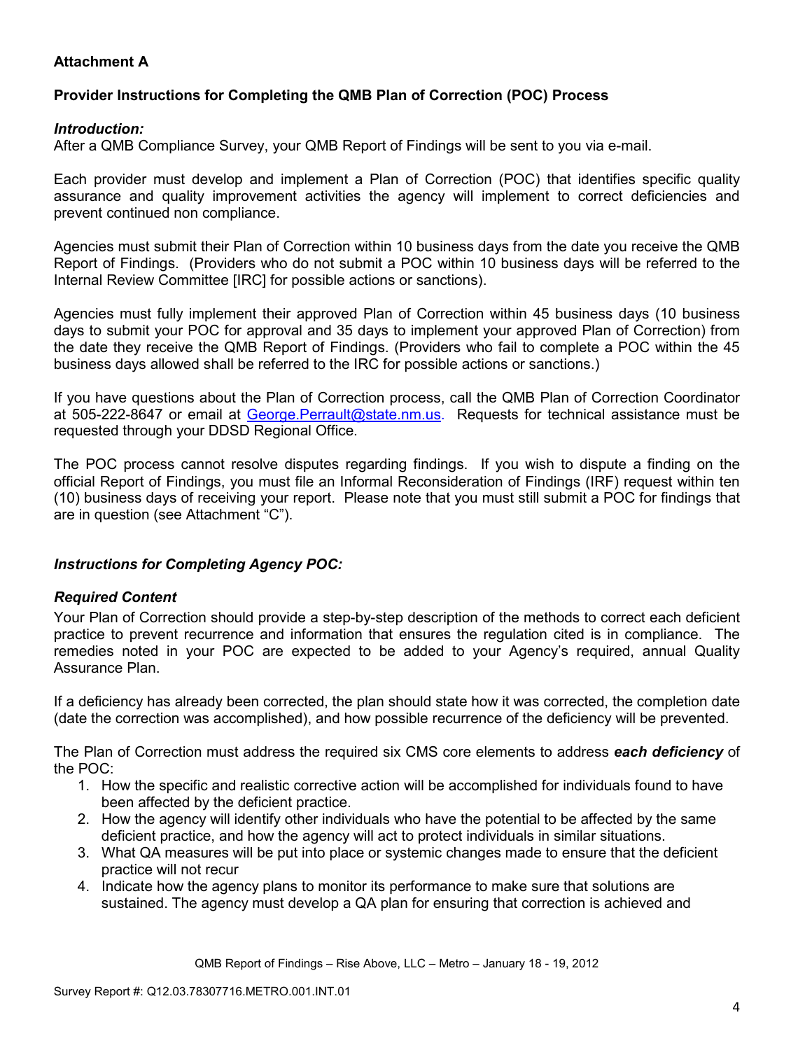**Attachment A**

**Provider Instructions for Completing the QMB Plan of Correction (POC) Process**

***Introduction:***

After a QMB Compliance Survey, your QMB Report of Findings will be sent to you via e-mail.

Each provider must develop and implement a Plan of Correction (POC) that identifies specific quality assurance and quality improvement activities the agency will implement to correct deficiencies and prevent continued non compliance.

Agencies must submit their Plan of Correction within 10 business days from the date you receive the QMB Report of Findings. (Providers who do not submit a POC within 10 business days will be referred to the Internal Review Committee [IRC] for possible actions or sanctions).

Agencies must fully implement their approved Plan of Correction within 45 business days (10 business days to submit your POC for approval and 35 days to implement your approved Plan of Correction) from the date they receive the QMB Report of Findings. (Providers who fail to complete a POC within the 45 business days allowed shall be referred to the IRC for possible actions or sanctions.)

If you have questions about the Plan of Correction process, call the QMB Plan of Correction Coordinator at 505-222-8647 or email at George.Perrault@state.nm.us. Requests for technical assistance must be requested through your DDSD Regional Office.

The POC process cannot resolve disputes regarding findings. If you wish to dispute a finding on the official Report of Findings, you must file an Informal Reconsideration of Findings (IRF) request within ten (10) business days of receiving your report. Please note that you must still submit a POC for findings that are in question (see Attachment "C").

***Instructions for Completing Agency POC:***

***Required Content***

Your Plan of Correction should provide a step-by-step description of the methods to correct each deficient practice to prevent recurrence and information that ensures the regulation cited is in compliance. The remedies noted in your POC are expected to be added to your Agency's required, annual Quality Assurance Plan.

If a deficiency has already been corrected, the plan should state how it was corrected, the completion date (date the correction was accomplished), and how possible recurrence of the deficiency will be prevented.

The Plan of Correction must address the required six CMS core elements to address ***each deficiency*** of the POC:

1. How the specific and realistic corrective action will be accomplished for individuals found to have been affected by the deficient practice.
2. How the agency will identify other individuals who have the potential to be affected by the same deficient practice, and how the agency will act to protect individuals in similar situations.
3. What QA measures will be put into place or systemic changes made to ensure that the deficient practice will not recur
4. Indicate how the agency plans to monitor its performance to make sure that solutions are sustained. The agency must develop a QA plan for ensuring that correction is achieved and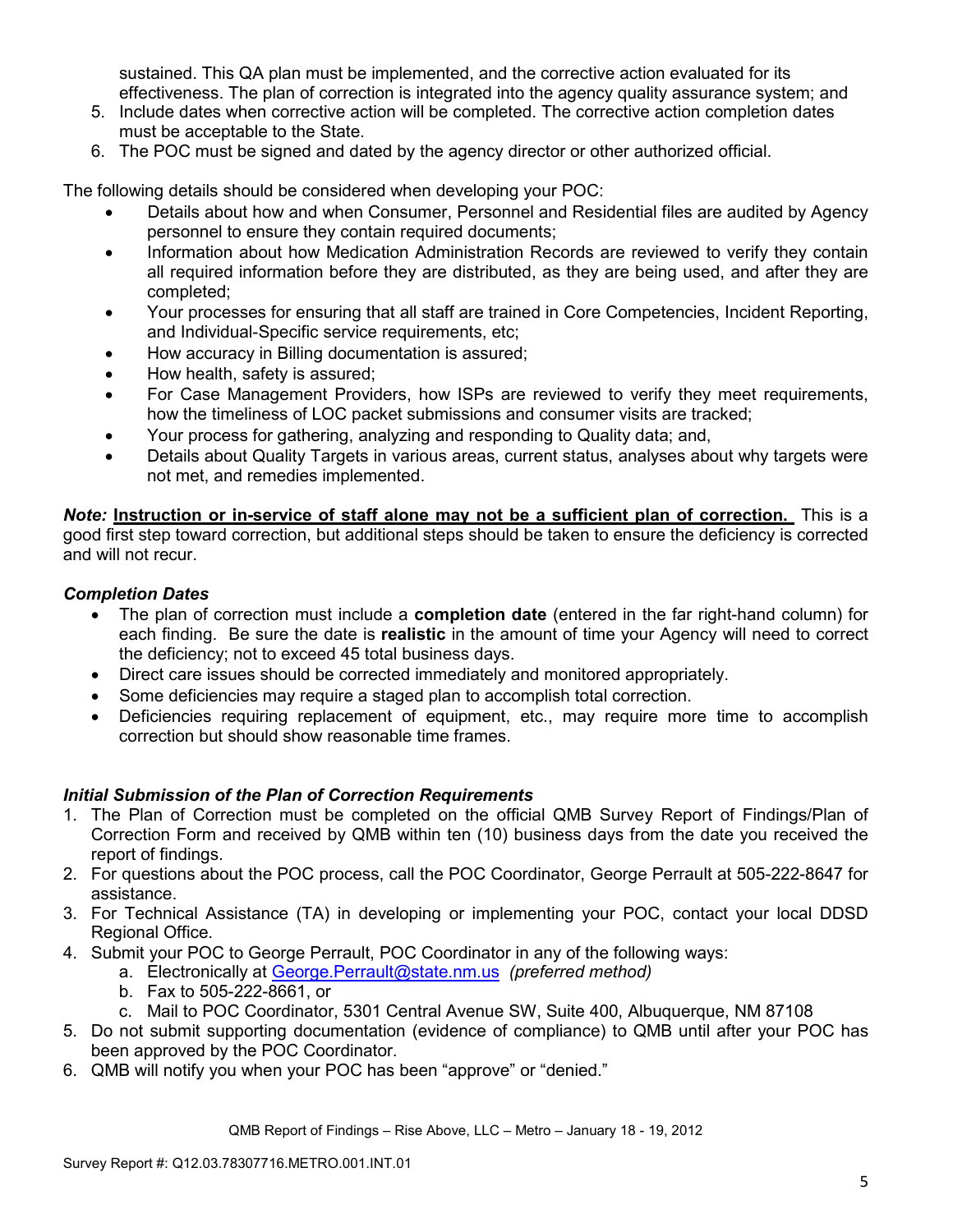sustained. This QA plan must be implemented, and the corrective action evaluated for its effectiveness. The plan of correction is integrated into the agency quality assurance system; and

5. Include dates when corrective action will be completed. The corrective action completion dates must be acceptable to the State.
6. The POC must be signed and dated by the agency director or other authorized official.

The following details should be considered when developing your POC:

- Details about how and when Consumer, Personnel and Residential files are audited by Agency personnel to ensure they contain required documents;
- Information about how Medication Administration Records are reviewed to verify they contain all required information before they are distributed, as they are being used, and after they are completed;
- Your processes for ensuring that all staff are trained in Core Competencies, Incident Reporting, and Individual-Specific service requirements, etc;
- How accuracy in Billing documentation is assured;
- How health, safety is assured;
- For Case Management Providers, how ISPs are reviewed to verify they meet requirements, how the timeliness of LOC packet submissions and consumer visits are tracked;
- Your process for gathering, analyzing and responding to Quality data; and,
- Details about Quality Targets in various areas, current status, analyses about why targets were not met, and remedies implemented.

***Note:*** **Instruction or in-service of staff alone may not be a sufficient plan of correction.** This is a good first step toward correction, but additional steps should be taken to ensure the deficiency is corrected and will not recur.

### *Completion Dates*

- The plan of correction must include a **completion date** (entered in the far right-hand column) for each finding. Be sure the date is **realistic** in the amount of time your Agency will need to correct the deficiency; not to exceed 45 total business days.
- Direct care issues should be corrected immediately and monitored appropriately.
- Some deficiencies may require a staged plan to accomplish total correction.
- Deficiencies requiring replacement of equipment, etc., may require more time to accomplish correction but should show reasonable time frames.

### *Initial Submission of the Plan of Correction Requirements*

1. The Plan of Correction must be completed on the official QMB Survey Report of Findings/Plan of Correction Form and received by QMB within ten (10) business days from the date you received the report of findings.
2. For questions about the POC process, call the POC Coordinator, George Perrault at 505-222-8647 for assistance.
3. For Technical Assistance (TA) in developing or implementing your POC, contact your local DDSD Regional Office.
4. Submit your POC to George Perrault, POC Coordinator in any of the following ways:
   a. Electronically at George.Perrault@state.nm.us *(preferred method)*
   b. Fax to 505-222-8661, or
   c. Mail to POC Coordinator, 5301 Central Avenue SW, Suite 400, Albuquerque, NM 87108
5. Do not submit supporting documentation (evidence of compliance) to QMB until after your POC has been approved by the POC Coordinator.
6. QMB will notify you when your POC has been "approve" or "denied."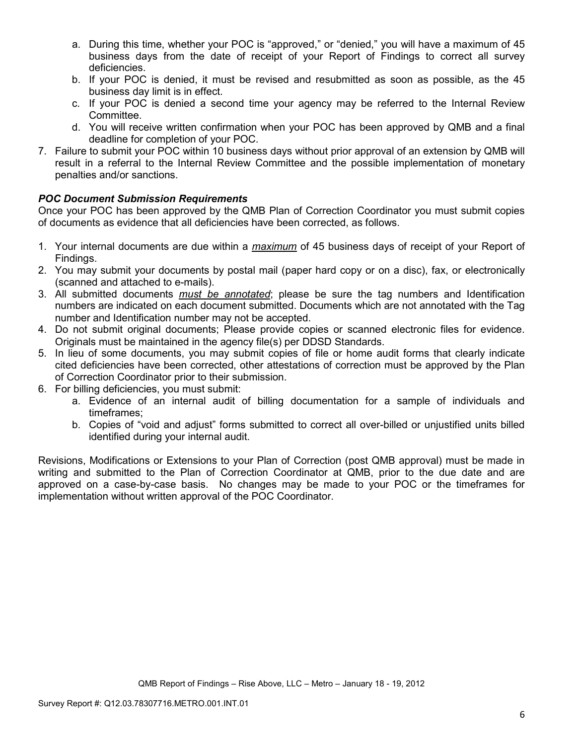a. During this time, whether your POC is "approved," or "denied," you will have a maximum of 45 business days from the date of receipt of your Report of Findings to correct all survey deficiencies.
   b. If your POC is denied, it must be revised and resubmitted as soon as possible, as the 45 business day limit is in effect.
   c. If your POC is denied a second time your agency may be referred to the Internal Review Committee.
   d. You will receive written confirmation when your POC has been approved by QMB and a final deadline for completion of your POC.
7. Failure to submit your POC within 10 business days without prior approval of an extension by QMB will result in a referral to the Internal Review Committee and the possible implementation of monetary penalties and/or sanctions.

***POC Document Submission Requirements***

Once your POC has been approved by the QMB Plan of Correction Coordinator you must submit copies of documents as evidence that all deficiencies have been corrected, as follows.

1. Your internal documents are due within a <u>*maximum*</u> of 45 business days of receipt of your Report of Findings.
2. You may submit your documents by postal mail (paper hard copy or on a disc), fax, or electronically (scanned and attached to e-mails).
3. All submitted documents <u>*must be annotated*</u>; please be sure the tag numbers and Identification numbers are indicated on each document submitted. Documents which are not annotated with the Tag number and Identification number may not be accepted.
4. Do not submit original documents; Please provide copies or scanned electronic files for evidence. Originals must be maintained in the agency file(s) per DDSD Standards.
5. In lieu of some documents, you may submit copies of file or home audit forms that clearly indicate cited deficiencies have been corrected, other attestations of correction must be approved by the Plan of Correction Coordinator prior to their submission.
6. For billing deficiencies, you must submit:
   a. Evidence of an internal audit of billing documentation for a sample of individuals and timeframes;
   b. Copies of "void and adjust" forms submitted to correct all over-billed or unjustified units billed identified during your internal audit.

Revisions, Modifications or Extensions to your Plan of Correction (post QMB approval) must be made in writing and submitted to the Plan of Correction Coordinator at QMB, prior to the due date and are approved on a case-by-case basis. No changes may be made to your POC or the timeframes for implementation without written approval of the POC Coordinator.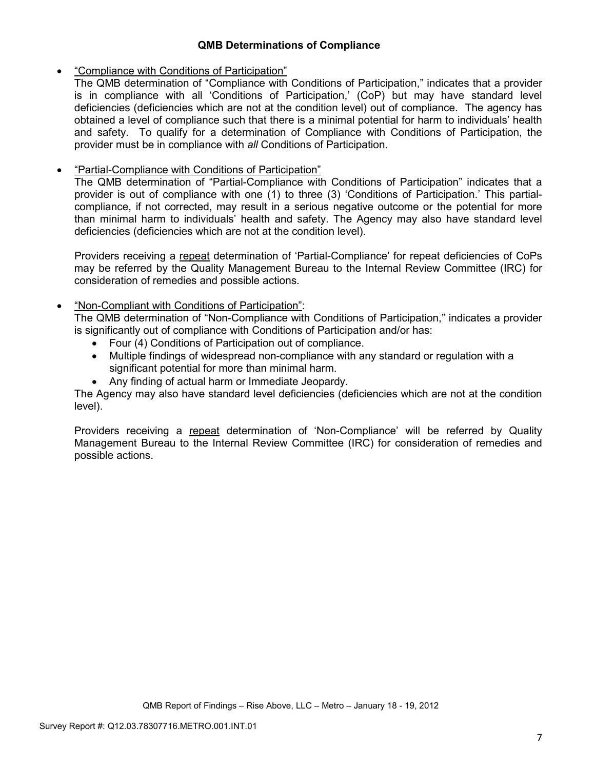### QMB Determinations of Compliance

- "Compliance with Conditions of Participation"
  The QMB determination of "Compliance with Conditions of Participation," indicates that a provider is in compliance with all 'Conditions of Participation,' (CoP) but may have standard level deficiencies (deficiencies which are not at the condition level) out of compliance. The agency has obtained a level of compliance such that there is a minimal potential for harm to individuals' health and safety. To qualify for a determination of Compliance with Conditions of Participation, the provider must be in compliance with *all* Conditions of Participation.

- "Partial-Compliance with Conditions of Participation"
  The QMB determination of "Partial-Compliance with Conditions of Participation" indicates that a provider is out of compliance with one (1) to three (3) 'Conditions of Participation.' This partial-compliance, if not corrected, may result in a serious negative outcome or the potential for more than minimal harm to individuals' health and safety. The Agency may also have standard level deficiencies (deficiencies which are not at the condition level).

  Providers receiving a repeat determination of 'Partial-Compliance' for repeat deficiencies of CoPs may be referred by the Quality Management Bureau to the Internal Review Committee (IRC) for consideration of remedies and possible actions.

- "Non-Compliant with Conditions of Participation":
  The QMB determination of "Non-Compliance with Conditions of Participation," indicates a provider is significantly out of compliance with Conditions of Participation and/or has:
  - Four (4) Conditions of Participation out of compliance.
  - Multiple findings of widespread non-compliance with any standard or regulation with a significant potential for more than minimal harm.
  - Any finding of actual harm or Immediate Jeopardy.

  The Agency may also have standard level deficiencies (deficiencies which are not at the condition level).

  Providers receiving a repeat determination of 'Non-Compliance' will be referred by Quality Management Bureau to the Internal Review Committee (IRC) for consideration of remedies and possible actions.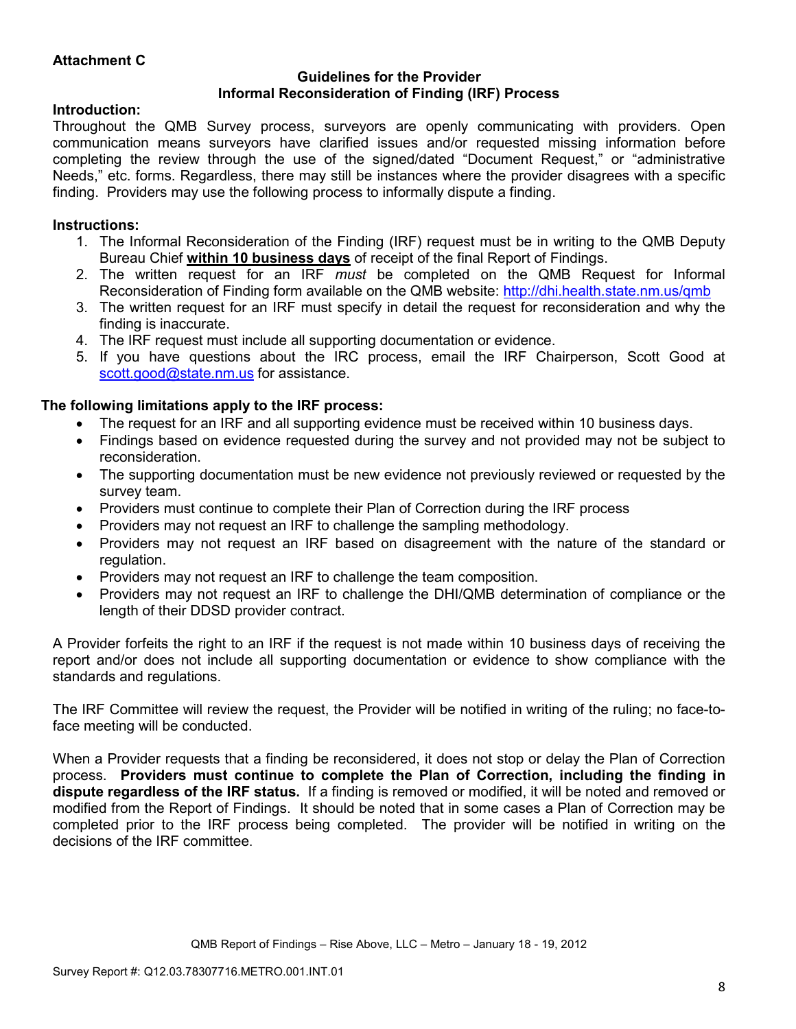**Attachment C**

**Guidelines for the Provider**
**Informal Reconsideration of Finding (IRF) Process**

**Introduction:**

Throughout the QMB Survey process, surveyors are openly communicating with providers. Open communication means surveyors have clarified issues and/or requested missing information before completing the review through the use of the signed/dated "Document Request," or "administrative Needs," etc. forms. Regardless, there may still be instances where the provider disagrees with a specific finding. Providers may use the following process to informally dispute a finding.

**Instructions:**

1. The Informal Reconsideration of the Finding (IRF) request must be in writing to the QMB Deputy Bureau Chief **within 10 business days** of receipt of the final Report of Findings.
2. The written request for an IRF *must* be completed on the QMB Request for Informal Reconsideration of Finding form available on the QMB website: http://dhi.health.state.nm.us/qmb
3. The written request for an IRF must specify in detail the request for reconsideration and why the finding is inaccurate.
4. The IRF request must include all supporting documentation or evidence.
5. If you have questions about the IRC process, email the IRF Chairperson, Scott Good at scott.good@state.nm.us for assistance.

**The following limitations apply to the IRF process:**

- The request for an IRF and all supporting evidence must be received within 10 business days.
- Findings based on evidence requested during the survey and not provided may not be subject to reconsideration.
- The supporting documentation must be new evidence not previously reviewed or requested by the survey team.
- Providers must continue to complete their Plan of Correction during the IRF process
- Providers may not request an IRF to challenge the sampling methodology.
- Providers may not request an IRF based on disagreement with the nature of the standard or regulation.
- Providers may not request an IRF to challenge the team composition.
- Providers may not request an IRF to challenge the DHI/QMB determination of compliance or the length of their DDSD provider contract.

A Provider forfeits the right to an IRF if the request is not made within 10 business days of receiving the report and/or does not include all supporting documentation or evidence to show compliance with the standards and regulations.

The IRF Committee will review the request, the Provider will be notified in writing of the ruling; no face-to-face meeting will be conducted.

When a Provider requests that a finding be reconsidered, it does not stop or delay the Plan of Correction process. **Providers must continue to complete the Plan of Correction, including the finding in dispute regardless of the IRF status.** If a finding is removed or modified, it will be noted and removed or modified from the Report of Findings. It should be noted that in some cases a Plan of Correction may be completed prior to the IRF process being completed. The provider will be notified in writing on the decisions of the IRF committee.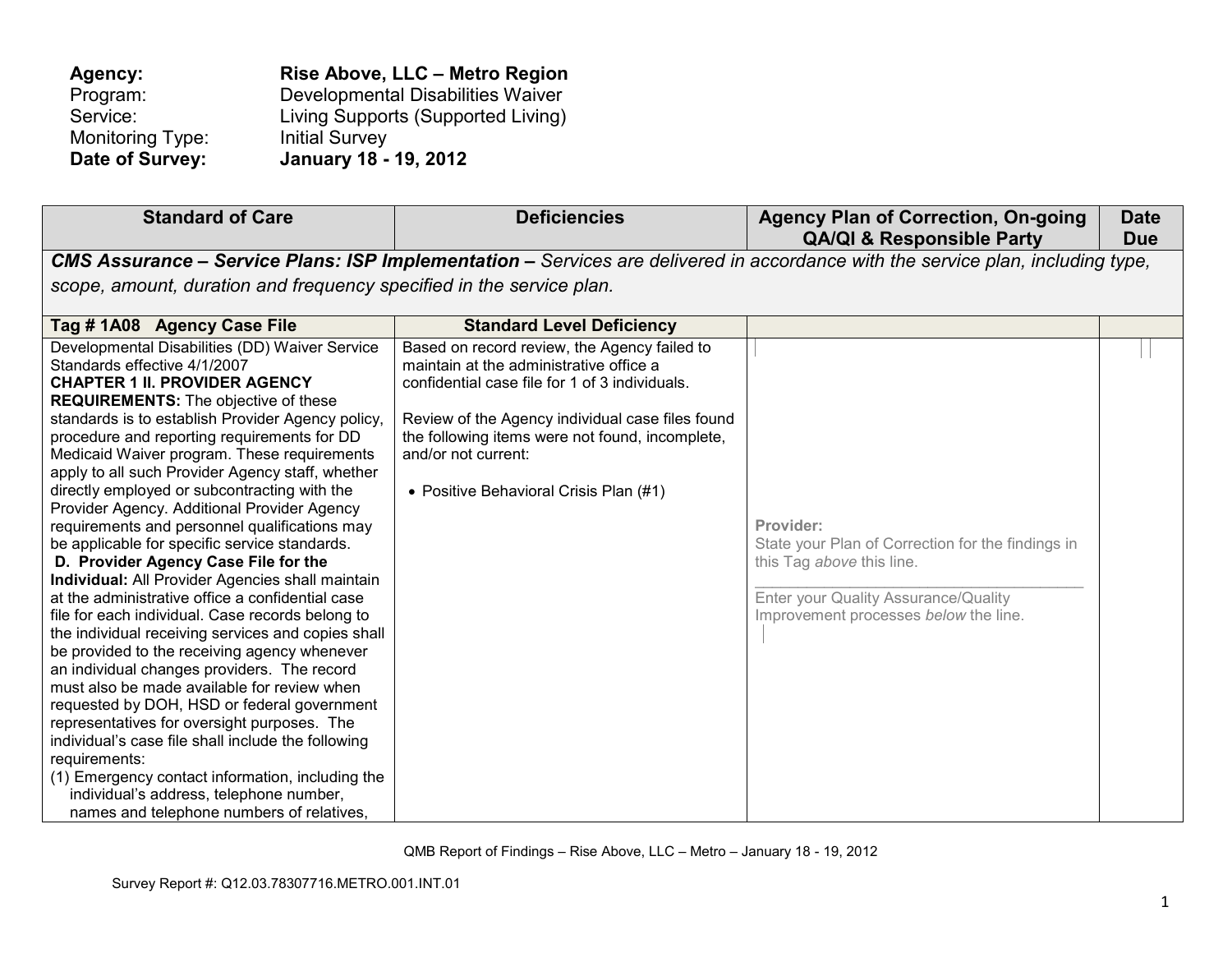**Agency:** **Rise Above, LLC – Metro Region**
Program: Developmental Disabilities Waiver
Service: Living Supports (Supported Living)
Monitoring Type: Initial Survey
**Date of Survey:** **January 18 - 19, 2012**

| Standard of Care | Deficiencies | Agency Plan of Correction, On-going QA/QI & Responsible Party | Date Due |
|---|---|---|---|
| ***CMS Assurance – Service Plans: ISP Implementation –*** *Services are delivered in accordance with the service plan, including type, scope, amount, duration and frequency specified in the service plan.* | | | |
| **Tag # 1A08 Agency Case File** | **Standard Level Deficiency** | | |
| Developmental Disabilities (DD) Waiver Service Standards effective 4/1/2007<br>**CHAPTER 1 II. PROVIDER AGENCY REQUIREMENTS:** The objective of these standards is to establish Provider Agency policy, procedure and reporting requirements for DD Medicaid Waiver program. These requirements apply to all such Provider Agency staff, whether directly employed or subcontracting with the Provider Agency. Additional Provider Agency requirements and personnel qualifications may be applicable for specific service standards.<br>**D. Provider Agency Case File for the Individual:** All Provider Agencies shall maintain at the administrative office a confidential case file for each individual. Case records belong to the individual receiving services and copies shall be provided to the receiving agency whenever an individual changes providers. The record must also be made available for review when requested by DOH, HSD or federal government representatives for oversight purposes. The individual's case file shall include the following requirements:<br>(1) Emergency contact information, including the individual's address, telephone number, names and telephone numbers of relatives, | Based on record review, the Agency failed to maintain at the administrative office a confidential case file for 1 of 3 individuals.<br><br>Review of the Agency individual case files found the following items were not found, incomplete, and/or not current:<br><br>• Positive Behavioral Crisis Plan (#1) | **Provider:**<br>State your Plan of Correction for the findings in this Tag *above* this line.<br>\_\_\_\_\_\_\_\_\_\_\_\_\_\_\_\_\_\_\_\_\_\_\_\_\_\_\_\_\_\_\_\_\_\_<br>Enter your Quality Assurance/Quality Improvement processes *below* the line. | |

QMB Report of Findings – Rise Above, LLC – Metro – January 18 - 19, 2012

Survey Report #: Q12.03.78307716.METRO.001.INT.01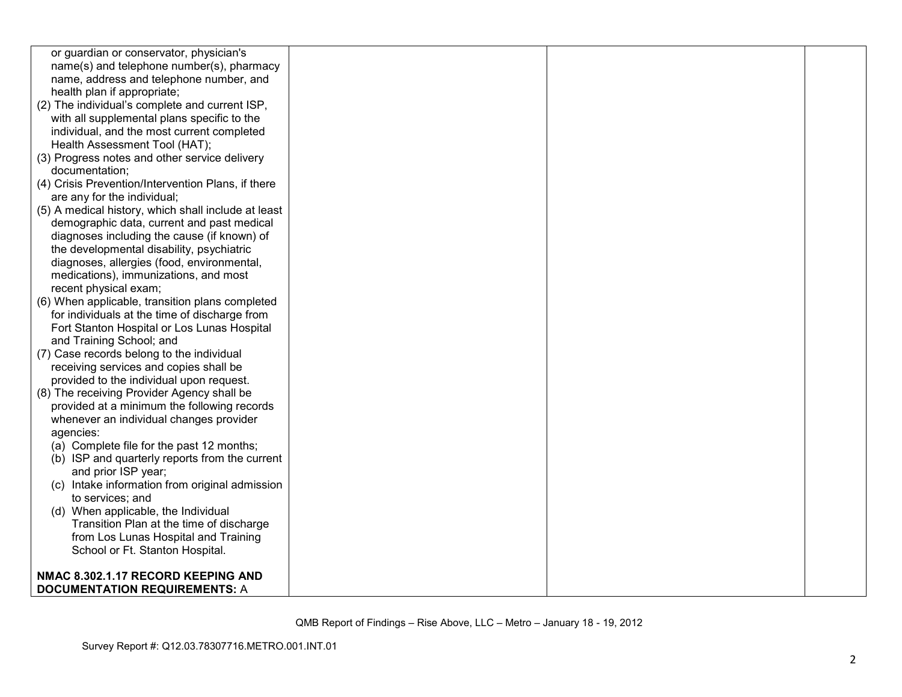| | | | |
|---|---|---|---|
| or guardian or conservator, physician's name(s) and telephone number(s), pharmacy name, address and telephone number, and health plan if appropriate;<br>(2) The individual's complete and current ISP, with all supplemental plans specific to the individual, and the most current completed Health Assessment Tool (HAT);<br>(3) Progress notes and other service delivery documentation;<br>(4) Crisis Prevention/Intervention Plans, if there are any for the individual;<br>(5) A medical history, which shall include at least demographic data, current and past medical diagnoses including the cause (if known) of the developmental disability, psychiatric diagnoses, allergies (food, environmental, medications), immunizations, and most recent physical exam;<br>(6) When applicable, transition plans completed for individuals at the time of discharge from Fort Stanton Hospital or Los Lunas Hospital and Training School; and<br>(7) Case records belong to the individual receiving services and copies shall be provided to the individual upon request.<br>(8) The receiving Provider Agency shall be provided at a minimum the following records whenever an individual changes provider agencies:<br>(a) Complete file for the past 12 months;<br>(b) ISP and quarterly reports from the current and prior ISP year;<br>(c) Intake information from original admission to services; and<br>(d) When applicable, the Individual Transition Plan at the time of discharge from Los Lunas Hospital and Training School or Ft. Stanton Hospital.<br><br>**NMAC 8.302.1.17 RECORD KEEPING AND DOCUMENTATION REQUIREMENTS:** A | | | |

QMB Report of Findings – Rise Above, LLC – Metro – January 18 - 19, 2012

Survey Report #: Q12.03.78307716.METRO.001.INT.01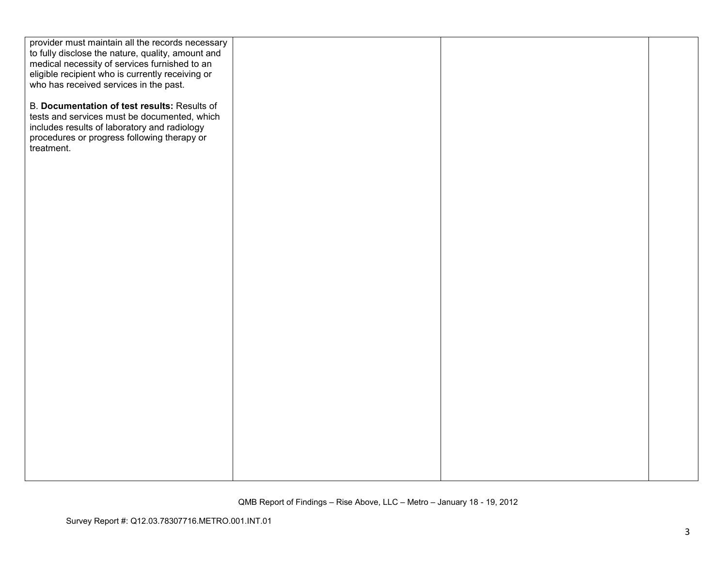| | | | |
|---|---|---|---|
| provider must maintain all the records necessary to fully disclose the nature, quality, amount and medical necessity of services furnished to an eligible recipient who is currently receiving or who has received services in the past.<br><br>B. **Documentation of test results:** Results of tests and services must be documented, which includes results of laboratory and radiology procedures or progress following therapy or treatment. | | | |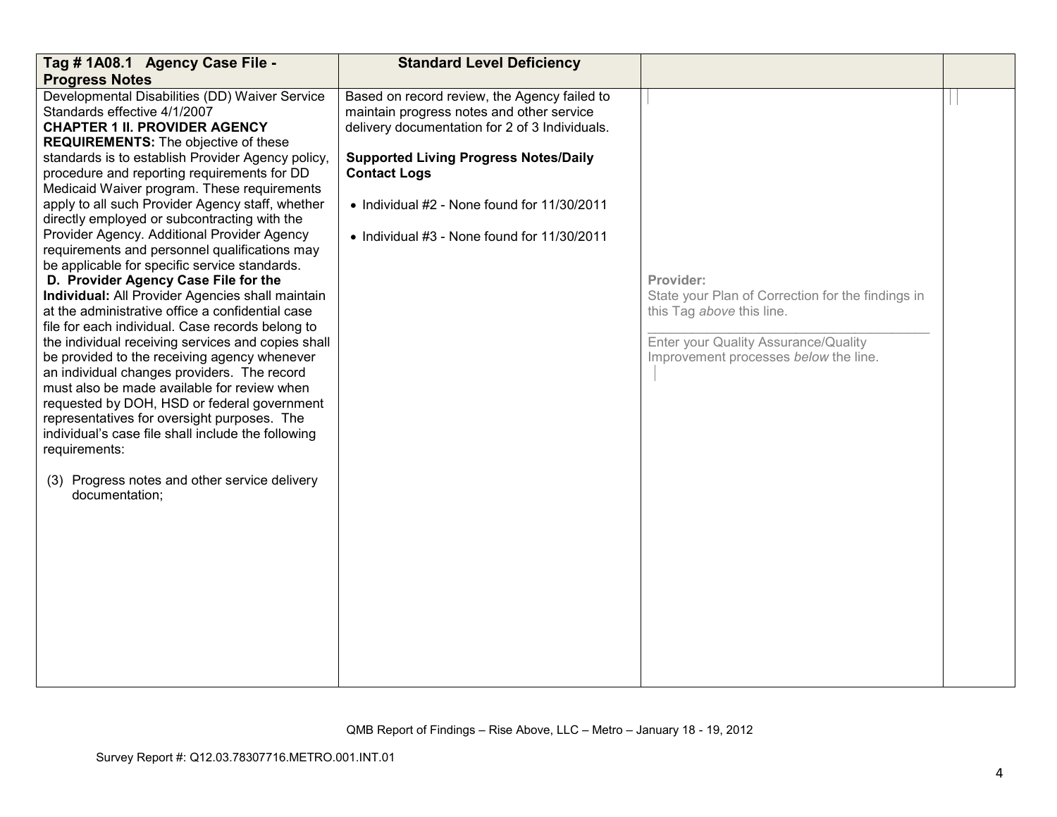| Tag # 1A08.1 Agency Case File - Progress Notes | Standard Level Deficiency | | |
|---|---|---|---|
| Developmental Disabilities (DD) Waiver Service Standards effective 4/1/2007<br>**CHAPTER 1 II. PROVIDER AGENCY REQUIREMENTS:** The objective of these standards is to establish Provider Agency policy, procedure and reporting requirements for DD Medicaid Waiver program. These requirements apply to all such Provider Agency staff, whether directly employed or subcontracting with the Provider Agency. Additional Provider Agency requirements and personnel qualifications may be applicable for specific service standards.<br>**D. Provider Agency Case File for the Individual:** All Provider Agencies shall maintain at the administrative office a confidential case file for each individual. Case records belong to the individual receiving services and copies shall be provided to the receiving agency whenever an individual changes providers. The record must also be made available for review when requested by DOH, HSD or federal government representatives for oversight purposes. The individual's case file shall include the following requirements:<br><br>(3) Progress notes and other service delivery documentation; | Based on record review, the Agency failed to maintain progress notes and other service delivery documentation for 2 of 3 Individuals.<br><br>**Supported Living Progress Notes/Daily Contact Logs**<br><br>• Individual #2 - None found for 11/30/2011<br><br>• Individual #3 - None found for 11/30/2011 | Provider:<br>State your Plan of Correction for the findings in this Tag *above* this line.<br>\_\_\_\_\_\_\_\_\_\_\_\_\_\_\_\_\_\_\_\_\_\_\_\_\_\_\_\_\_\_\_\_\_\_\_\_\_\_\_\_<br>Enter your Quality Assurance/Quality Improvement processes *below* the line. | |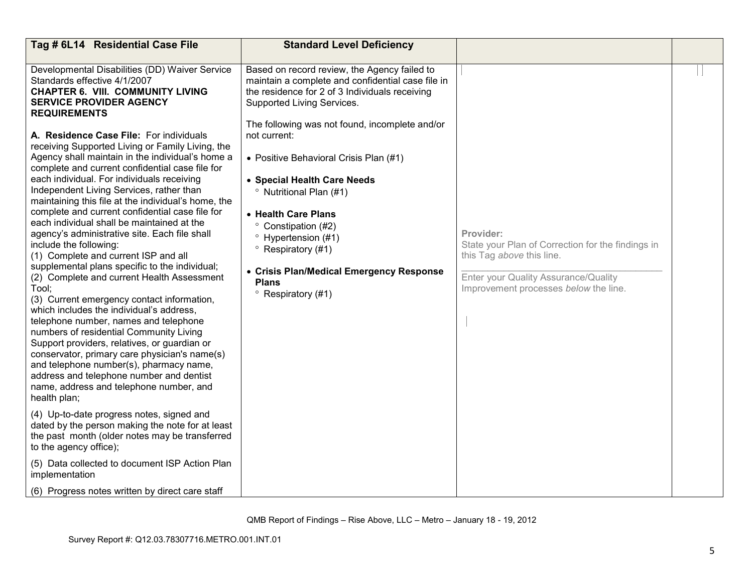| Tag # 6L14 Residential Case File | Standard Level Deficiency | | |
|---|---|---|---|
| Developmental Disabilities (DD) Waiver Service Standards effective 4/1/2007<br>**CHAPTER 6. VIII. COMMUNITY LIVING SERVICE PROVIDER AGENCY REQUIREMENTS**<br><br>**A. Residence Case File:** For individuals receiving Supported Living or Family Living, the Agency shall maintain in the individual's home a complete and current confidential case file for each individual. For individuals receiving Independent Living Services, rather than maintaining this file at the individual's home, the complete and current confidential case file for each individual shall be maintained at the agency's administrative site. Each file shall include the following:<br>(1) Complete and current ISP and all supplemental plans specific to the individual;<br>(2) Complete and current Health Assessment Tool;<br>(3) Current emergency contact information, which includes the individual's address, telephone number, names and telephone numbers of residential Community Living Support providers, relatives, or guardian or conservator, primary care physician's name(s) and telephone number(s), pharmacy name, address and telephone number and dentist name, address and telephone number, and health plan;<br><br>(4) Up-to-date progress notes, signed and dated by the person making the note for at least the past month (older notes may be transferred to the agency office);<br><br>(5) Data collected to document ISP Action Plan implementation<br><br>(6) Progress notes written by direct care staff | Based on record review, the Agency failed to maintain a complete and confidential case file in the residence for 2 of 3 Individuals receiving Supported Living Services.<br><br>The following was not found, incomplete and/or not current:<br><br>• Positive Behavioral Crisis Plan (#1)<br><br>• **Special Health Care Needs**<br>° Nutritional Plan (#1)<br><br>• **Health Care Plans**<br>° Constipation (#2)<br>° Hypertension (#1)<br>° Respiratory (#1)<br><br>• **Crisis Plan/Medical Emergency Response Plans**<br>° Respiratory (#1) | **Provider:**<br>State your Plan of Correction for the findings in this Tag *above* this line.<br>\_\_\_\_\_\_\_\_\_\_\_\_\_\_\_\_\_\_\_\_\_\_\_\_\_\_\_\_\_\_\_\_\_\_\_<br>Enter your Quality Assurance/Quality Improvement processes *below* the line. | |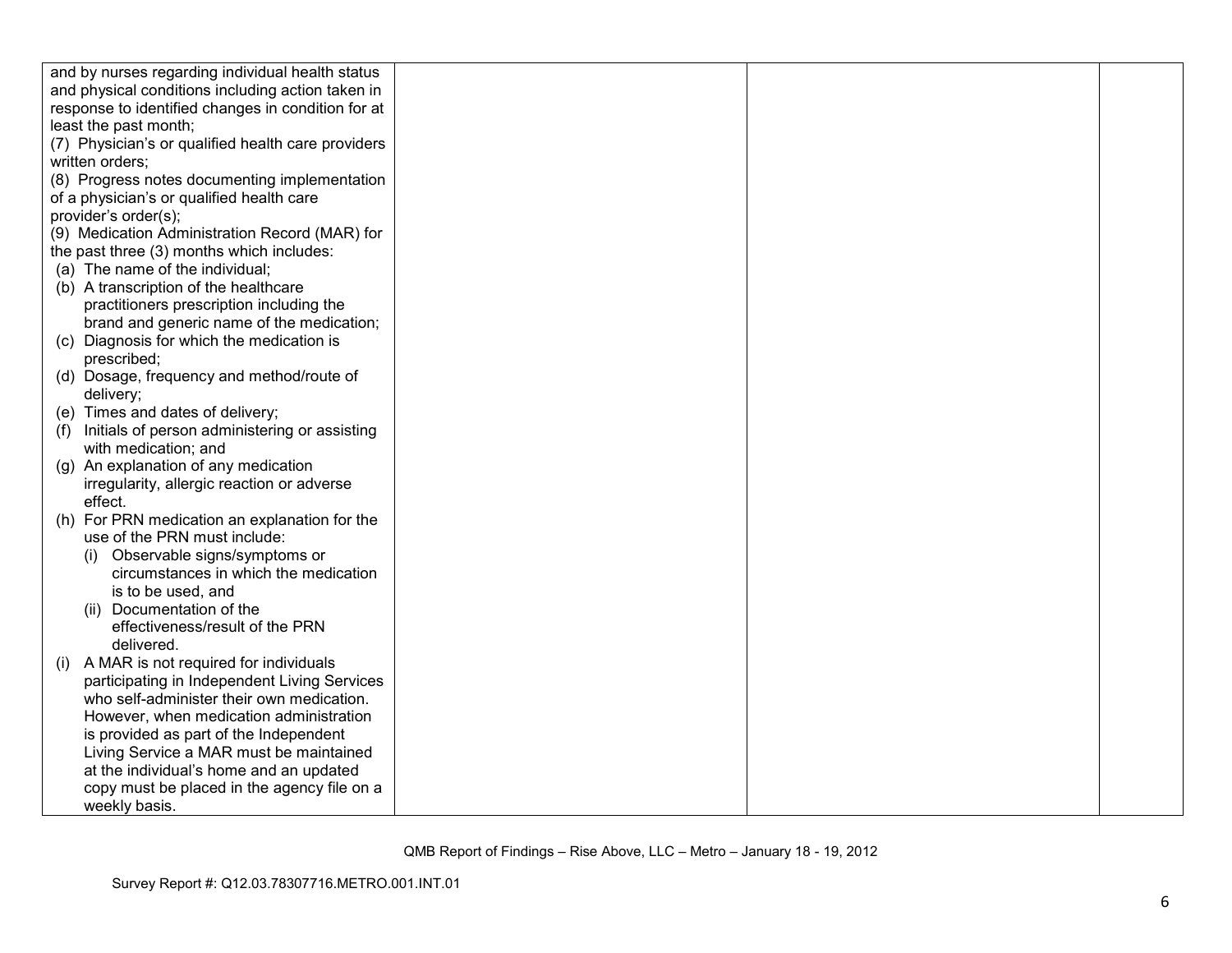| | | | |
|---|---|---|---|
| and by nurses regarding individual health status and physical conditions including action taken in response to identified changes in condition for at least the past month;<br>(7) Physician's or qualified health care providers written orders;<br>(8) Progress notes documenting implementation of a physician's or qualified health care provider's order(s);<br>(9) Medication Administration Record (MAR) for the past three (3) months which includes:<br>(a) The name of the individual;<br>(b) A transcription of the healthcare practitioners prescription including the brand and generic name of the medication;<br>(c) Diagnosis for which the medication is prescribed;<br>(d) Dosage, frequency and method/route of delivery;<br>(e) Times and dates of delivery;<br>(f) Initials of person administering or assisting with medication; and<br>(g) An explanation of any medication irregularity, allergic reaction or adverse effect.<br>(h) For PRN medication an explanation for the use of the PRN must include:<br>(i) Observable signs/symptoms or circumstances in which the medication is to be used, and<br>(ii) Documentation of the effectiveness/result of the PRN delivered.<br>(i) A MAR is not required for individuals participating in Independent Living Services who self-administer their own medication. However, when medication administration is provided as part of the Independent Living Service a MAR must be maintained at the individual's home and an updated copy must be placed in the agency file on a weekly basis. | | | |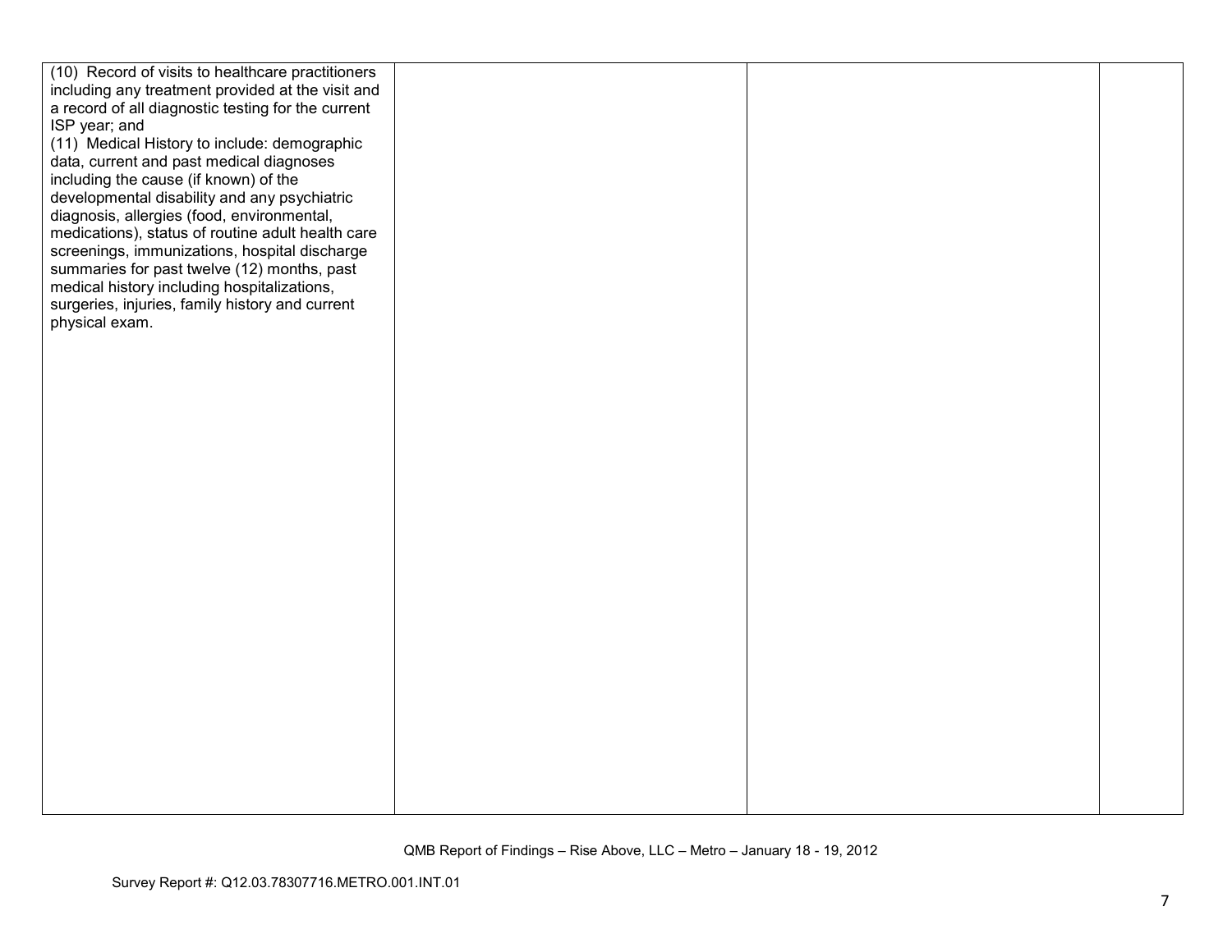| | | | |
|---|---|---|---|
| (10) Record of visits to healthcare practitioners including any treatment provided at the visit and a record of all diagnostic testing for the current ISP year; and<br>(11) Medical History to include: demographic data, current and past medical diagnoses including the cause (if known) of the developmental disability and any psychiatric diagnosis, allergies (food, environmental, medications), status of routine adult health care screenings, immunizations, hospital discharge summaries for past twelve (12) months, past medical history including hospitalizations, surgeries, injuries, family history and current physical exam. | | | |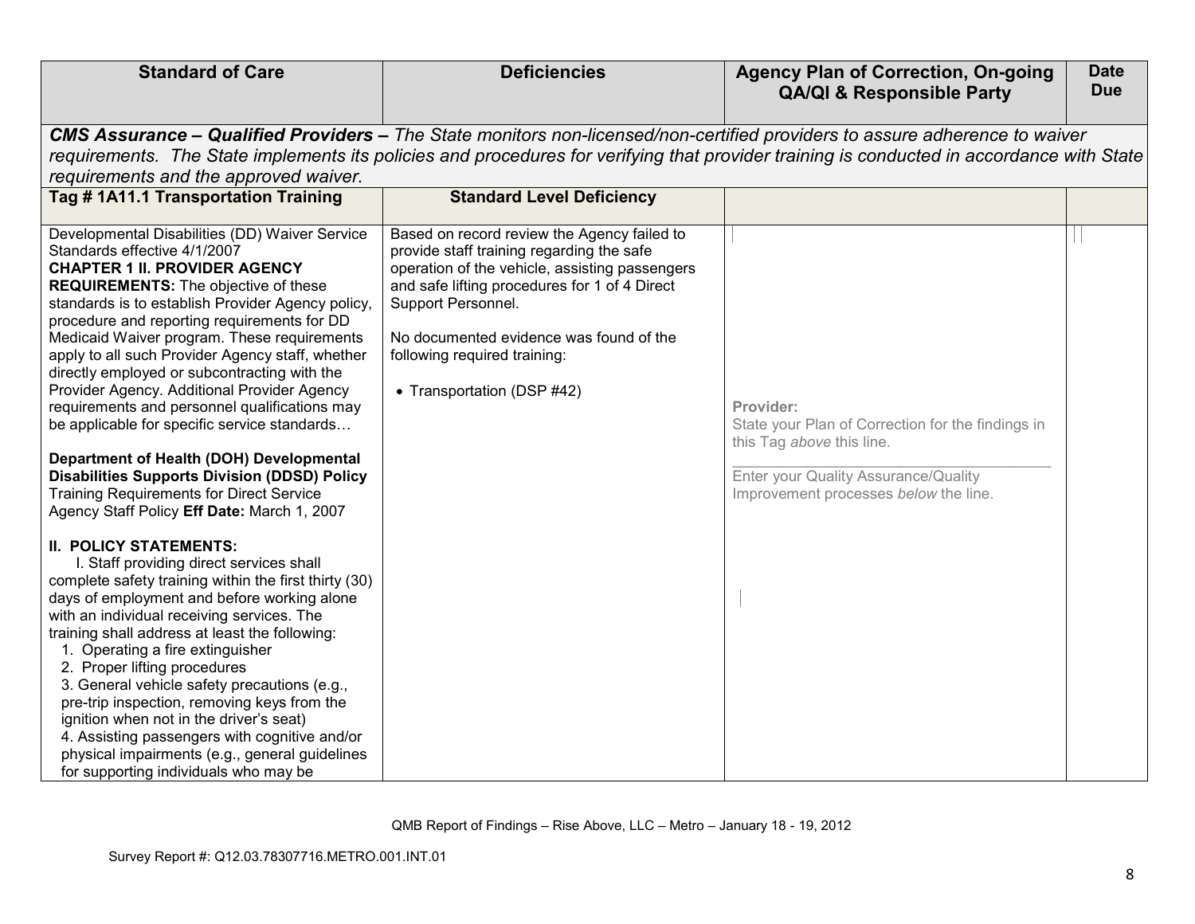| Standard of Care | Deficiencies | Agency Plan of Correction, On-going QA/QI & Responsible Party | Date Due |
|---|---|---|---|
| ***CMS Assurance – Qualified Providers –*** *The State monitors non-licensed/non-certified providers to assure adherence to waiver requirements. The State implements its policies and procedures for verifying that provider training is conducted in accordance with State requirements and the approved waiver.* | | | |
| **Tag # 1A11.1 Transportation Training** | **Standard Level Deficiency** | | |
| Developmental Disabilities (DD) Waiver Service Standards effective 4/1/2007<br>**CHAPTER 1 II. PROVIDER AGENCY REQUIREMENTS:** The objective of these standards is to establish Provider Agency policy, procedure and reporting requirements for DD Medicaid Waiver program. These requirements apply to all such Provider Agency staff, whether directly employed or subcontracting with the Provider Agency. Additional Provider Agency requirements and personnel qualifications may be applicable for specific service standards…<br><br>**Department of Health (DOH) Developmental Disabilities Supports Division (DDSD) Policy** Training Requirements for Direct Service Agency Staff Policy **Eff Date:** March 1, 2007<br><br>**II. POLICY STATEMENTS:**<br>I. Staff providing direct services shall complete safety training within the first thirty (30) days of employment and before working alone with an individual receiving services. The training shall address at least the following:<br>1. Operating a fire extinguisher<br>2. Proper lifting procedures<br>3. General vehicle safety precautions (e.g., pre-trip inspection, removing keys from the ignition when not in the driver's seat)<br>4. Assisting passengers with cognitive and/or physical impairments (e.g., general guidelines for supporting individuals who may be | Based on record review the Agency failed to provide staff training regarding the safe operation of the vehicle, assisting passengers and safe lifting procedures for 1 of 4 Direct Support Personnel.<br><br>No documented evidence was found of the following required training:<br><br>• Transportation (DSP #42) | **Provider:**<br>State your Plan of Correction for the findings in this Tag *above* this line.<br><br>Enter your Quality Assurance/Quality Improvement processes *below* the line. | |

QMB Report of Findings – Rise Above, LLC – Metro – January 18 - 19, 2012

Survey Report #: Q12.03.78307716.METRO.001.INT.01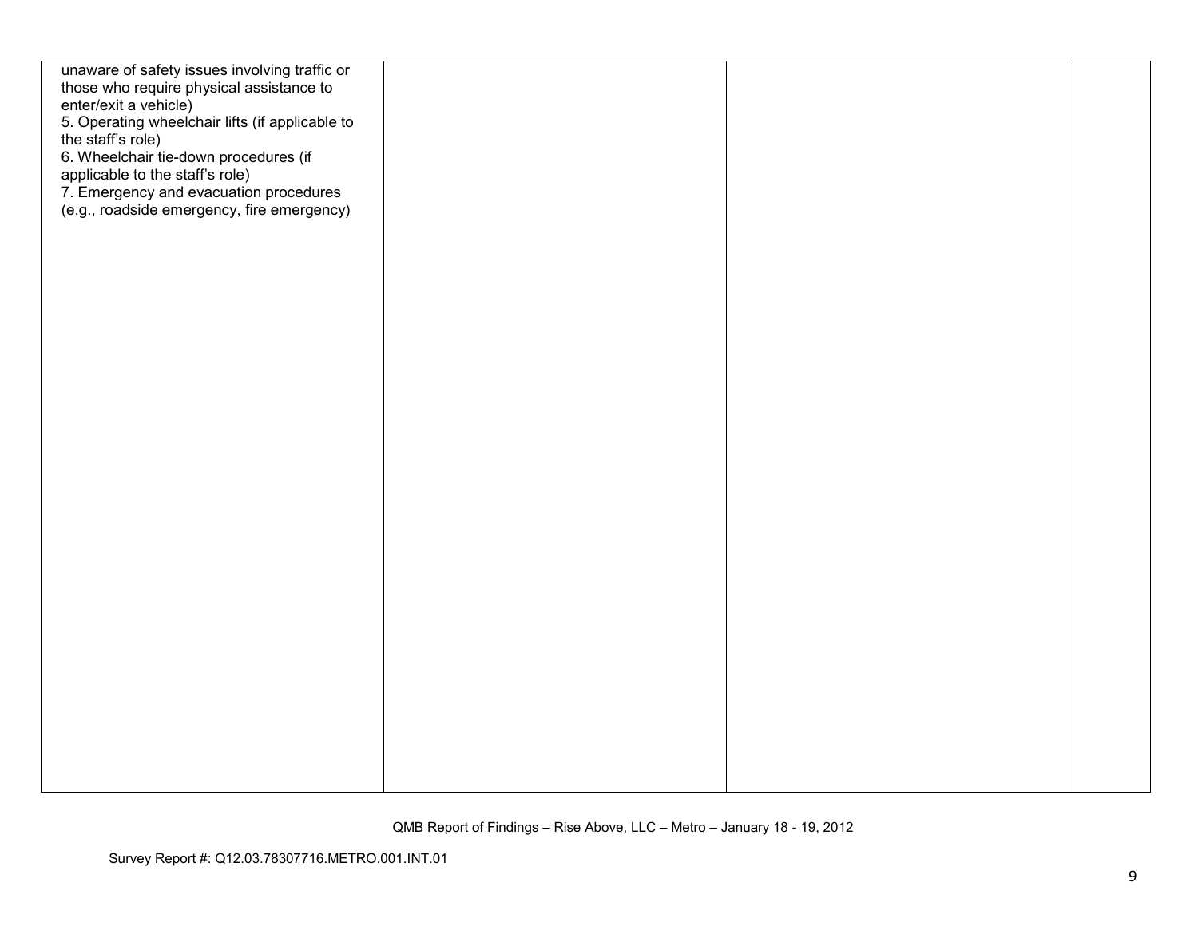| | | | |
|---|---|---|---|
| unaware of safety issues involving traffic or those who require physical assistance to enter/exit a vehicle)<br>5. Operating wheelchair lifts (if applicable to the staff's role)<br>6. Wheelchair tie-down procedures (if applicable to the staff's role)<br>7. Emergency and evacuation procedures (e.g., roadside emergency, fire emergency) | | | |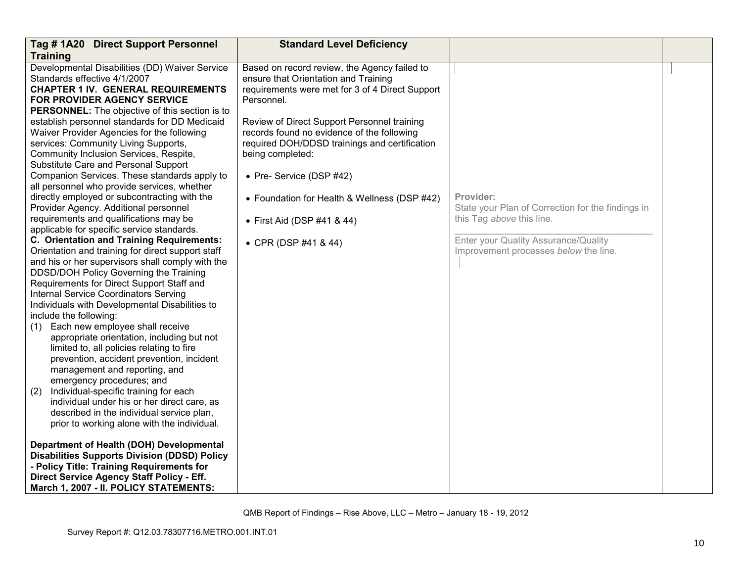| Tag # 1A20 Direct Support Personnel Training | Standard Level Deficiency | | |
|---|---|---|---|
| Developmental Disabilities (DD) Waiver Service Standards effective 4/1/2007<br>**CHAPTER 1 IV. GENERAL REQUIREMENTS FOR PROVIDER AGENCY SERVICE PERSONNEL:** The objective of this section is to establish personnel standards for DD Medicaid Waiver Provider Agencies for the following services: Community Living Supports, Community Inclusion Services, Respite, Substitute Care and Personal Support Companion Services. These standards apply to all personnel who provide services, whether directly employed or subcontracting with the Provider Agency. Additional personnel requirements and qualifications may be applicable for specific service standards.<br>**C. Orientation and Training Requirements:** Orientation and training for direct support staff and his or her supervisors shall comply with the DDSD/DOH Policy Governing the Training Requirements for Direct Support Staff and Internal Service Coordinators Serving Individuals with Developmental Disabilities to include the following:<br>(1) Each new employee shall receive appropriate orientation, including but not limited to, all policies relating to fire prevention, accident prevention, incident management and reporting, and emergency procedures; and<br>(2) Individual-specific training for each individual under his or her direct care, as described in the individual service plan, prior to working alone with the individual.<br><br>**Department of Health (DOH) Developmental Disabilities Supports Division (DDSD) Policy - Policy Title: Training Requirements for Direct Service Agency Staff Policy - Eff. March 1, 2007 - II. POLICY STATEMENTS:** | Based on record review, the Agency failed to ensure that Orientation and Training requirements were met for 3 of 4 Direct Support Personnel.<br><br>Review of Direct Support Personnel training records found no evidence of the following required DOH/DDSD trainings and certification being completed:<br><br>• Pre- Service (DSP #42)<br><br>• Foundation for Health & Wellness (DSP #42)<br><br>• First Aid (DSP #41 & 44)<br><br>• CPR (DSP #41 & 44) | **Provider:**<br>State your Plan of Correction for the findings in this Tag *above* this line.<br>\_\_\_\_\_\_\_\_\_\_\_\_\_\_\_\_\_\_\_\_\_\_\_\_\_\_\_\_\_\_\_\_\_\_\_<br>Enter your Quality Assurance/Quality Improvement processes *below* the line. | |

QMB Report of Findings – Rise Above, LLC – Metro – January 18 - 19, 2012

Survey Report #: Q12.03.78307716.METRO.001.INT.01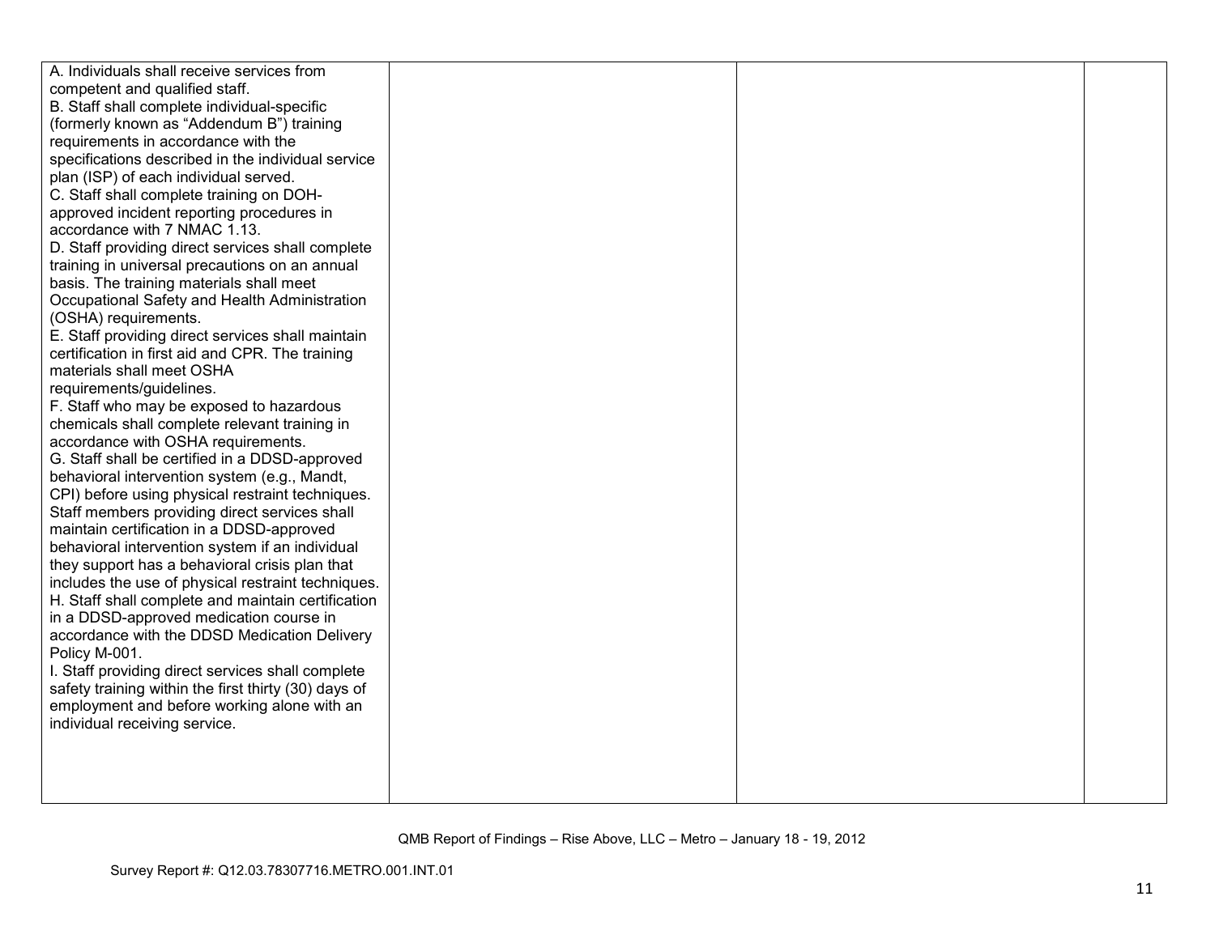| | | | |
|---|---|---|---|
| A. Individuals shall receive services from competent and qualified staff.<br>B. Staff shall complete individual-specific (formerly known as "Addendum B") training requirements in accordance with the specifications described in the individual service plan (ISP) of each individual served.<br>C. Staff shall complete training on DOH-approved incident reporting procedures in accordance with 7 NMAC 1.13.<br>D. Staff providing direct services shall complete training in universal precautions on an annual basis. The training materials shall meet Occupational Safety and Health Administration (OSHA) requirements.<br>E. Staff providing direct services shall maintain certification in first aid and CPR. The training materials shall meet OSHA requirements/guidelines.<br>F. Staff who may be exposed to hazardous chemicals shall complete relevant training in accordance with OSHA requirements.<br>G. Staff shall be certified in a DDSD-approved behavioral intervention system (e.g., Mandt, CPI) before using physical restraint techniques. Staff members providing direct services shall maintain certification in a DDSD-approved behavioral intervention system if an individual they support has a behavioral crisis plan that includes the use of physical restraint techniques.<br>H. Staff shall complete and maintain certification in a DDSD-approved medication course in accordance with the DDSD Medication Delivery Policy M-001.<br>I. Staff providing direct services shall complete safety training within the first thirty (30) days of employment and before working alone with an individual receiving service. | | | |

QMB Report of Findings – Rise Above, LLC – Metro – January 18 - 19, 2012

Survey Report #: Q12.03.78307716.METRO.001.INT.01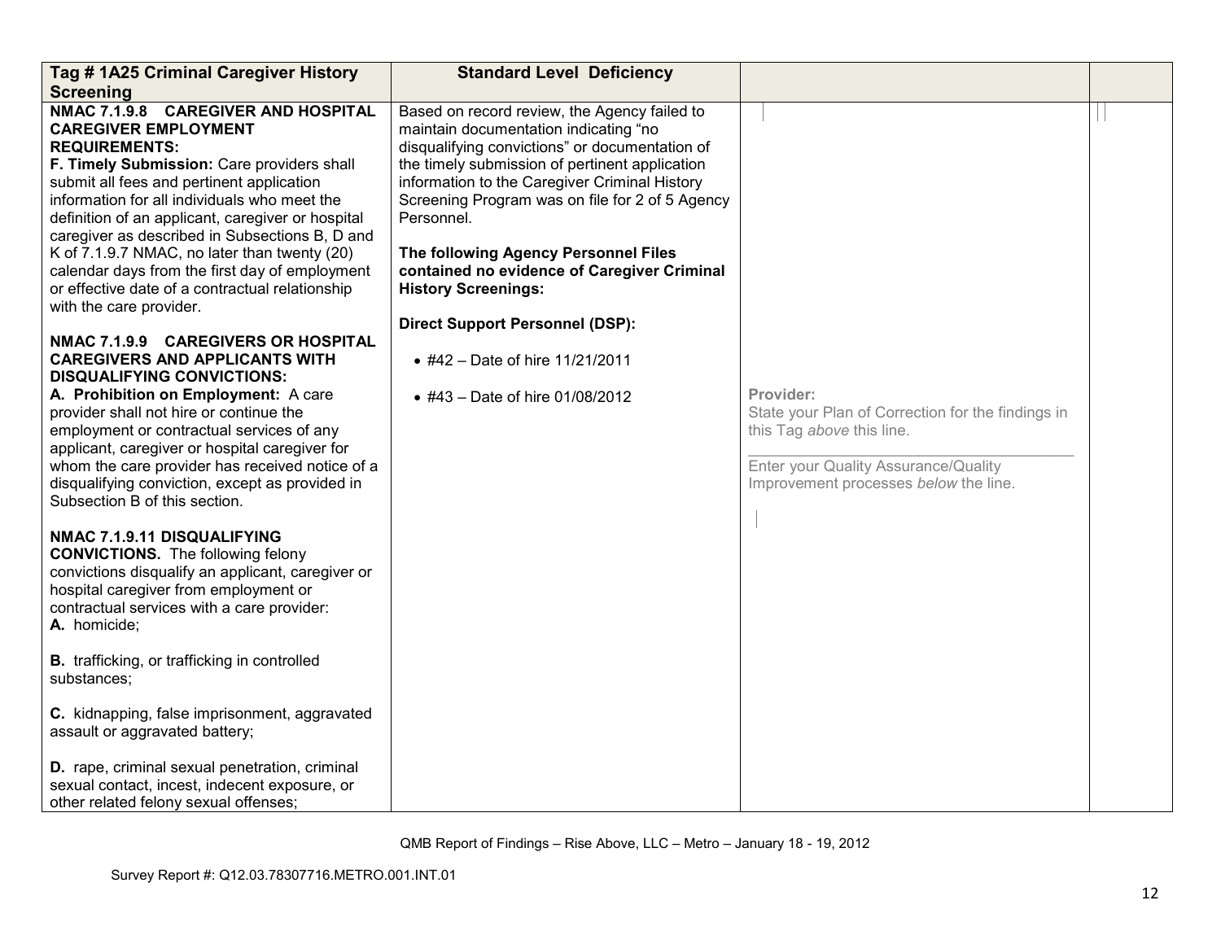| Tag # 1A25 Criminal Caregiver History Screening | Standard Level Deficiency | | |
|---|---|---|---|
| **NMAC 7.1.9.8 CAREGIVER AND HOSPITAL CAREGIVER EMPLOYMENT REQUIREMENTS:**<br>**F. Timely Submission:** Care providers shall submit all fees and pertinent application information for all individuals who meet the definition of an applicant, caregiver or hospital caregiver as described in Subsections B, D and K of 7.1.9.7 NMAC, no later than twenty (20) calendar days from the first day of employment or effective date of a contractual relationship with the care provider.<br><br>**NMAC 7.1.9.9 CAREGIVERS OR HOSPITAL CAREGIVERS AND APPLICANTS WITH DISQUALIFYING CONVICTIONS:**<br>**A. Prohibition on Employment:** A care provider shall not hire or continue the employment or contractual services of any applicant, caregiver or hospital caregiver for whom the care provider has received notice of a disqualifying conviction, except as provided in Subsection B of this section.<br><br>**NMAC 7.1.9.11 DISQUALIFYING CONVICTIONS.** The following felony convictions disqualify an applicant, caregiver or hospital caregiver from employment or contractual services with a care provider:<br>**A.** homicide;<br><br>**B.** trafficking, or trafficking in controlled substances;<br><br>**C.** kidnapping, false imprisonment, aggravated assault or aggravated battery;<br><br>**D.** rape, criminal sexual penetration, criminal sexual contact, incest, indecent exposure, or other related felony sexual offenses; | Based on record review, the Agency failed to maintain documentation indicating "no disqualifying convictions" or documentation of the timely submission of pertinent application information to the Caregiver Criminal History Screening Program was on file for 2 of 5 Agency Personnel.<br><br>**The following Agency Personnel Files contained no evidence of Caregiver Criminal History Screenings:**<br><br>**Direct Support Personnel (DSP):**<br><br>• #42 – Date of hire 11/21/2011<br><br>• #43 – Date of hire 01/08/2012 | Provider:<br>State your Plan of Correction for the findings in this Tag *above* this line.<br>\_\_\_\_\_\_\_\_\_\_\_\_\_\_\_\_\_\_\_\_\_\_\_\_\_\_\_\_\_\_\_\_\_\_\_\_\_\_<br>Enter your Quality Assurance/Quality Improvement processes *below* the line. | |

QMB Report of Findings – Rise Above, LLC – Metro – January 18 - 19, 2012

Survey Report #: Q12.03.78307716.METRO.001.INT.01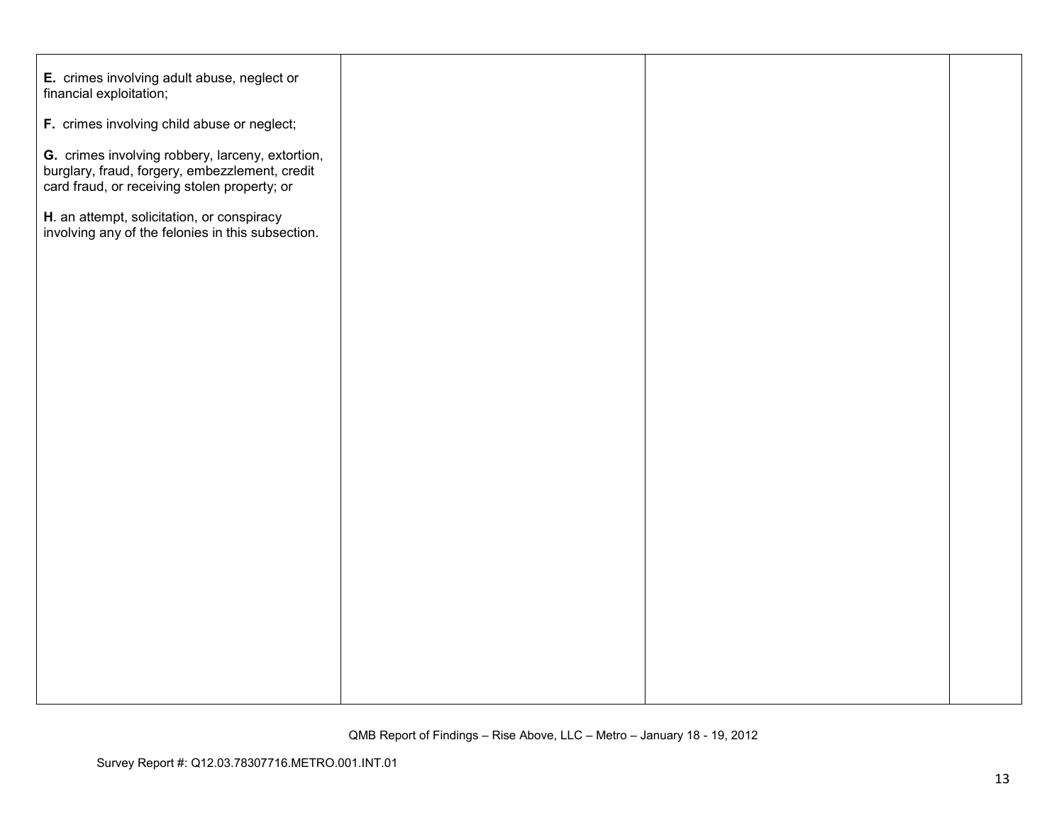| | | | |
|---|---|---|---|
| **E.** crimes involving adult abuse, neglect or financial exploitation;<br><br>**F.** crimes involving child abuse or neglect;<br><br>**G.** crimes involving robbery, larceny, extortion, burglary, fraud, forgery, embezzlement, credit card fraud, or receiving stolen property; or<br><br>**H**. an attempt, solicitation, or conspiracy involving any of the felonies in this subsection. | | | |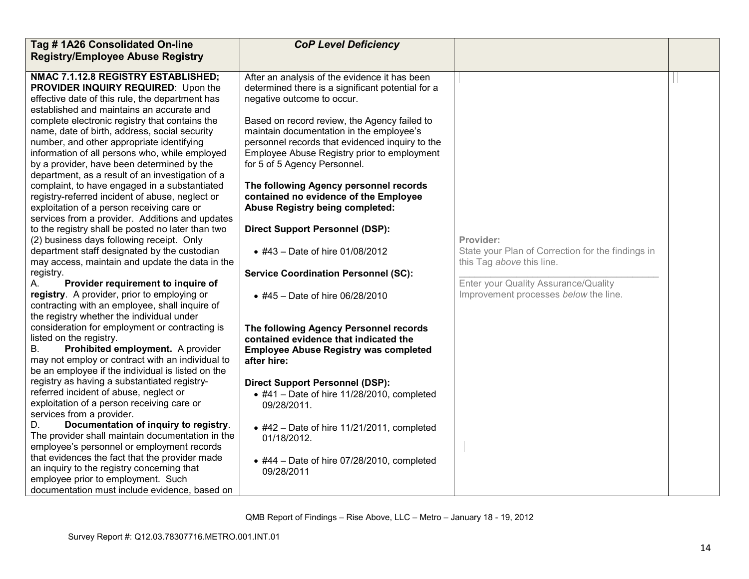| Tag # 1A26 Consolidated On-line Registry/Employee Abuse Registry | *CoP Level Deficiency* | | |
|---|---|---|---|
| **NMAC 7.1.12.8 REGISTRY ESTABLISHED; PROVIDER INQUIRY REQUIRED**: Upon the effective date of this rule, the department has established and maintains an accurate and complete electronic registry that contains the name, date of birth, address, social security number, and other appropriate identifying information of all persons who, while employed by a provider, have been determined by the department, as a result of an investigation of a complaint, to have engaged in a substantiated registry-referred incident of abuse, neglect or exploitation of a person receiving care or services from a provider. Additions and updates to the registry shall be posted no later than two (2) business days following receipt. Only department staff designated by the custodian may access, maintain and update the data in the registry.<br>A. **Provider requirement to inquire of registry**. A provider, prior to employing or contracting with an employee, shall inquire of the registry whether the individual under consideration for employment or contracting is listed on the registry.<br>B. **Prohibited employment.** A provider may not employ or contract with an individual to be an employee if the individual is listed on the registry as having a substantiated registry-referred incident of abuse, neglect or exploitation of a person receiving care or services from a provider.<br>D. **Documentation of inquiry to registry**. The provider shall maintain documentation in the employee's personnel or employment records that evidences the fact that the provider made an inquiry to the registry concerning that employee prior to employment. Such documentation must include evidence, based on | After an analysis of the evidence it has been determined there is a significant potential for a negative outcome to occur.<br><br>Based on record review, the Agency failed to maintain documentation in the employee's personnel records that evidenced inquiry to the Employee Abuse Registry prior to employment for 5 of 5 Agency Personnel.<br><br>**The following Agency personnel records contained no evidence of the Employee Abuse Registry being completed:**<br><br>**Direct Support Personnel (DSP):**<br><br>• #43 – Date of hire 01/08/2012<br><br>**Service Coordination Personnel (SC):**<br><br>• #45 – Date of hire 06/28/2010<br><br>**The following Agency Personnel records contained evidence that indicated the Employee Abuse Registry was completed after hire:**<br><br>**Direct Support Personnel (DSP):**<br>• #41 – Date of hire 11/28/2010, completed 09/28/2011.<br><br>• #42 – Date of hire 11/21/2011, completed 01/18/2012.<br><br>• #44 – Date of hire 07/28/2010, completed 09/28/2011 | Provider:<br>State your Plan of Correction for the findings in this Tag *above* this line.<br>\_\_\_\_\_\_\_\_\_\_\_\_\_\_\_\_\_\_\_\_\_\_\_\_\_\_\_\_\_\_\_\_\_\_\_\_\_\_<br>Enter your Quality Assurance/Quality Improvement processes *below* the line. | |

QMB Report of Findings – Rise Above, LLC – Metro – January 18 - 19, 2012

Survey Report #: Q12.03.78307716.METRO.001.INT.01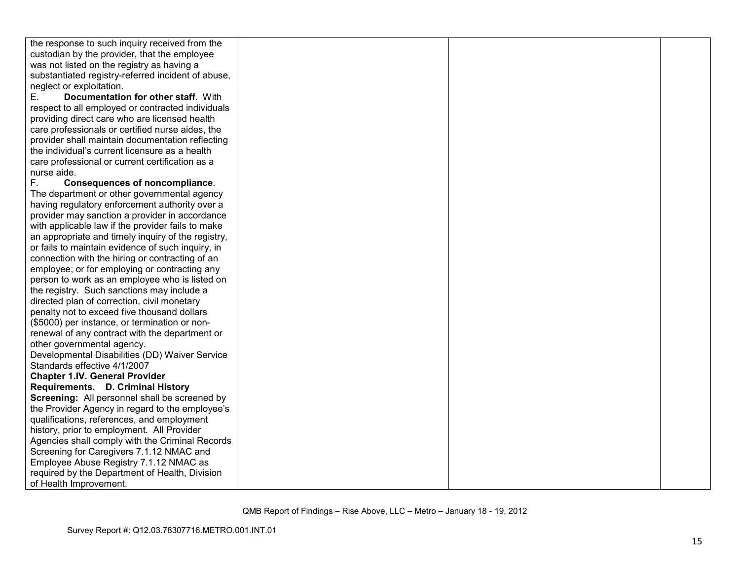| | | | |
|---|---|---|---|
| the response to such inquiry received from the custodian by the provider, that the employee was not listed on the registry as having a substantiated registry-referred incident of abuse, neglect or exploitation.<br>E. **Documentation for other staff**. With respect to all employed or contracted individuals providing direct care who are licensed health care professionals or certified nurse aides, the provider shall maintain documentation reflecting the individual's current licensure as a health care professional or current certification as a nurse aide.<br>F. **Consequences of noncompliance**. The department or other governmental agency having regulatory enforcement authority over a provider may sanction a provider in accordance with applicable law if the provider fails to make an appropriate and timely inquiry of the registry, or fails to maintain evidence of such inquiry, in connection with the hiring or contracting of an employee; or for employing or contracting any person to work as an employee who is listed on the registry. Such sanctions may include a directed plan of correction, civil monetary penalty not to exceed five thousand dollars ($5000) per instance, or termination or non-renewal of any contract with the department or other governmental agency.<br>Developmental Disabilities (DD) Waiver Service Standards effective 4/1/2007<br>**Chapter 1.IV. General Provider Requirements. D. Criminal History Screening:** All personnel shall be screened by the Provider Agency in regard to the employee's qualifications, references, and employment history, prior to employment. All Provider Agencies shall comply with the Criminal Records Screening for Caregivers 7.1.12 NMAC and Employee Abuse Registry 7.1.12 NMAC as required by the Department of Health, Division of Health Improvement. | | | |

QMB Report of Findings – Rise Above, LLC – Metro – January 18 - 19, 2012

Survey Report #: Q12.03.78307716.METRO.001.INT.01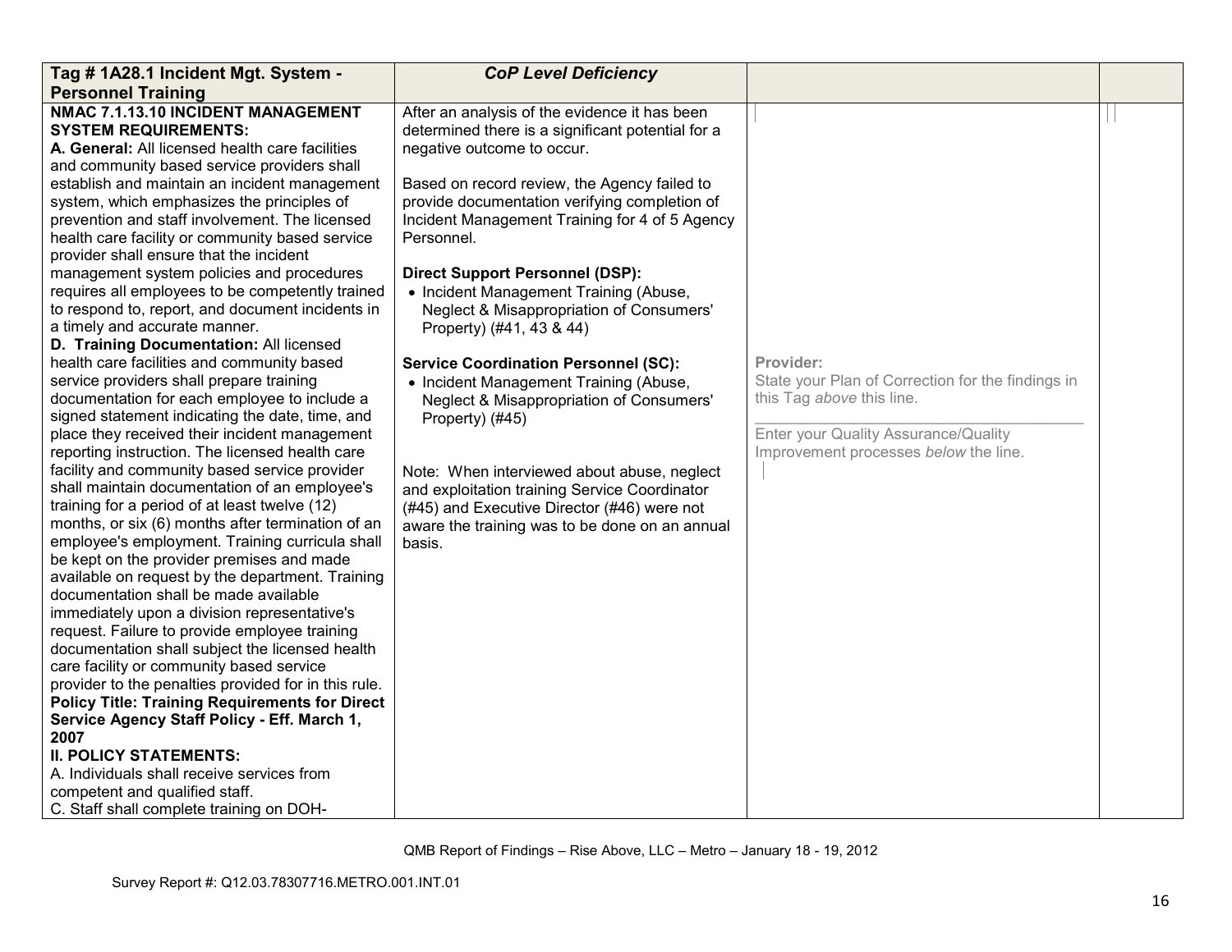| Tag # 1A28.1 Incident Mgt. System - Personnel Training | *CoP Level Deficiency* | | |
|---|---|---|---|
| **NMAC 7.1.13.10 INCIDENT MANAGEMENT SYSTEM REQUIREMENTS:**<br>**A. General:** All licensed health care facilities and community based service providers shall establish and maintain an incident management system, which emphasizes the principles of prevention and staff involvement. The licensed health care facility or community based service provider shall ensure that the incident management system policies and procedures requires all employees to be competently trained to respond to, report, and document incidents in a timely and accurate manner.<br>**D. Training Documentation:** All licensed health care facilities and community based service providers shall prepare training documentation for each employee to include a signed statement indicating the date, time, and place they received their incident management reporting instruction. The licensed health care facility and community based service provider shall maintain documentation of an employee's training for a period of at least twelve (12) months, or six (6) months after termination of an employee's employment. Training curricula shall be kept on the provider premises and made available on request by the department. Training documentation shall be made available immediately upon a division representative's request. Failure to provide employee training documentation shall subject the licensed health care facility or community based service provider to the penalties provided for in this rule.<br>**Policy Title: Training Requirements for Direct Service Agency Staff Policy - Eff. March 1, 2007**<br>**II. POLICY STATEMENTS:**<br>A. Individuals shall receive services from competent and qualified staff.<br>C. Staff shall complete training on DOH- | After an analysis of the evidence it has been determined there is a significant potential for a negative outcome to occur.<br><br>Based on record review, the Agency failed to provide documentation verifying completion of Incident Management Training for 4 of 5 Agency Personnel.<br><br>**Direct Support Personnel (DSP):**<br>• Incident Management Training (Abuse, Neglect & Misappropriation of Consumers' Property) (#41, 43 & 44)<br><br>**Service Coordination Personnel (SC):**<br>• Incident Management Training (Abuse, Neglect & Misappropriation of Consumers' Property) (#45)<br><br>Note: When interviewed about abuse, neglect and exploitation training Service Coordinator (#45) and Executive Director (#46) were not aware the training was to be done on an annual basis. | Provider:<br>State your Plan of Correction for the findings in this Tag *above* this line.<br>\_\_\_\_\_\_\_\_\_\_\_\_\_\_\_\_\_\_\_\_\_\_\_\_\_\_\_\_\_\_\_\_\_\_\_\_\_\_\_\_<br>Enter your Quality Assurance/Quality Improvement processes *below* the line. | |

QMB Report of Findings – Rise Above, LLC – Metro – January 18 - 19, 2012

Survey Report #: Q12.03.78307716.METRO.001.INT.01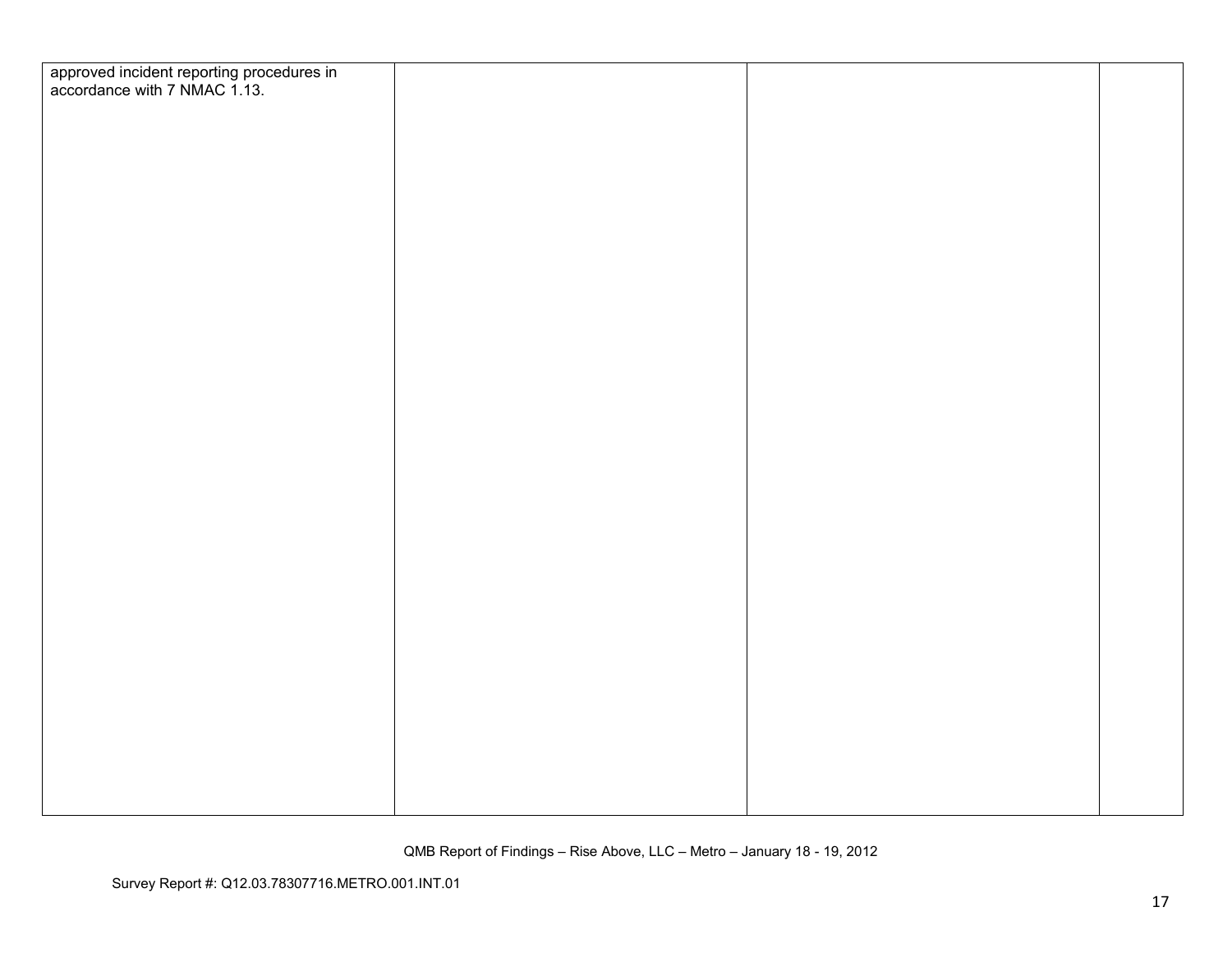| | | | |
|---|---|---|---|
| approved incident reporting procedures in accordance with 7 NMAC 1.13. | | | |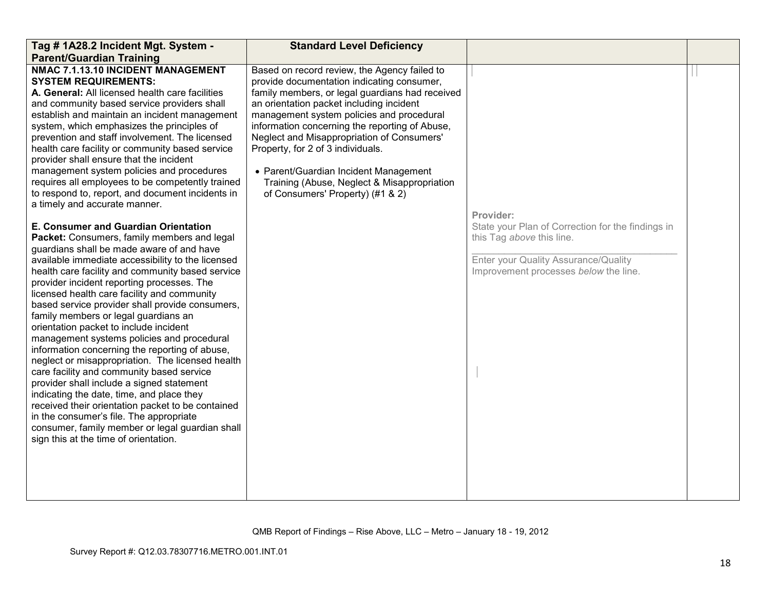| Tag # 1A28.2 Incident Mgt. System - Parent/Guardian Training | Standard Level Deficiency | | |
|---|---|---|---|
| **NMAC 7.1.13.10 INCIDENT MANAGEMENT SYSTEM REQUIREMENTS:**<br>**A. General:** All licensed health care facilities and community based service providers shall establish and maintain an incident management system, which emphasizes the principles of prevention and staff involvement. The licensed health care facility or community based service provider shall ensure that the incident management system policies and procedures requires all employees to be competently trained to respond to, report, and document incidents in a timely and accurate manner.<br><br>**E. Consumer and Guardian Orientation Packet:** Consumers, family members and legal guardians shall be made aware of and have available immediate accessibility to the licensed health care facility and community based service provider incident reporting processes. The licensed health care facility and community based service provider shall provide consumers, family members or legal guardians an orientation packet to include incident management systems policies and procedural information concerning the reporting of abuse, neglect or misappropriation. The licensed health care facility and community based service provider shall include a signed statement indicating the date, time, and place they received their orientation packet to be contained in the consumer's file. The appropriate consumer, family member or legal guardian shall sign this at the time of orientation. | Based on record review, the Agency failed to provide documentation indicating consumer, family members, or legal guardians had received an orientation packet including incident management system policies and procedural information concerning the reporting of Abuse, Neglect and Misappropriation of Consumers' Property, for 2 of 3 individuals.<br><br>• Parent/Guardian Incident Management Training (Abuse, Neglect & Misappropriation of Consumers' Property) (#1 & 2) | **Provider:**<br>State your Plan of Correction for the findings in this Tag *above* this line.<br>\_\_\_\_\_\_\_\_\_\_\_\_\_\_\_\_\_\_\_\_\_\_\_\_\_\_\_\_\_\_\_\_\_\_\_\_\_\_\_\_<br>Enter your Quality Assurance/Quality Improvement processes *below* the line. | |

QMB Report of Findings – Rise Above, LLC – Metro – January 18 - 19, 2012

Survey Report #: Q12.03.78307716.METRO.001.INT.01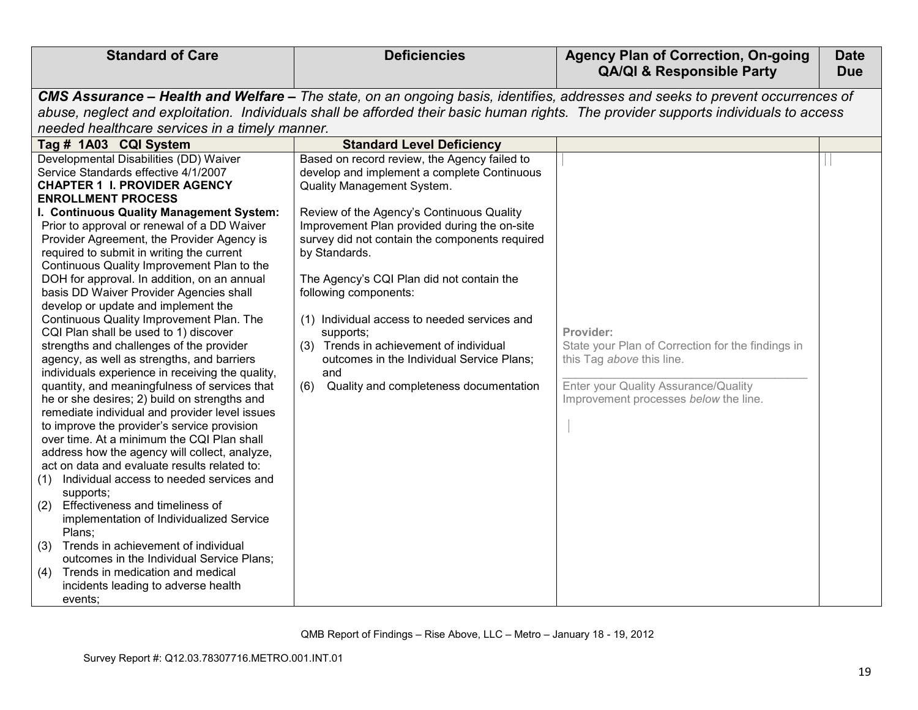| Standard of Care | Deficiencies | Agency Plan of Correction, On-going QA/QI & Responsible Party | Date Due |
|---|---|---|---|
| ***CMS Assurance – Health and Welfare –** The state, on an ongoing basis, identifies, addresses and seeks to prevent occurrences of abuse, neglect and exploitation. Individuals shall be afforded their basic human rights. The provider supports individuals to access needed healthcare services in a timely manner.* | | | |
| **Tag # 1A03 CQI System** | **Standard Level Deficiency** | | |
| Developmental Disabilities (DD) Waiver Service Standards effective 4/1/2007<br>**CHAPTER 1 I. PROVIDER AGENCY ENROLLMENT PROCESS**<br>**I. Continuous Quality Management System:** Prior to approval or renewal of a DD Waiver Provider Agreement, the Provider Agency is required to submit in writing the current Continuous Quality Improvement Plan to the DOH for approval. In addition, on an annual basis DD Waiver Provider Agencies shall develop or update and implement the Continuous Quality Improvement Plan. The CQI Plan shall be used to 1) discover strengths and challenges of the provider agency, as well as strengths, and barriers individuals experience in receiving the quality, quantity, and meaningfulness of services that he or she desires; 2) build on strengths and remediate individual and provider level issues to improve the provider's service provision over time. At a minimum the CQI Plan shall address how the agency will collect, analyze, act on data and evaluate results related to:<br>(1) Individual access to needed services and supports;<br>(2) Effectiveness and timeliness of implementation of Individualized Service Plans;<br>(3) Trends in achievement of individual outcomes in the Individual Service Plans;<br>(4) Trends in medication and medical incidents leading to adverse health events; | Based on record review, the Agency failed to develop and implement a complete Continuous Quality Management System.<br><br>Review of the Agency's Continuous Quality Improvement Plan provided during the on-site survey did not contain the components required by Standards.<br><br>The Agency's CQI Plan did not contain the following components:<br><br>(1) Individual access to needed services and supports;<br>(3) Trends in achievement of individual outcomes in the Individual Service Plans; and<br>(6) Quality and completeness documentation | **Provider:**<br>State your Plan of Correction for the findings in this Tag *above* this line.<br>\_\_\_\_\_\_\_\_\_\_\_\_\_\_\_\_\_\_\_\_\_\_\_\_\_\_\_\_\_\_\_\_<br>Enter your Quality Assurance/Quality Improvement processes *below* the line. | |

QMB Report of Findings – Rise Above, LLC – Metro – January 18 - 19, 2012

Survey Report #: Q12.03.78307716.METRO.001.INT.01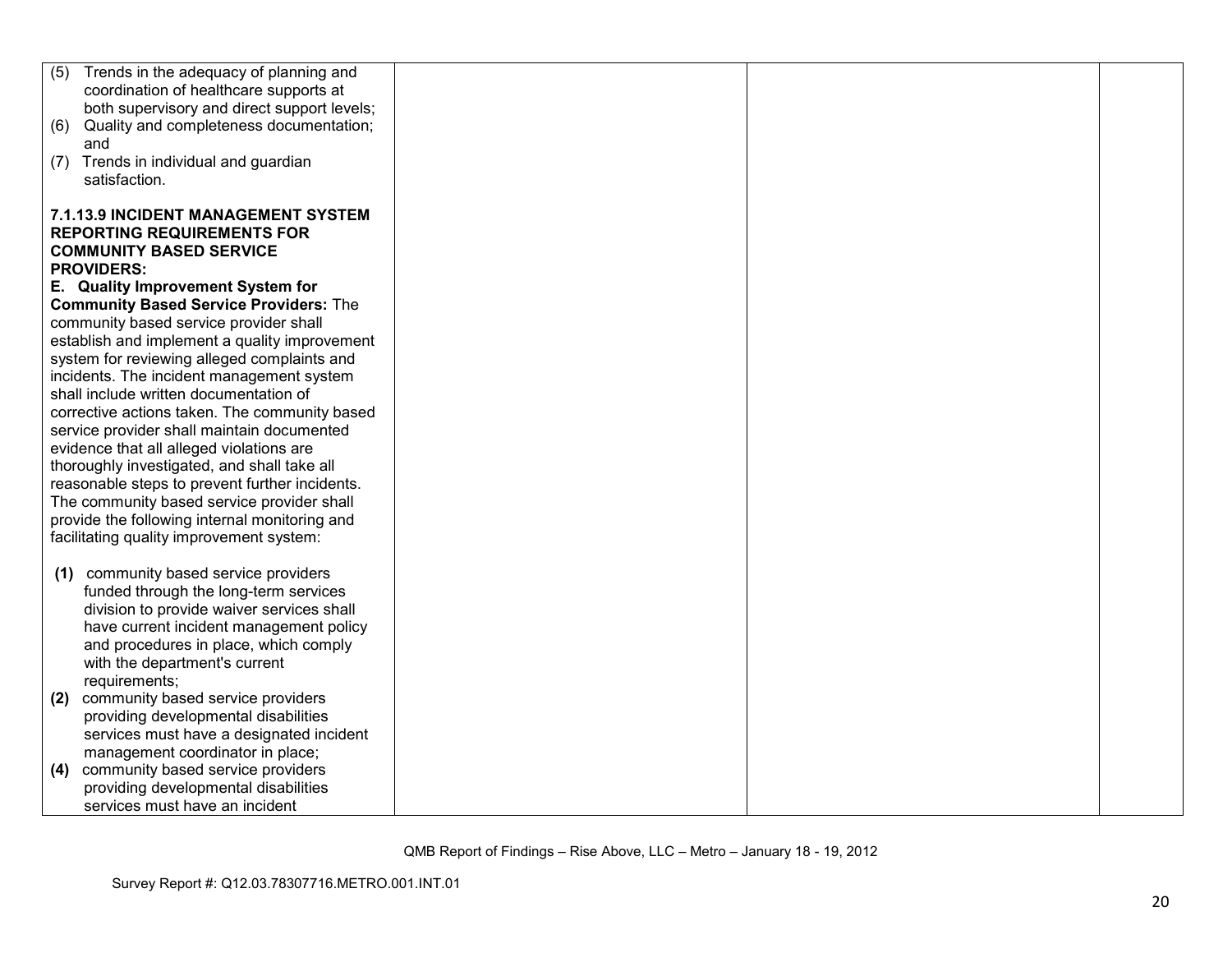| | | | |
|---|---|---|---|
| (5) Trends in the adequacy of planning and coordination of healthcare supports at both supervisory and direct support levels;<br>(6) Quality and completeness documentation; and<br>(7) Trends in individual and guardian satisfaction.<br><br>**7.1.13.9 INCIDENT MANAGEMENT SYSTEM REPORTING REQUIREMENTS FOR COMMUNITY BASED SERVICE PROVIDERS:**<br>**E. Quality Improvement System for Community Based Service Providers:** The community based service provider shall establish and implement a quality improvement system for reviewing alleged complaints and incidents. The incident management system shall include written documentation of corrective actions taken. The community based service provider shall maintain documented evidence that all alleged violations are thoroughly investigated, and shall take all reasonable steps to prevent further incidents. The community based service provider shall provide the following internal monitoring and facilitating quality improvement system:<br><br>**(1)** community based service providers funded through the long-term services division to provide waiver services shall have current incident management policy and procedures in place, which comply with the department's current requirements;<br>**(2)** community based service providers providing developmental disabilities services must have a designated incident management coordinator in place;<br>**(4)** community based service providers providing developmental disabilities services must have an incident | | | |

QMB Report of Findings – Rise Above, LLC – Metro – January 18 - 19, 2012

Survey Report #: Q12.03.78307716.METRO.001.INT.01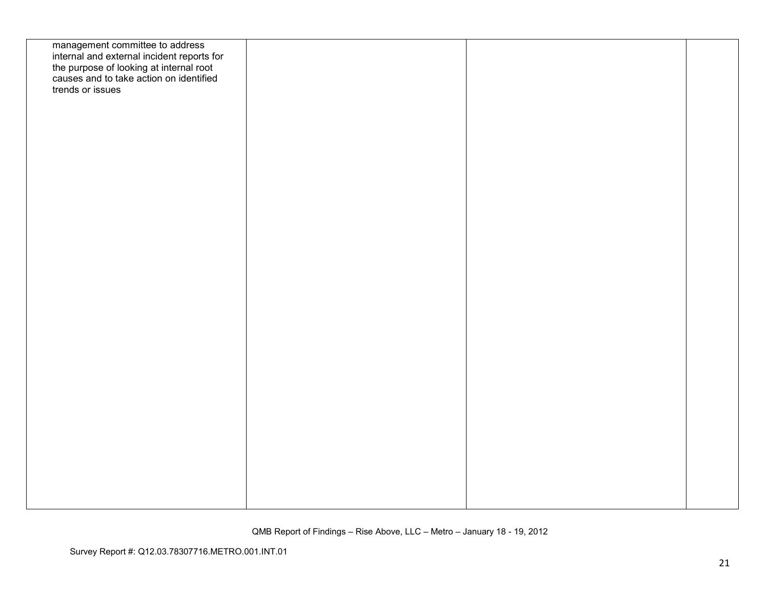| | | | |
|---|---|---|---|
| management committee to address internal and external incident reports for the purpose of looking at internal root causes and to take action on identified trends or issues | | | |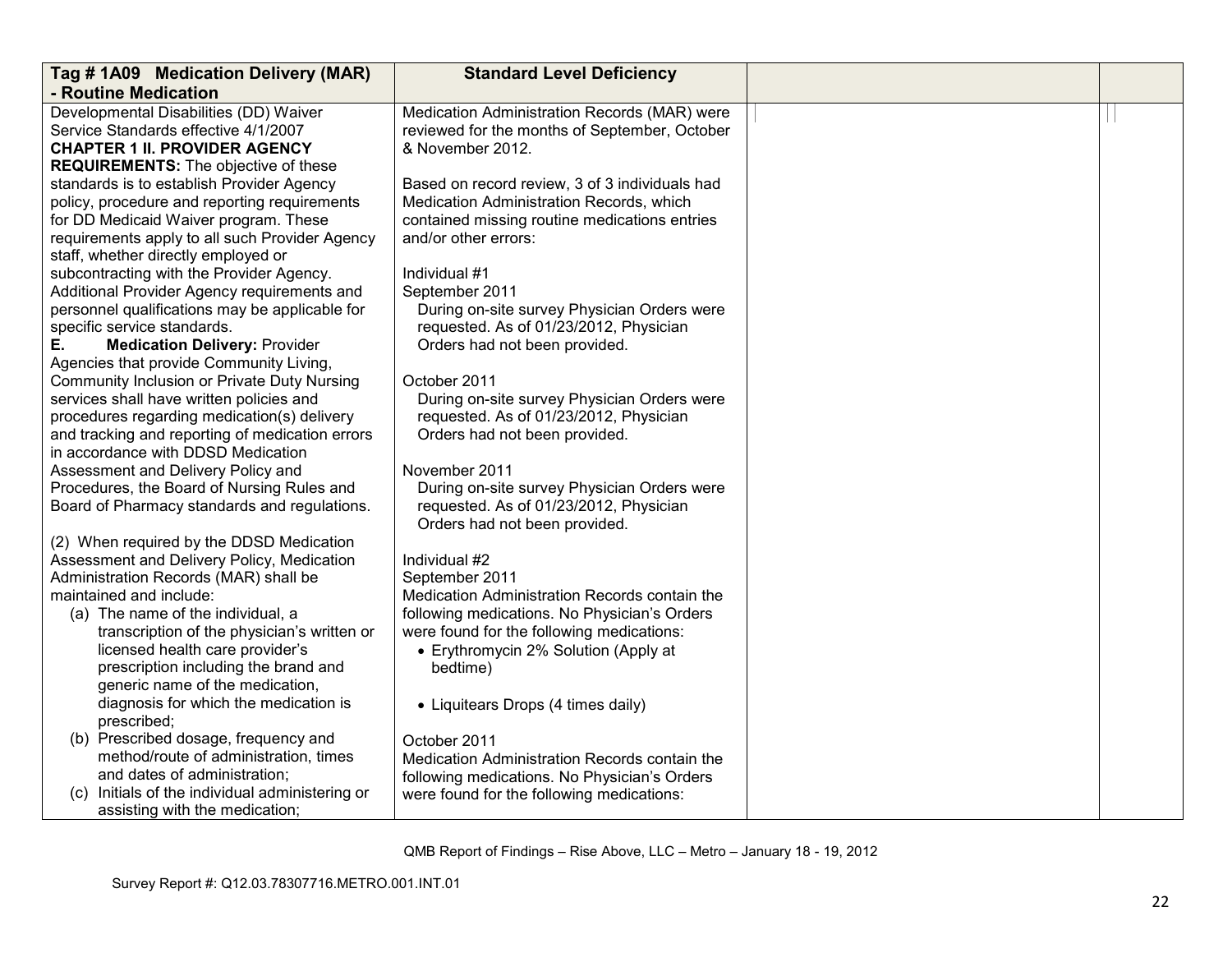| Tag # 1A09 Medication Delivery (MAR) - Routine Medication | Standard Level Deficiency | | |
|---|---|---|---|
| Developmental Disabilities (DD) Waiver Service Standards effective 4/1/2007<br>**CHAPTER 1 II. PROVIDER AGENCY REQUIREMENTS:** The objective of these standards is to establish Provider Agency policy, procedure and reporting requirements for DD Medicaid Waiver program. These requirements apply to all such Provider Agency staff, whether directly employed or subcontracting with the Provider Agency. Additional Provider Agency requirements and personnel qualifications may be applicable for specific service standards.<br>**E. Medication Delivery:** Provider Agencies that provide Community Living, Community Inclusion or Private Duty Nursing services shall have written policies and procedures regarding medication(s) delivery and tracking and reporting of medication errors in accordance with DDSD Medication Assessment and Delivery Policy and Procedures, the Board of Nursing Rules and Board of Pharmacy standards and regulations.<br><br>(2) When required by the DDSD Medication Assessment and Delivery Policy, Medication Administration Records (MAR) shall be maintained and include:<br>(a) The name of the individual, a transcription of the physician's written or licensed health care provider's prescription including the brand and generic name of the medication, diagnosis for which the medication is prescribed;<br>(b) Prescribed dosage, frequency and method/route of administration, times and dates of administration;<br>(c) Initials of the individual administering or assisting with the medication; | Medication Administration Records (MAR) were reviewed for the months of September, October & November 2012.<br><br>Based on record review, 3 of 3 individuals had Medication Administration Records, which contained missing routine medications entries and/or other errors:<br><br>Individual #1<br>September 2011<br>During on-site survey Physician Orders were requested. As of 01/23/2012, Physician Orders had not been provided.<br><br>October 2011<br>During on-site survey Physician Orders were requested. As of 01/23/2012, Physician Orders had not been provided.<br><br>November 2011<br>During on-site survey Physician Orders were requested. As of 01/23/2012, Physician Orders had not been provided.<br><br>Individual #2<br>September 2011<br>Medication Administration Records contain the following medications. No Physician's Orders were found for the following medications:<br>• Erythromycin 2% Solution (Apply at bedtime)<br><br>• Liquitears Drops (4 times daily)<br><br>October 2011<br>Medication Administration Records contain the following medications. No Physician's Orders were found for the following medications: | | |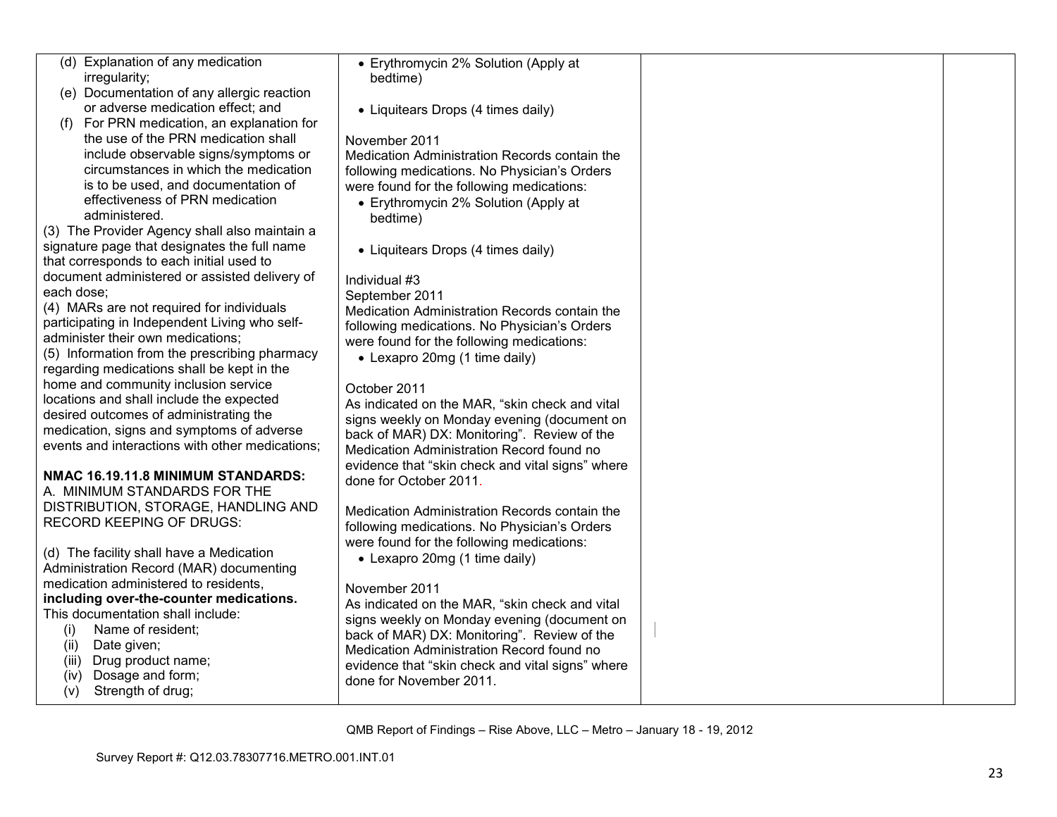| | | | |
|---|---|---|---|
| (d) Explanation of any medication irregularity;<br>(e) Documentation of any allergic reaction or adverse medication effect; and<br>(f) For PRN medication, an explanation for the use of the PRN medication shall include observable signs/symptoms or circumstances in which the medication is to be used, and documentation of effectiveness of PRN medication administered.<br>(3) The Provider Agency shall also maintain a signature page that designates the full name that corresponds to each initial used to document administered or assisted delivery of each dose;<br>(4) MARs are not required for individuals participating in Independent Living who self-administer their own medications;<br>(5) Information from the prescribing pharmacy regarding medications shall be kept in the home and community inclusion service locations and shall include the expected desired outcomes of administrating the medication, signs and symptoms of adverse events and interactions with other medications;<br><br>**NMAC 16.19.11.8 MINIMUM STANDARDS:**<br>A. MINIMUM STANDARDS FOR THE DISTRIBUTION, STORAGE, HANDLING AND RECORD KEEPING OF DRUGS:<br><br>(d) The facility shall have a Medication Administration Record (MAR) documenting medication administered to residents, **including over-the-counter medications.** This documentation shall include:<br>(i) Name of resident;<br>(ii) Date given;<br>(iii) Drug product name;<br>(iv) Dosage and form;<br>(v) Strength of drug; | • Erythromycin 2% Solution (Apply at bedtime)<br><br>• Liquitears Drops (4 times daily)<br><br>November 2011<br>Medication Administration Records contain the following medications. No Physician's Orders were found for the following medications:<br>• Erythromycin 2% Solution (Apply at bedtime)<br><br>• Liquitears Drops (4 times daily)<br><br>Individual #3<br>September 2011<br>Medication Administration Records contain the following medications. No Physician's Orders were found for the following medications:<br>• Lexapro 20mg (1 time daily)<br><br>October 2011<br>As indicated on the MAR, "skin check and vital signs weekly on Monday evening (document on back of MAR) DX: Monitoring". Review of the Medication Administration Record found no evidence that "skin check and vital signs" where done for October 2011.<br><br>Medication Administration Records contain the following medications. No Physician's Orders were found for the following medications:<br>• Lexapro 20mg (1 time daily)<br><br>November 2011<br>As indicated on the MAR, "skin check and vital signs weekly on Monday evening (document on back of MAR) DX: Monitoring". Review of the Medication Administration Record found no evidence that "skin check and vital signs" where done for November 2011. | | |

QMB Report of Findings – Rise Above, LLC – Metro – January 18 - 19, 2012

Survey Report #: Q12.03.78307716.METRO.001.INT.01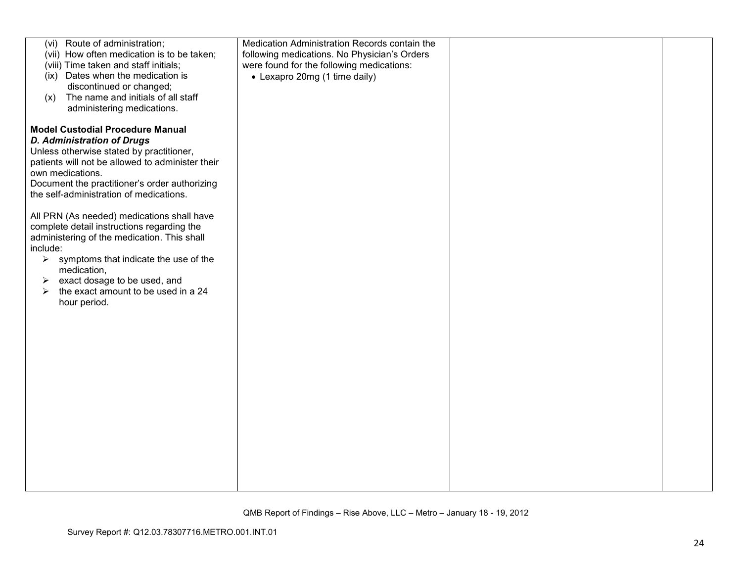| | | | |
|---|---|---|---|
| (vi) Route of administration;<br>(vii) How often medication is to be taken;<br>(viii) Time taken and staff initials;<br>(ix) Dates when the medication is discontinued or changed;<br>(x) The name and initials of all staff administering medications.<br><br>**Model Custodial Procedure Manual**<br>***D. Administration of Drugs***<br>Unless otherwise stated by practitioner, patients will not be allowed to administer their own medications.<br>Document the practitioner's order authorizing the self-administration of medications.<br><br>All PRN (As needed) medications shall have complete detail instructions regarding the administering of the medication. This shall include:<br>➢ symptoms that indicate the use of the medication,<br>➢ exact dosage to be used, and<br>➢ the exact amount to be used in a 24 hour period. | Medication Administration Records contain the following medications. No Physician's Orders were found for the following medications:<br>• Lexapro 20mg (1 time daily) | | |

QMB Report of Findings – Rise Above, LLC – Metro – January 18 - 19, 2012

Survey Report #: Q12.03.78307716.METRO.001.INT.01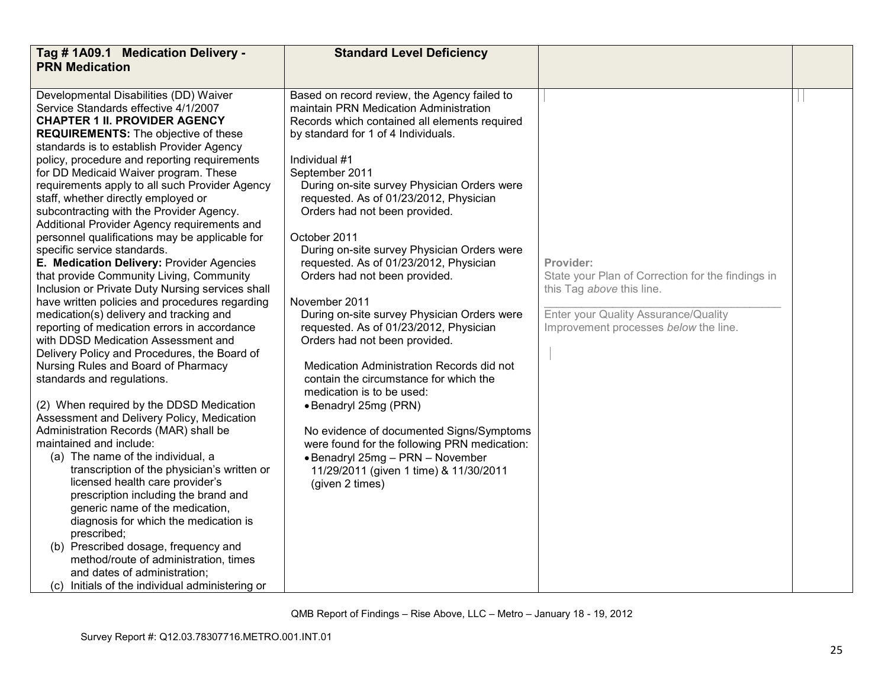| Tag # 1A09.1 Medication Delivery - PRN Medication | Standard Level Deficiency | | |
|---|---|---|---|
| Developmental Disabilities (DD) Waiver Service Standards effective 4/1/2007<br>**CHAPTER 1 II. PROVIDER AGENCY REQUIREMENTS:** The objective of these standards is to establish Provider Agency policy, procedure and reporting requirements for DD Medicaid Waiver program. These requirements apply to all such Provider Agency staff, whether directly employed or subcontracting with the Provider Agency. Additional Provider Agency requirements and personnel qualifications may be applicable for specific service standards.<br>**E. Medication Delivery:** Provider Agencies that provide Community Living, Community Inclusion or Private Duty Nursing services shall have written policies and procedures regarding medication(s) delivery and tracking and reporting of medication errors in accordance with DDSD Medication Assessment and Delivery Policy and Procedures, the Board of Nursing Rules and Board of Pharmacy standards and regulations.<br><br>(2) When required by the DDSD Medication Assessment and Delivery Policy, Medication Administration Records (MAR) shall be maintained and include:<br>(a) The name of the individual, a transcription of the physician's written or licensed health care provider's prescription including the brand and generic name of the medication, diagnosis for which the medication is prescribed;<br>(b) Prescribed dosage, frequency and method/route of administration, times and dates of administration;<br>(c) Initials of the individual administering or | Based on record review, the Agency failed to maintain PRN Medication Administration Records which contained all elements required by standard for 1 of 4 Individuals.<br><br>Individual #1<br>September 2011<br>During on-site survey Physician Orders were requested. As of 01/23/2012, Physician Orders had not been provided.<br><br>October 2011<br>During on-site survey Physician Orders were requested. As of 01/23/2012, Physician Orders had not been provided.<br><br>November 2011<br>During on-site survey Physician Orders were requested. As of 01/23/2012, Physician Orders had not been provided.<br><br>Medication Administration Records did not contain the circumstance for which the medication is to be used:<br>• Benadryl 25mg (PRN)<br><br>No evidence of documented Signs/Symptoms were found for the following PRN medication:<br>• Benadryl 25mg – PRN – November 11/29/2011 (given 1 time) & 11/30/2011 (given 2 times) | **Provider:**<br>State your Plan of Correction for the findings in this Tag *above* this line.<br>\_\_\_\_\_\_\_\_\_\_\_\_\_\_\_\_\_\_\_\_\_\_\_\_\_\_\_\_\_\_\_\_\_\_\_\_\_\_\_\_<br>Enter your Quality Assurance/Quality Improvement processes *below* the line. | |

QMB Report of Findings – Rise Above, LLC – Metro – January 18 - 19, 2012

Survey Report #: Q12.03.78307716.METRO.001.INT.01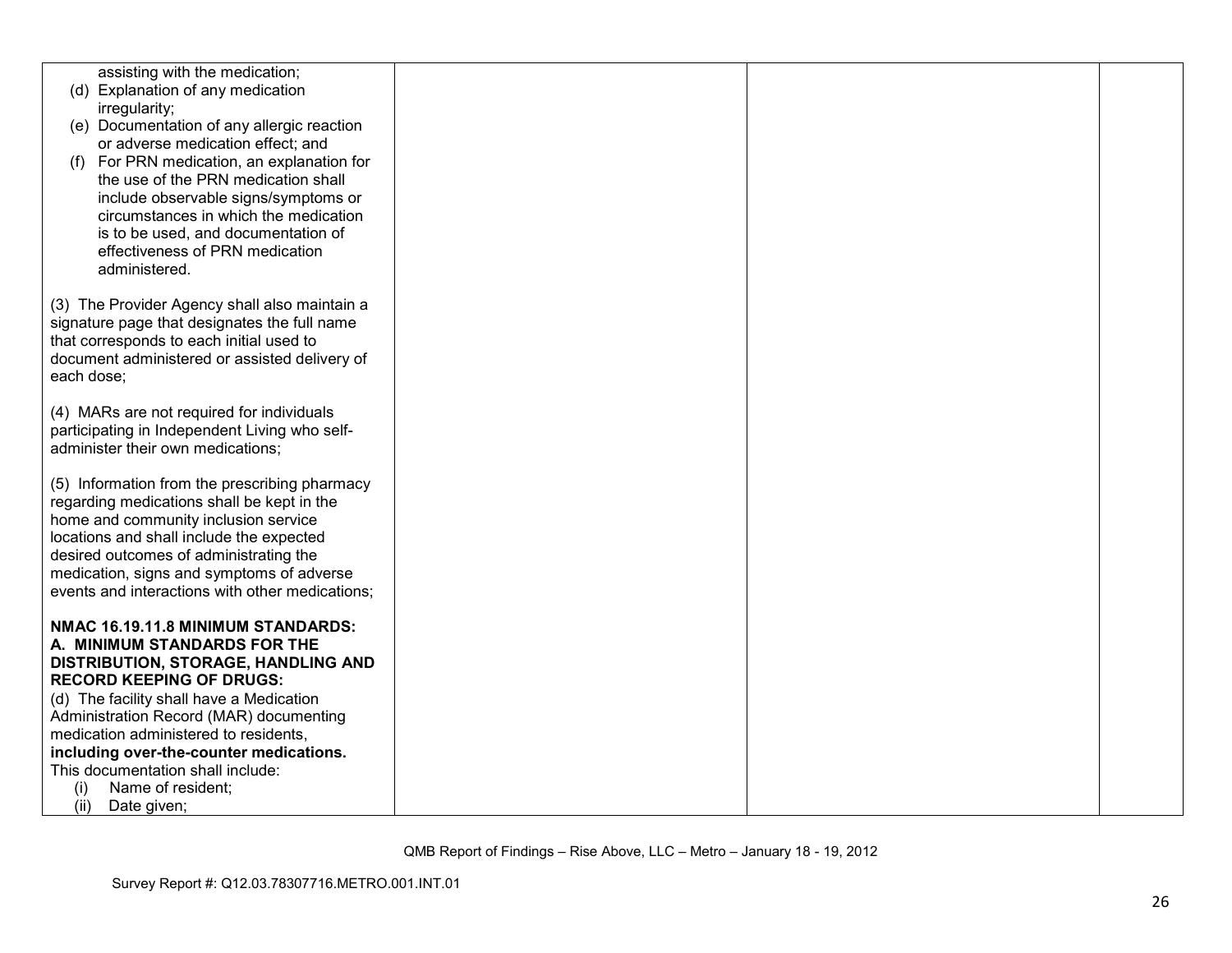| | | | |
|---|---|---|---|
| assisting with the medication;<br>(d) Explanation of any medication irregularity;<br>(e) Documentation of any allergic reaction or adverse medication effect; and<br>(f) For PRN medication, an explanation for the use of the PRN medication shall include observable signs/symptoms or circumstances in which the medication is to be used, and documentation of effectiveness of PRN medication administered.<br><br>(3) The Provider Agency shall also maintain a signature page that designates the full name that corresponds to each initial used to document administered or assisted delivery of each dose;<br><br>(4) MARs are not required for individuals participating in Independent Living who self-administer their own medications;<br><br>(5) Information from the prescribing pharmacy regarding medications shall be kept in the home and community inclusion service locations and shall include the expected desired outcomes of administrating the medication, signs and symptoms of adverse events and interactions with other medications;<br><br>**NMAC 16.19.11.8 MINIMUM STANDARDS: A. MINIMUM STANDARDS FOR THE DISTRIBUTION, STORAGE, HANDLING AND RECORD KEEPING OF DRUGS:**<br>(d) The facility shall have a Medication Administration Record (MAR) documenting medication administered to residents, **including over-the-counter medications.** This documentation shall include:<br>(i) Name of resident;<br>(ii) Date given; | | | |

QMB Report of Findings – Rise Above, LLC – Metro – January 18 - 19, 2012

Survey Report #: Q12.03.78307716.METRO.001.INT.01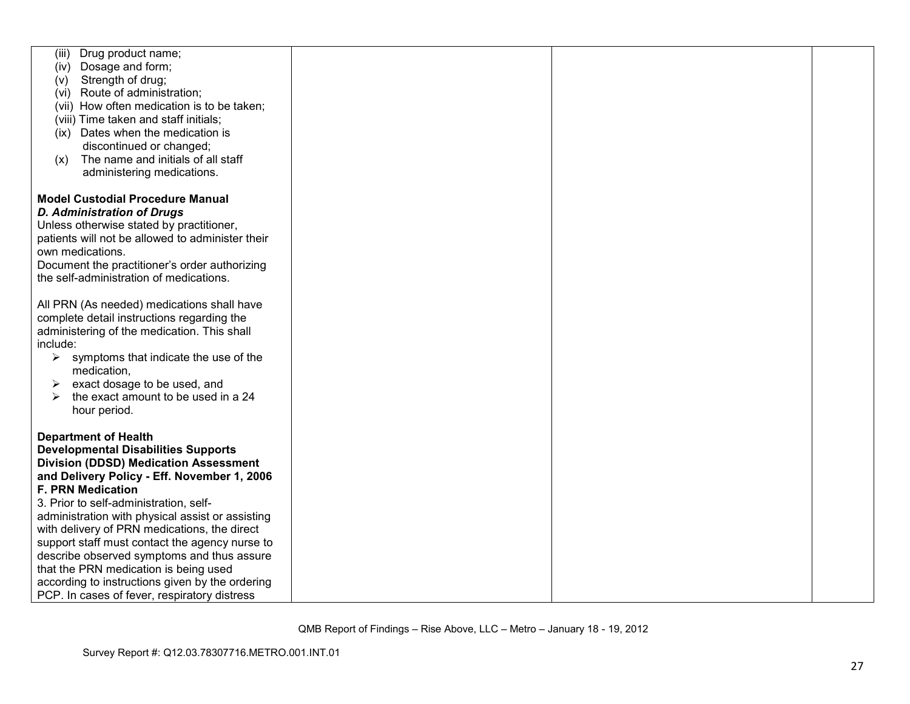| | | | |
|---|---|---|---|
| (iii) Drug product name;<br>(iv) Dosage and form;<br>(v) Strength of drug;<br>(vi) Route of administration;<br>(vii) How often medication is to be taken;<br>(viii) Time taken and staff initials;<br>(ix) Dates when the medication is discontinued or changed;<br>(x) The name and initials of all staff administering medications.<br><br>**Model Custodial Procedure Manual**<br>***D. Administration of Drugs***<br>Unless otherwise stated by practitioner, patients will not be allowed to administer their own medications.<br>Document the practitioner's order authorizing the self-administration of medications.<br><br>All PRN (As needed) medications shall have complete detail instructions regarding the administering of the medication. This shall include:<br>➢ symptoms that indicate the use of the medication,<br>➢ exact dosage to be used, and<br>➢ the exact amount to be used in a 24 hour period.<br><br>**Department of Health Developmental Disabilities Supports Division (DDSD) Medication Assessment and Delivery Policy - Eff. November 1, 2006**<br>**F. PRN Medication**<br>3. Prior to self-administration, self-administration with physical assist or assisting with delivery of PRN medications, the direct support staff must contact the agency nurse to describe observed symptoms and thus assure that the PRN medication is being used according to instructions given by the ordering PCP. In cases of fever, respiratory distress | | | |

QMB Report of Findings – Rise Above, LLC – Metro – January 18 - 19, 2012

Survey Report #: Q12.03.78307716.METRO.001.INT.01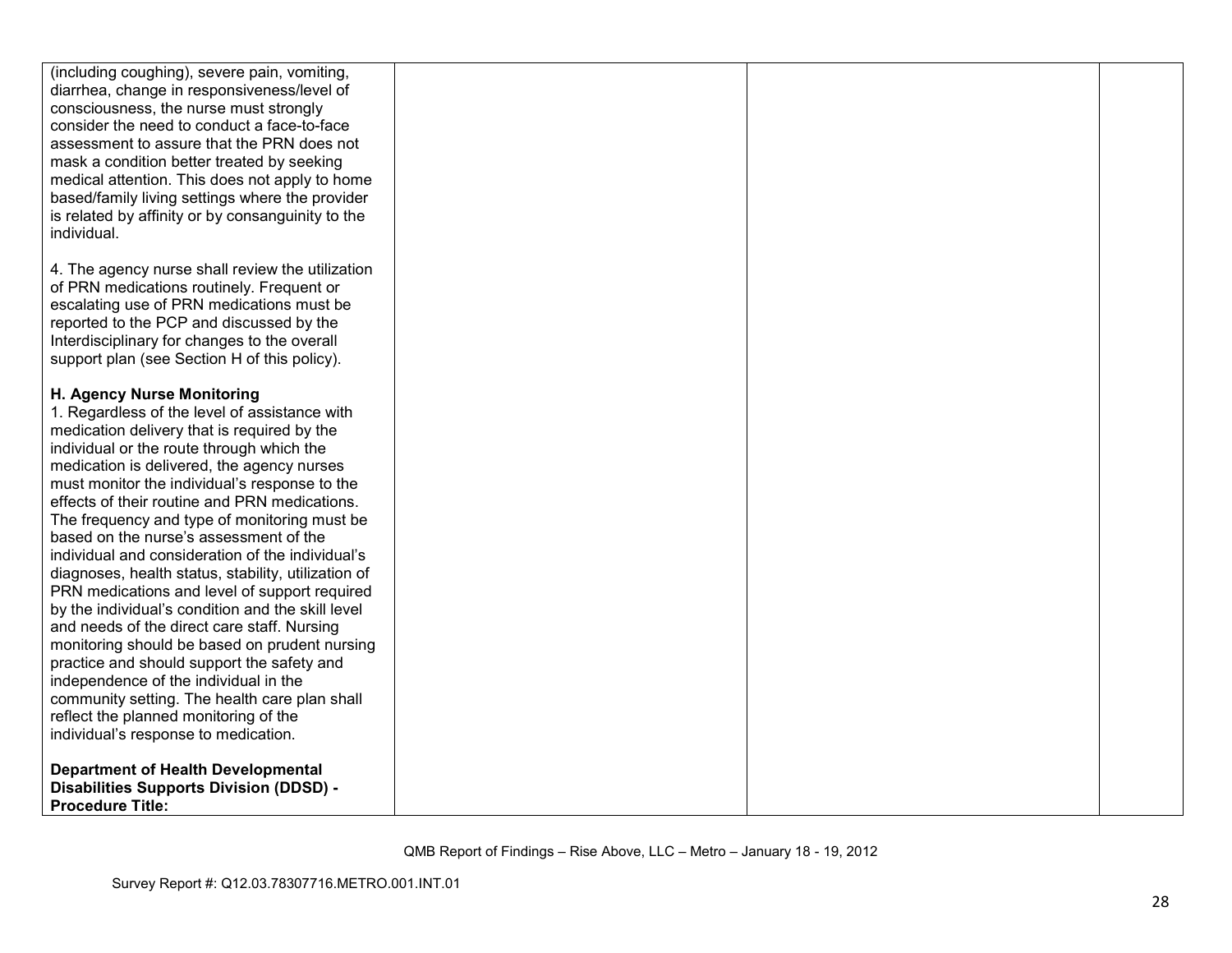| | | | |
|---|---|---|---|
| (including coughing), severe pain, vomiting, diarrhea, change in responsiveness/level of consciousness, the nurse must strongly consider the need to conduct a face-to-face assessment to assure that the PRN does not mask a condition better treated by seeking medical attention. This does not apply to home based/family living settings where the provider is related by affinity or by consanguinity to the individual.<br><br>4. The agency nurse shall review the utilization of PRN medications routinely. Frequent or escalating use of PRN medications must be reported to the PCP and discussed by the Interdisciplinary for changes to the overall support plan (see Section H of this policy).<br><br>**H. Agency Nurse Monitoring**<br>1. Regardless of the level of assistance with medication delivery that is required by the individual or the route through which the medication is delivered, the agency nurses must monitor the individual's response to the effects of their routine and PRN medications. The frequency and type of monitoring must be based on the nurse's assessment of the individual and consideration of the individual's diagnoses, health status, stability, utilization of PRN medications and level of support required by the individual's condition and the skill level and needs of the direct care staff. Nursing monitoring should be based on prudent nursing practice and should support the safety and independence of the individual in the community setting. The health care plan shall reflect the planned monitoring of the individual's response to medication.<br><br>**Department of Health Developmental Disabilities Supports Division (DDSD) - Procedure Title:** | | | |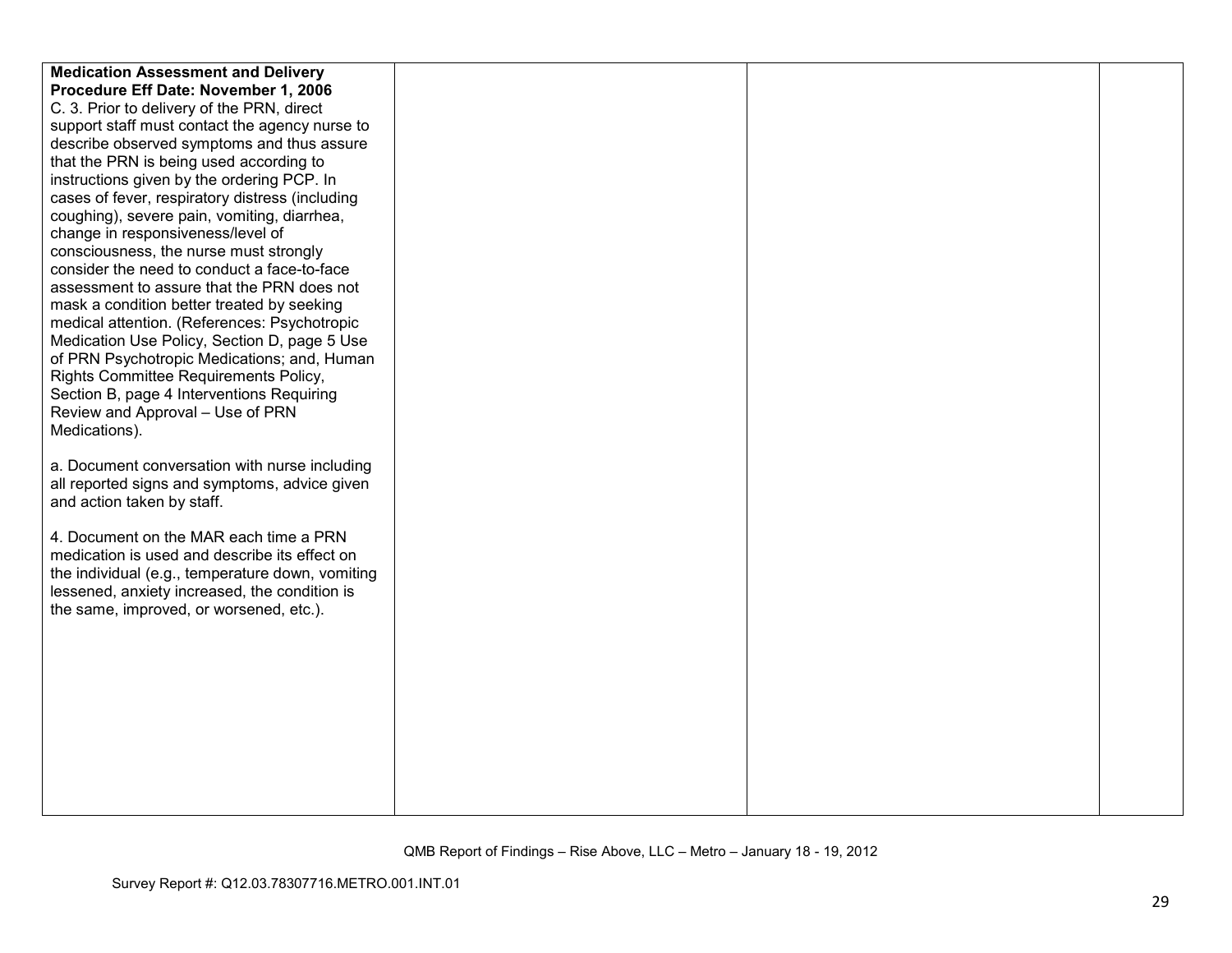| | | | |
|---|---|---|---|
| **Medication Assessment and Delivery Procedure Eff Date: November 1, 2006**<br>C. 3. Prior to delivery of the PRN, direct support staff must contact the agency nurse to describe observed symptoms and thus assure that the PRN is being used according to instructions given by the ordering PCP. In cases of fever, respiratory distress (including coughing), severe pain, vomiting, diarrhea, change in responsiveness/level of consciousness, the nurse must strongly consider the need to conduct a face-to-face assessment to assure that the PRN does not mask a condition better treated by seeking medical attention. (References: Psychotropic Medication Use Policy, Section D, page 5 Use of PRN Psychotropic Medications; and, Human Rights Committee Requirements Policy, Section B, page 4 Interventions Requiring Review and Approval – Use of PRN Medications).<br><br>a. Document conversation with nurse including all reported signs and symptoms, advice given and action taken by staff.<br><br>4. Document on the MAR each time a PRN medication is used and describe its effect on the individual (e.g., temperature down, vomiting lessened, anxiety increased, the condition is the same, improved, or worsened, etc.). | | | |

QMB Report of Findings – Rise Above, LLC – Metro – January 18 - 19, 2012

Survey Report #: Q12.03.78307716.METRO.001.INT.01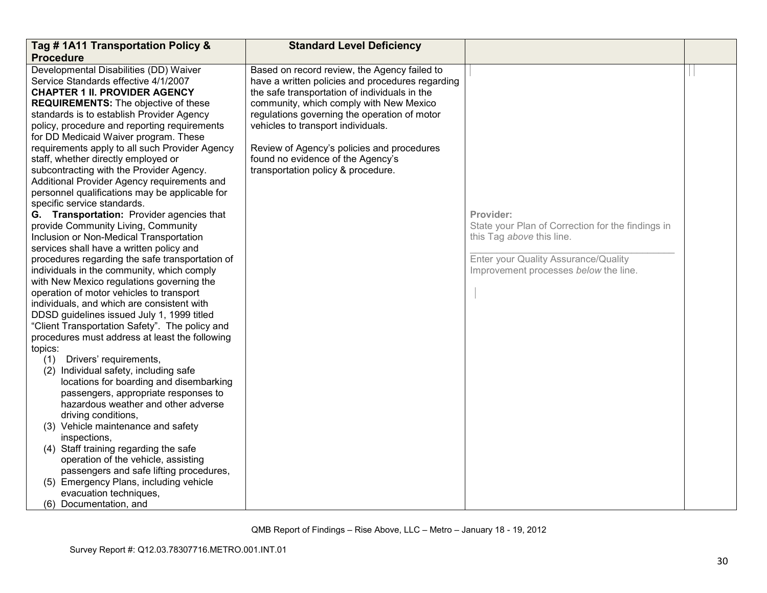| Tag # 1A11 Transportation Policy & Procedure | Standard Level Deficiency | | |
|---|---|---|---|
| Developmental Disabilities (DD) Waiver Service Standards effective 4/1/2007<br>**CHAPTER 1 II. PROVIDER AGENCY REQUIREMENTS:** The objective of these standards is to establish Provider Agency policy, procedure and reporting requirements for DD Medicaid Waiver program. These requirements apply to all such Provider Agency staff, whether directly employed or subcontracting with the Provider Agency. Additional Provider Agency requirements and personnel qualifications may be applicable for specific service standards.<br>**G. Transportation:** Provider agencies that provide Community Living, Community Inclusion or Non-Medical Transportation services shall have a written policy and procedures regarding the safe transportation of individuals in the community, which comply with New Mexico regulations governing the operation of motor vehicles to transport individuals, and which are consistent with DDSD guidelines issued July 1, 1999 titled "Client Transportation Safety". The policy and procedures must address at least the following topics:<br>(1) Drivers' requirements,<br>(2) Individual safety, including safe locations for boarding and disembarking passengers, appropriate responses to hazardous weather and other adverse driving conditions,<br>(3) Vehicle maintenance and safety inspections,<br>(4) Staff training regarding the safe operation of the vehicle, assisting passengers and safe lifting procedures,<br>(5) Emergency Plans, including vehicle evacuation techniques,<br>(6) Documentation, and | Based on record review, the Agency failed to have a written policies and procedures regarding the safe transportation of individuals in the community, which comply with New Mexico regulations governing the operation of motor vehicles to transport individuals.<br><br>Review of Agency's policies and procedures found no evidence of the Agency's transportation policy & procedure. | **Provider:**<br>State your Plan of Correction for the findings in this Tag *above* this line.<br>\_\_\_\_\_\_\_\_\_\_\_\_\_\_\_\_\_\_\_\_\_\_\_\_\_\_\_\_\_\_\_\_\_\_\_\_<br>Enter your Quality Assurance/Quality Improvement processes *below* the line. | |

QMB Report of Findings – Rise Above, LLC – Metro – January 18 - 19, 2012

Survey Report #: Q12.03.78307716.METRO.001.INT.01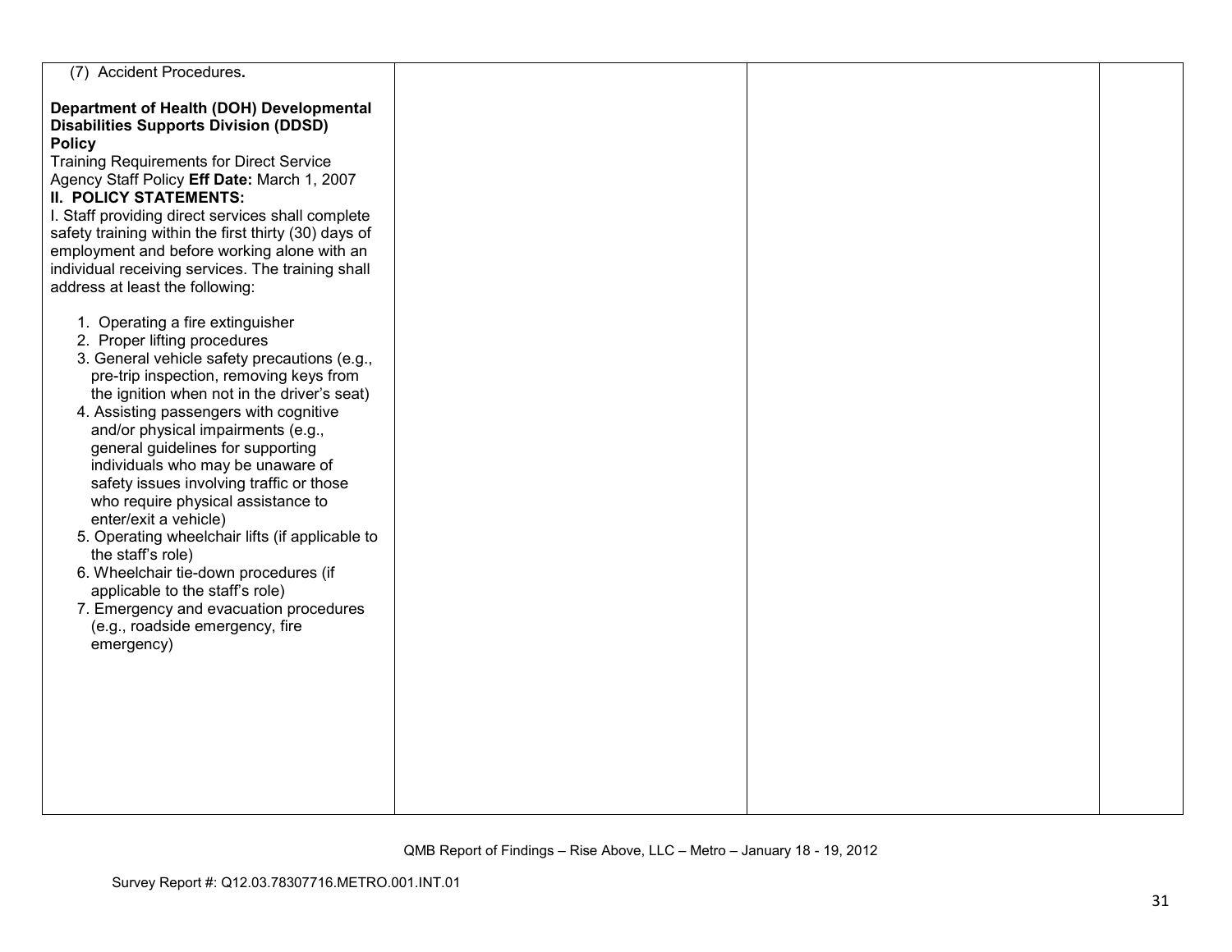| | | | |
|---|---|---|---|
| (7) Accident Procedures.<br><br>**Department of Health (DOH) Developmental Disabilities Supports Division (DDSD) Policy**<br>Training Requirements for Direct Service Agency Staff Policy **Eff Date:** March 1, 2007<br>**II. POLICY STATEMENTS:**<br>I. Staff providing direct services shall complete safety training within the first thirty (30) days of employment and before working alone with an individual receiving services. The training shall address at least the following:<br><br>1. Operating a fire extinguisher<br>2. Proper lifting procedures<br>3. General vehicle safety precautions (e.g., pre-trip inspection, removing keys from the ignition when not in the driver's seat)<br>4. Assisting passengers with cognitive and/or physical impairments (e.g., general guidelines for supporting individuals who may be unaware of safety issues involving traffic or those who require physical assistance to enter/exit a vehicle)<br>5. Operating wheelchair lifts (if applicable to the staff's role)<br>6. Wheelchair tie-down procedures (if applicable to the staff's role)<br>7. Emergency and evacuation procedures (e.g., roadside emergency, fire emergency) | | | |

QMB Report of Findings – Rise Above, LLC – Metro – January 18 - 19, 2012

Survey Report #: Q12.03.78307716.METRO.001.INT.01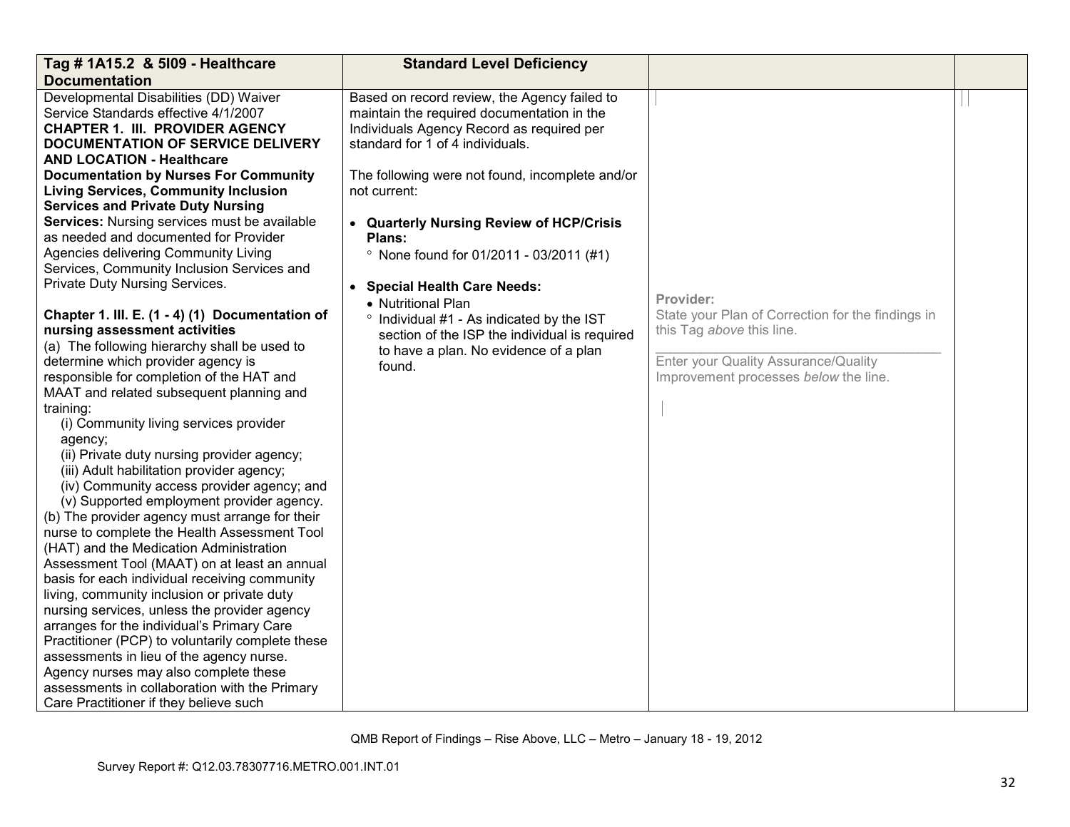| Tag # 1A15.2 & 5I09 - Healthcare Documentation | Standard Level Deficiency | | |
|---|---|---|---|
| Developmental Disabilities (DD) Waiver Service Standards effective 4/1/2007<br>**CHAPTER 1. III. PROVIDER AGENCY DOCUMENTATION OF SERVICE DELIVERY AND LOCATION - Healthcare Documentation by Nurses For Community Living Services, Community Inclusion Services and Private Duty Nursing Services:** Nursing services must be available as needed and documented for Provider Agencies delivering Community Living Services, Community Inclusion Services and Private Duty Nursing Services.<br><br>**Chapter 1. III. E. (1 - 4) (1) Documentation of nursing assessment activities**<br>(a) The following hierarchy shall be used to determine which provider agency is responsible for completion of the HAT and MAAT and related subsequent planning and training:<br>(i) Community living services provider agency;<br>(ii) Private duty nursing provider agency;<br>(iii) Adult habilitation provider agency;<br>(iv) Community access provider agency; and<br>(v) Supported employment provider agency.<br>(b) The provider agency must arrange for their nurse to complete the Health Assessment Tool (HAT) and the Medication Administration Assessment Tool (MAAT) on at least an annual basis for each individual receiving community living, community inclusion or private duty nursing services, unless the provider agency arranges for the individual's Primary Care Practitioner (PCP) to voluntarily complete these assessments in lieu of the agency nurse. Agency nurses may also complete these assessments in collaboration with the Primary Care Practitioner if they believe such | Based on record review, the Agency failed to maintain the required documentation in the Individuals Agency Record as required per standard for 1 of 4 individuals.<br><br>The following were not found, incomplete and/or not current:<br><br>• **Quarterly Nursing Review of HCP/Crisis Plans:**<br>° None found for 01/2011 - 03/2011 (#1)<br><br>• **Special Health Care Needs:**<br>• Nutritional Plan<br>° Individual #1 - As indicated by the IST section of the ISP the individual is required to have a plan. No evidence of a plan found. | **Provider:**<br>State your Plan of Correction for the findings in this Tag *above* this line.<br>\_\_\_\_\_\_\_\_\_\_\_\_\_\_\_\_\_\_\_\_\_\_\_\_\_\_\_\_\_\_\_\_\_\_\_\_<br>Enter your Quality Assurance/Quality Improvement processes *below* the line. | |

QMB Report of Findings – Rise Above, LLC – Metro – January 18 - 19, 2012

Survey Report #: Q12.03.78307716.METRO.001.INT.01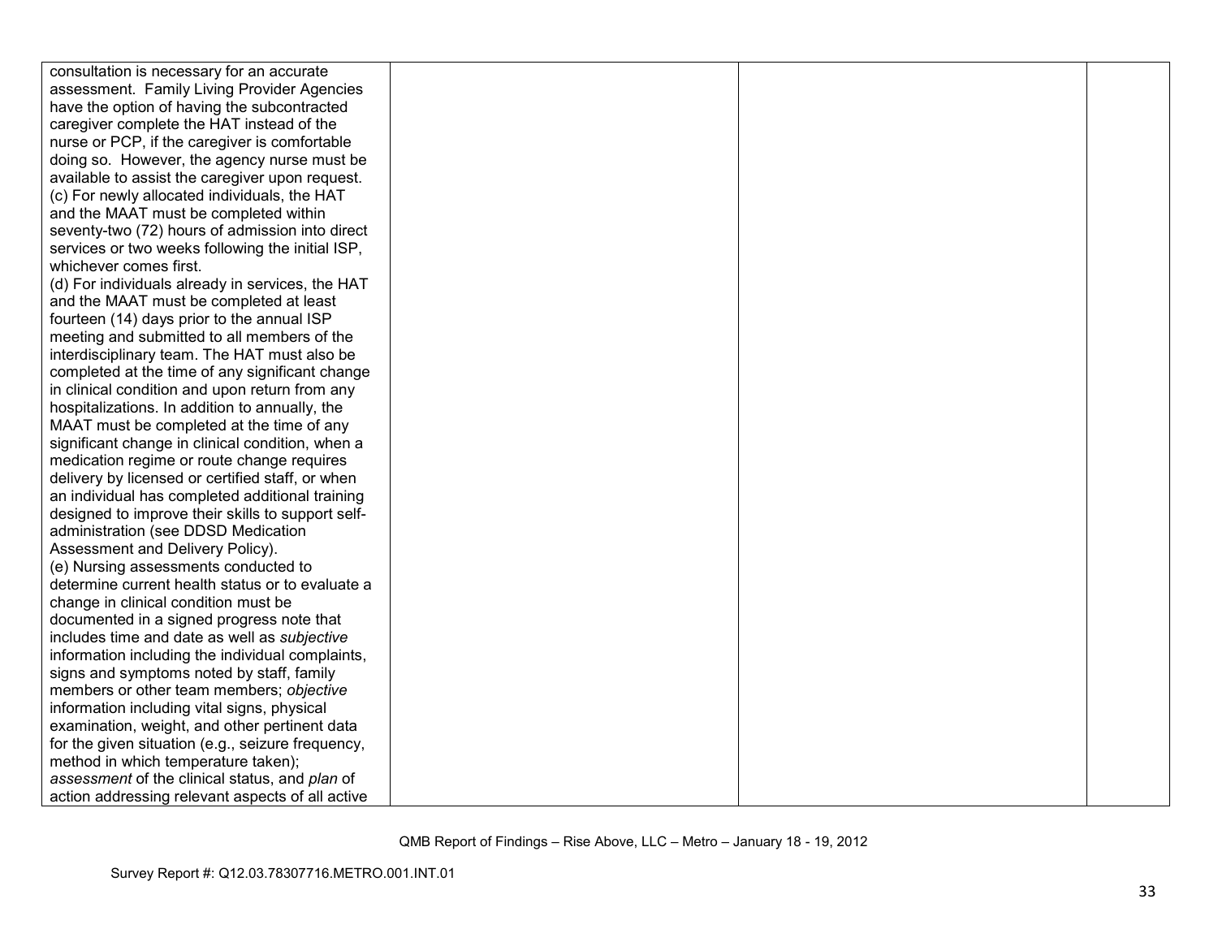| | | | |
|---|---|---|---|
| consultation is necessary for an accurate assessment. Family Living Provider Agencies have the option of having the subcontracted caregiver complete the HAT instead of the nurse or PCP, if the caregiver is comfortable doing so. However, the agency nurse must be available to assist the caregiver upon request.<br>(c) For newly allocated individuals, the HAT and the MAAT must be completed within seventy-two (72) hours of admission into direct services or two weeks following the initial ISP, whichever comes first.<br>(d) For individuals already in services, the HAT and the MAAT must be completed at least fourteen (14) days prior to the annual ISP meeting and submitted to all members of the interdisciplinary team. The HAT must also be completed at the time of any significant change in clinical condition and upon return from any hospitalizations. In addition to annually, the MAAT must be completed at the time of any significant change in clinical condition, when a medication regime or route change requires delivery by licensed or certified staff, or when an individual has completed additional training designed to improve their skills to support self-administration (see DDSD Medication Assessment and Delivery Policy).<br>(e) Nursing assessments conducted to determine current health status or to evaluate a change in clinical condition must be documented in a signed progress note that includes time and date as well as *subjective* information including the individual complaints, signs and symptoms noted by staff, family members or other team members; *objective* information including vital signs, physical examination, weight, and other pertinent data for the given situation (e.g., seizure frequency, method in which temperature taken); *assessment* of the clinical status, and *plan* of action addressing relevant aspects of all active | | | |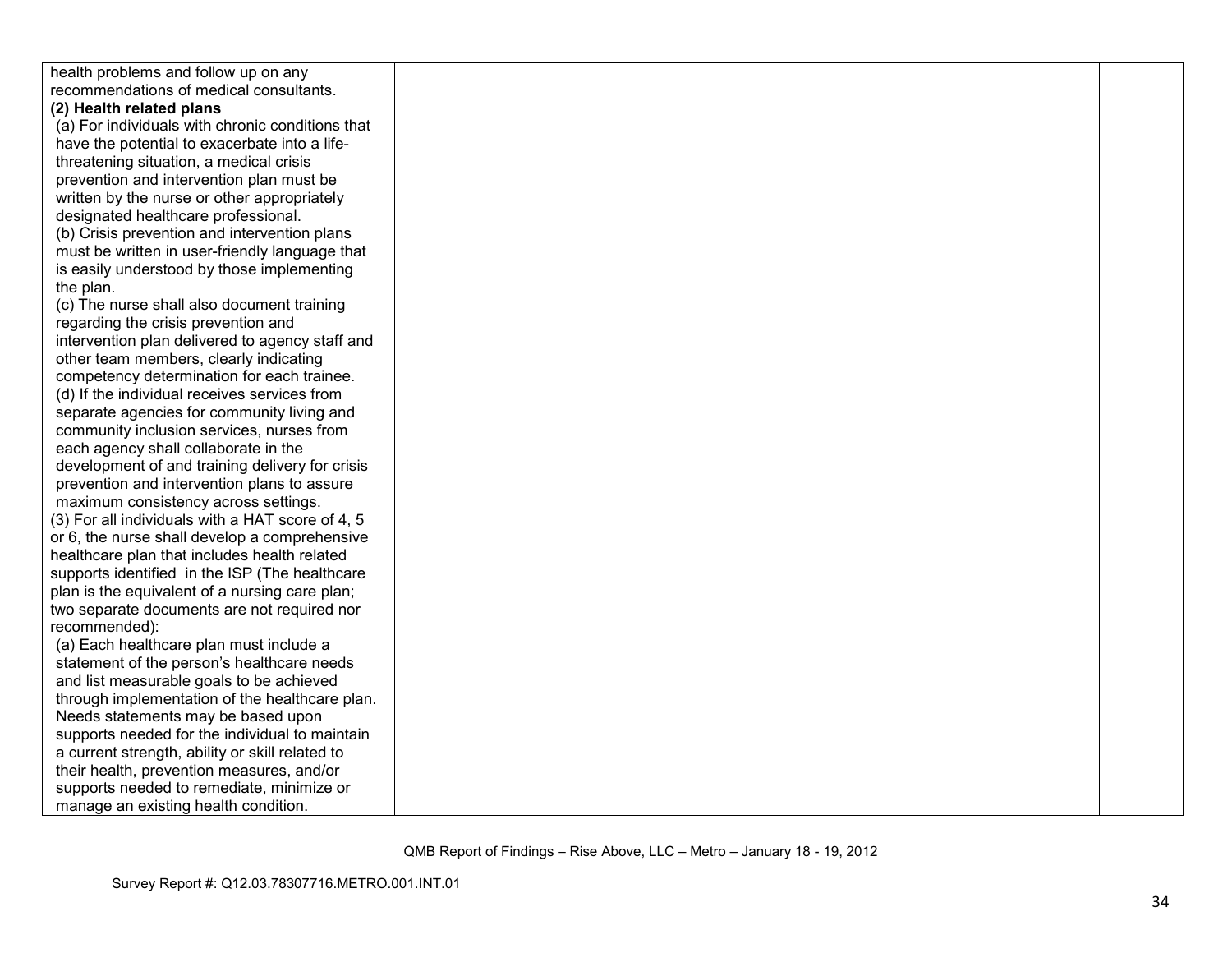| | | | |
|---|---|---|---|
| health problems and follow up on any recommendations of medical consultants.<br>**(2) Health related plans**<br>(a) For individuals with chronic conditions that have the potential to exacerbate into a life-threatening situation, a medical crisis prevention and intervention plan must be written by the nurse or other appropriately designated healthcare professional.<br>(b) Crisis prevention and intervention plans must be written in user-friendly language that is easily understood by those implementing the plan.<br>(c) The nurse shall also document training regarding the crisis prevention and intervention plan delivered to agency staff and other team members, clearly indicating competency determination for each trainee.<br>(d) If the individual receives services from separate agencies for community living and community inclusion services, nurses from each agency shall collaborate in the development of and training delivery for crisis prevention and intervention plans to assure maximum consistency across settings.<br>(3) For all individuals with a HAT score of 4, 5 or 6, the nurse shall develop a comprehensive healthcare plan that includes health related supports identified in the ISP (The healthcare plan is the equivalent of a nursing care plan; two separate documents are not required nor recommended):<br>(a) Each healthcare plan must include a statement of the person's healthcare needs and list measurable goals to be achieved through implementation of the healthcare plan. Needs statements may be based upon supports needed for the individual to maintain a current strength, ability or skill related to their health, prevention measures, and/or supports needed to remediate, minimize or manage an existing health condition. | | | |

QMB Report of Findings – Rise Above, LLC – Metro – January 18 - 19, 2012

Survey Report #: Q12.03.78307716.METRO.001.INT.01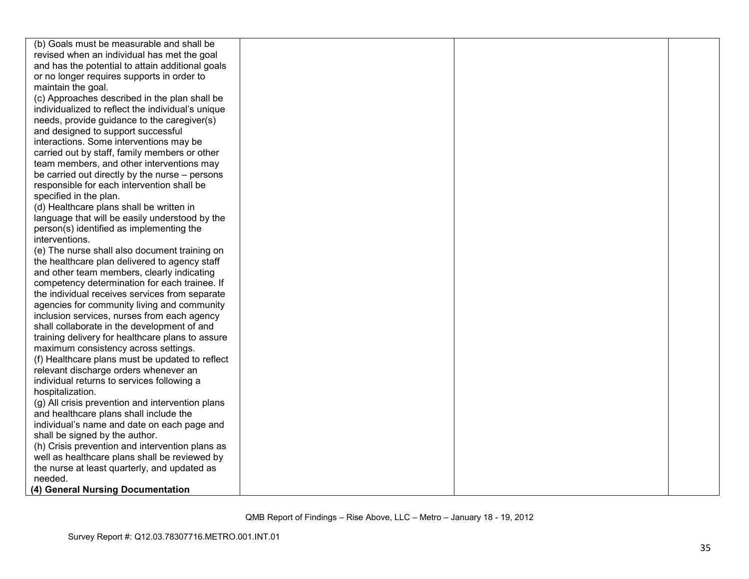| | | | |
|---|---|---|---|
| (b) Goals must be measurable and shall be revised when an individual has met the goal and has the potential to attain additional goals or no longer requires supports in order to maintain the goal.<br>(c) Approaches described in the plan shall be individualized to reflect the individual's unique needs, provide guidance to the caregiver(s) and designed to support successful interactions. Some interventions may be carried out by staff, family members or other team members, and other interventions may be carried out directly by the nurse – persons responsible for each intervention shall be specified in the plan.<br>(d) Healthcare plans shall be written in language that will be easily understood by the person(s) identified as implementing the interventions.<br>(e) The nurse shall also document training on the healthcare plan delivered to agency staff and other team members, clearly indicating competency determination for each trainee. If the individual receives services from separate agencies for community living and community inclusion services, nurses from each agency shall collaborate in the development of and training delivery for healthcare plans to assure maximum consistency across settings.<br>(f) Healthcare plans must be updated to reflect relevant discharge orders whenever an individual returns to services following a hospitalization.<br>(g) All crisis prevention and intervention plans and healthcare plans shall include the individual's name and date on each page and shall be signed by the author.<br>(h) Crisis prevention and intervention plans as well as healthcare plans shall be reviewed by the nurse at least quarterly, and updated as needed.<br>**(4) General Nursing Documentation** | | | |

QMB Report of Findings – Rise Above, LLC – Metro – January 18 - 19, 2012

Survey Report #: Q12.03.78307716.METRO.001.INT.01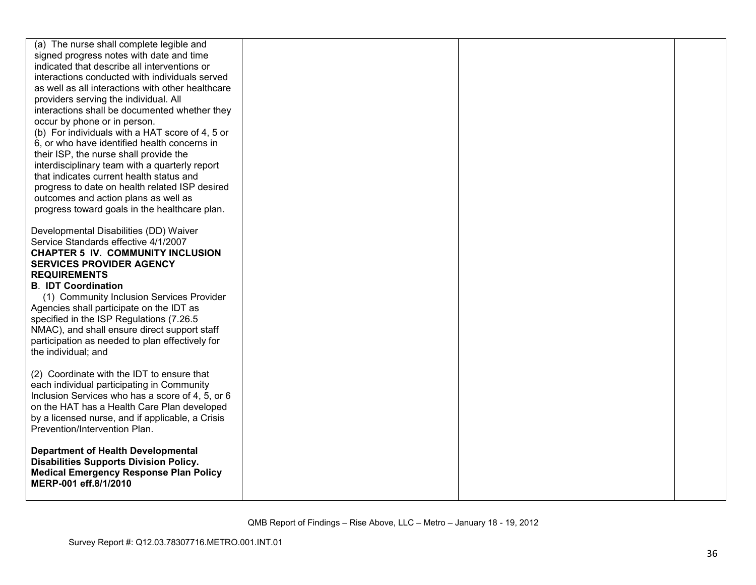| | | | |
|---|---|---|---|
| (a) The nurse shall complete legible and signed progress notes with date and time indicated that describe all interventions or interactions conducted with individuals served as well as all interactions with other healthcare providers serving the individual. All interactions shall be documented whether they occur by phone or in person.<br>(b) For individuals with a HAT score of 4, 5 or 6, or who have identified health concerns in their ISP, the nurse shall provide the interdisciplinary team with a quarterly report that indicates current health status and progress to date on health related ISP desired outcomes and action plans as well as progress toward goals in the healthcare plan.<br><br>Developmental Disabilities (DD) Waiver Service Standards effective 4/1/2007<br>**CHAPTER 5 IV. COMMUNITY INCLUSION SERVICES PROVIDER AGENCY REQUIREMENTS**<br>**B. IDT Coordination**<br>(1) Community Inclusion Services Provider Agencies shall participate on the IDT as specified in the ISP Regulations (7.26.5 NMAC), and shall ensure direct support staff participation as needed to plan effectively for the individual; and<br><br>(2) Coordinate with the IDT to ensure that each individual participating in Community Inclusion Services who has a score of 4, 5, or 6 on the HAT has a Health Care Plan developed by a licensed nurse, and if applicable, a Crisis Prevention/Intervention Plan.<br><br>**Department of Health Developmental Disabilities Supports Division Policy. Medical Emergency Response Plan Policy MERP-001 eff.8/1/2010** | | | |

QMB Report of Findings – Rise Above, LLC – Metro – January 18 - 19, 2012

Survey Report #: Q12.03.78307716.METRO.001.INT.01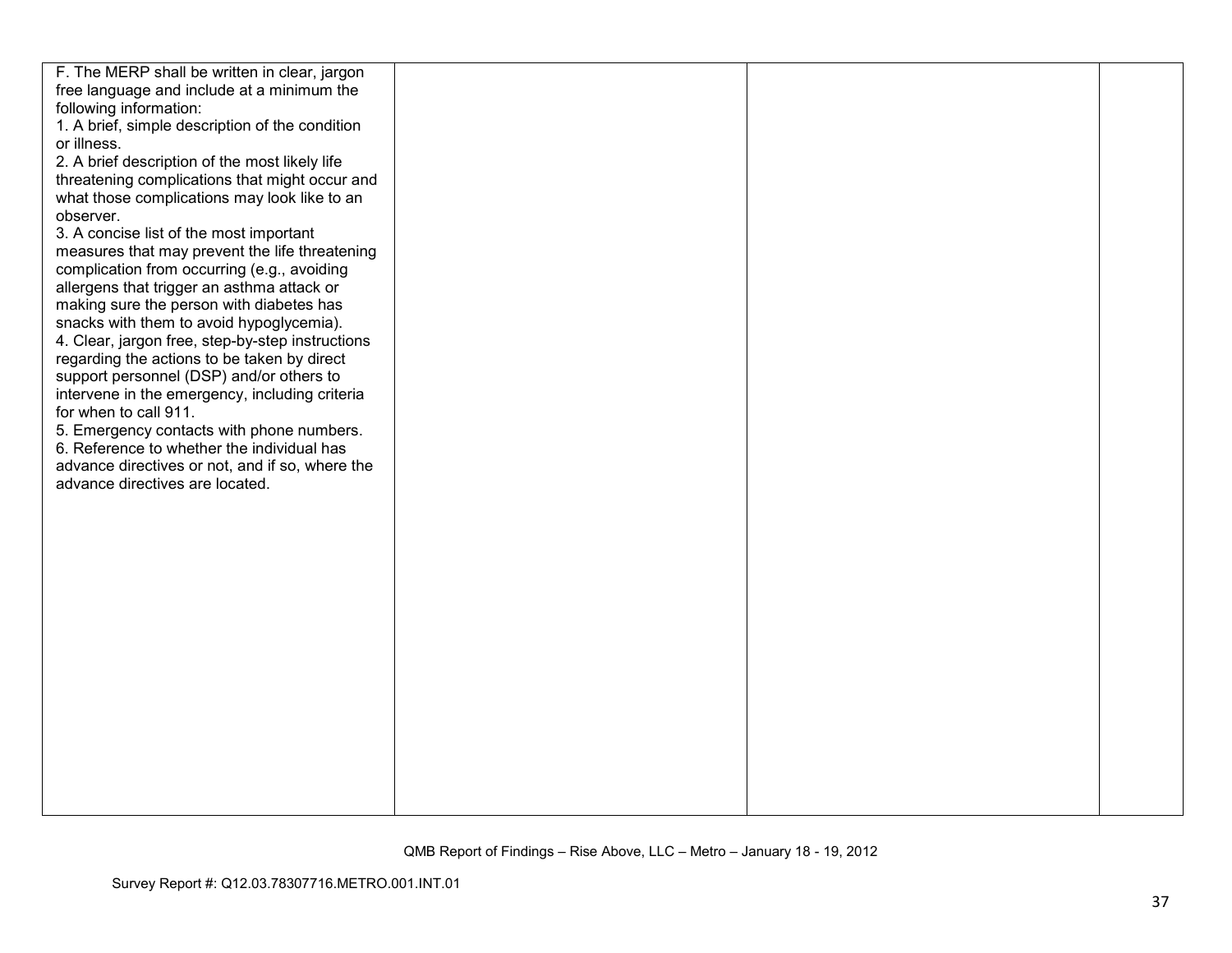| | | | |
|---|---|---|---|
| F. The MERP shall be written in clear, jargon free language and include at a minimum the following information:<br>1. A brief, simple description of the condition or illness.<br>2. A brief description of the most likely life threatening complications that might occur and what those complications may look like to an observer.<br>3. A concise list of the most important measures that may prevent the life threatening complication from occurring (e.g., avoiding allergens that trigger an asthma attack or making sure the person with diabetes has snacks with them to avoid hypoglycemia).<br>4. Clear, jargon free, step-by-step instructions regarding the actions to be taken by direct support personnel (DSP) and/or others to intervene in the emergency, including criteria for when to call 911.<br>5. Emergency contacts with phone numbers.<br>6. Reference to whether the individual has advance directives or not, and if so, where the advance directives are located. | | | |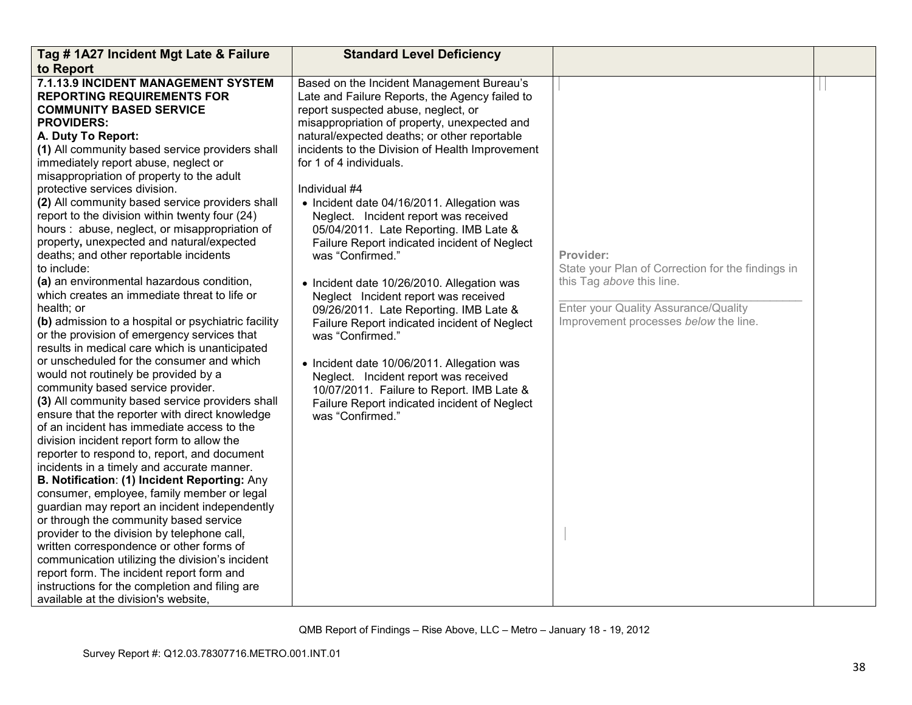| Tag # 1A27 Incident Mgt Late & Failure to Report | Standard Level Deficiency | | |
|---|---|---|---|
| **7.1.13.9 INCIDENT MANAGEMENT SYSTEM REPORTING REQUIREMENTS FOR COMMUNITY BASED SERVICE PROVIDERS:**<br>**A. Duty To Report:**<br>**(1)** All community based service providers shall immediately report abuse, neglect or misappropriation of property to the adult protective services division.<br>**(2)** All community based service providers shall report to the division within twenty four (24) hours : abuse, neglect, or misappropriation of property**,** unexpected and natural/expected deaths; and other reportable incidents to include:<br>**(a)** an environmental hazardous condition, which creates an immediate threat to life or health; or<br>**(b)** admission to a hospital or psychiatric facility or the provision of emergency services that results in medical care which is unanticipated or unscheduled for the consumer and which would not routinely be provided by a community based service provider.<br>**(3)** All community based service providers shall ensure that the reporter with direct knowledge of an incident has immediate access to the division incident report form to allow the reporter to respond to, report, and document incidents in a timely and accurate manner.<br>**B. Notification**: **(1) Incident Reporting:** Any consumer, employee, family member or legal guardian may report an incident independently or through the community based service provider to the division by telephone call, written correspondence or other forms of communication utilizing the division's incident report form. The incident report form and instructions for the completion and filing are available at the division's website, | Based on the Incident Management Bureau's Late and Failure Reports, the Agency failed to report suspected abuse, neglect, or misappropriation of property, unexpected and natural/expected deaths; or other reportable incidents to the Division of Health Improvement for 1 of 4 individuals.<br><br>Individual #4<br>• Incident date 04/16/2011. Allegation was Neglect. Incident report was received 05/04/2011. Late Reporting. IMB Late & Failure Report indicated incident of Neglect was "Confirmed."<br><br>• Incident date 10/26/2010. Allegation was Neglect Incident report was received 09/26/2011. Late Reporting. IMB Late & Failure Report indicated incident of Neglect was "Confirmed."<br><br>• Incident date 10/06/2011. Allegation was Neglect. Incident report was received 10/07/2011. Failure to Report. IMB Late & Failure Report indicated incident of Neglect was "Confirmed." | **Provider:**<br>State your Plan of Correction for the findings in this Tag *above* this line.<br><br>Enter your Quality Assurance/Quality Improvement processes *below* the line. | |

QMB Report of Findings – Rise Above, LLC – Metro – January 18 - 19, 2012

Survey Report #: Q12.03.78307716.METRO.001.INT.01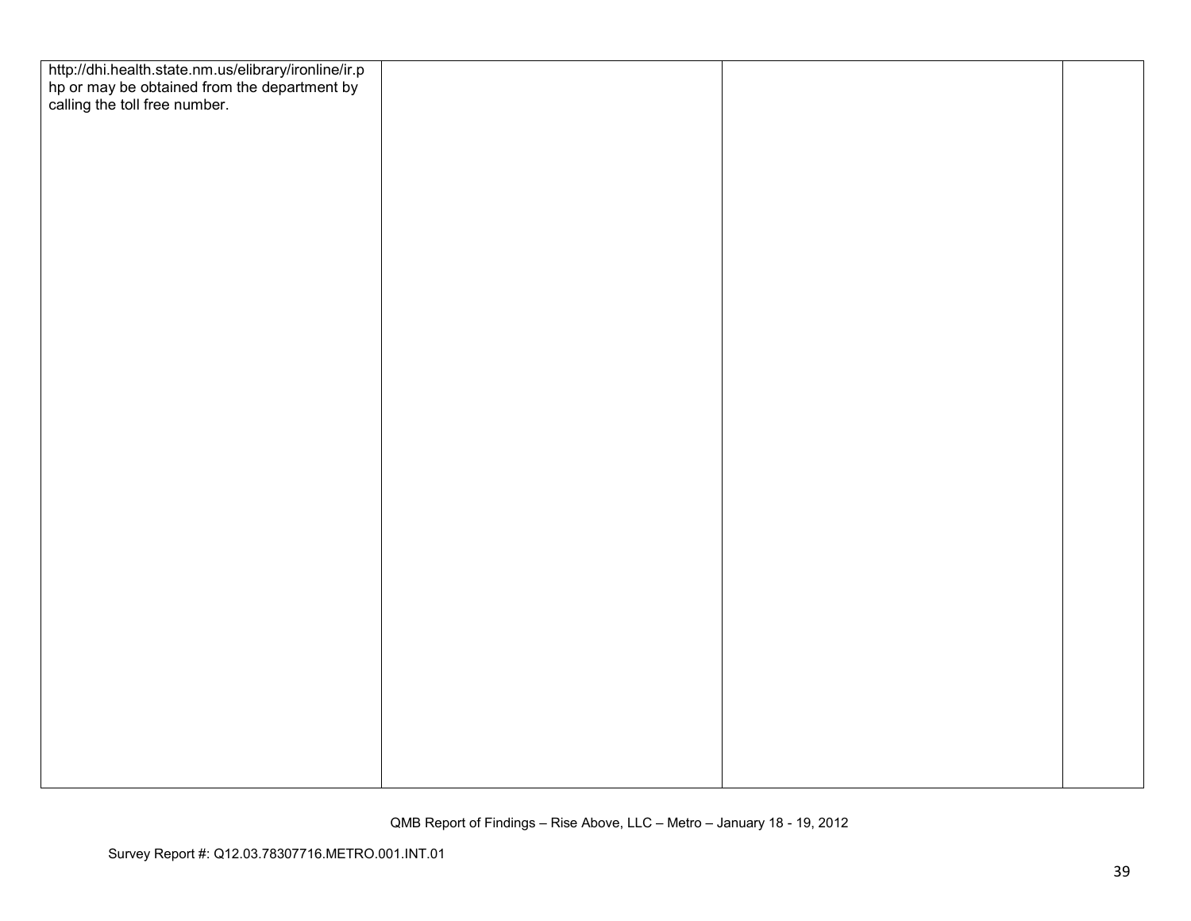| | | | |
|---|---|---|---|
| http://dhi.health.state.nm.us/elibrary/ironline/ir.php or may be obtained from the department by calling the toll free number. | | | |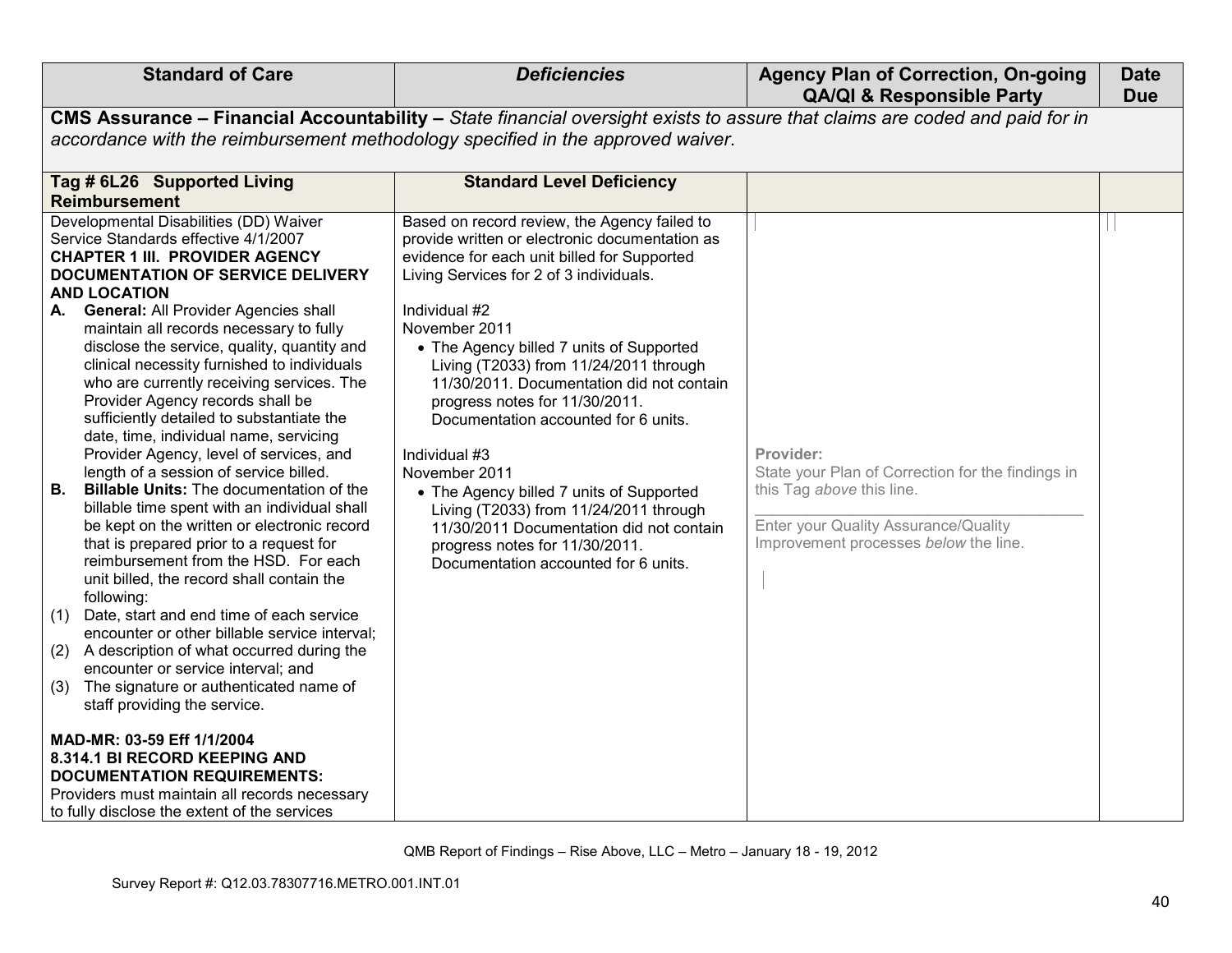| Standard of Care | *Deficiencies* | Agency Plan of Correction, On-going QA/QI & Responsible Party | Date Due |
|---|---|---|---|
| **CMS Assurance – Financial Accountability –** *State financial oversight exists to assure that claims are coded and paid for in accordance with the reimbursement methodology specified in the approved waiver.* | | | |
| **Tag # 6L26 Supported Living Reimbursement** | **Standard Level Deficiency** | | |
| Developmental Disabilities (DD) Waiver Service Standards effective 4/1/2007<br>**CHAPTER 1 III. PROVIDER AGENCY DOCUMENTATION OF SERVICE DELIVERY AND LOCATION**<br>**A. General:** All Provider Agencies shall maintain all records necessary to fully disclose the service, quality, quantity and clinical necessity furnished to individuals who are currently receiving services. The Provider Agency records shall be sufficiently detailed to substantiate the date, time, individual name, servicing Provider Agency, level of services, and length of a session of service billed.<br>**B. Billable Units:** The documentation of the billable time spent with an individual shall be kept on the written or electronic record that is prepared prior to a request for reimbursement from the HSD. For each unit billed, the record shall contain the following:<br>(1) Date, start and end time of each service encounter or other billable service interval;<br>(2) A description of what occurred during the encounter or service interval; and<br>(3) The signature or authenticated name of staff providing the service.<br><br>**MAD-MR: 03-59 Eff 1/1/2004**<br>**8.314.1 BI RECORD KEEPING AND DOCUMENTATION REQUIREMENTS:**<br>Providers must maintain all records necessary to fully disclose the extent of the services | Based on record review, the Agency failed to provide written or electronic documentation as evidence for each unit billed for Supported Living Services for 2 of 3 individuals.<br><br>Individual #2<br>November 2011<br>• The Agency billed 7 units of Supported Living (T2033) from 11/24/2011 through 11/30/2011. Documentation did not contain progress notes for 11/30/2011. Documentation accounted for 6 units.<br><br>Individual #3<br>November 2011<br>• The Agency billed 7 units of Supported Living (T2033) from 11/24/2011 through 11/30/2011 Documentation did not contain progress notes for 11/30/2011. Documentation accounted for 6 units. | Provider:<br>State your Plan of Correction for the findings in this Tag *above* this line.<br>______________________________<br>Enter your Quality Assurance/Quality Improvement processes *below* the line. | |

QMB Report of Findings – Rise Above, LLC – Metro – January 18 - 19, 2012

Survey Report #: Q12.03.78307716.METRO.001.INT.01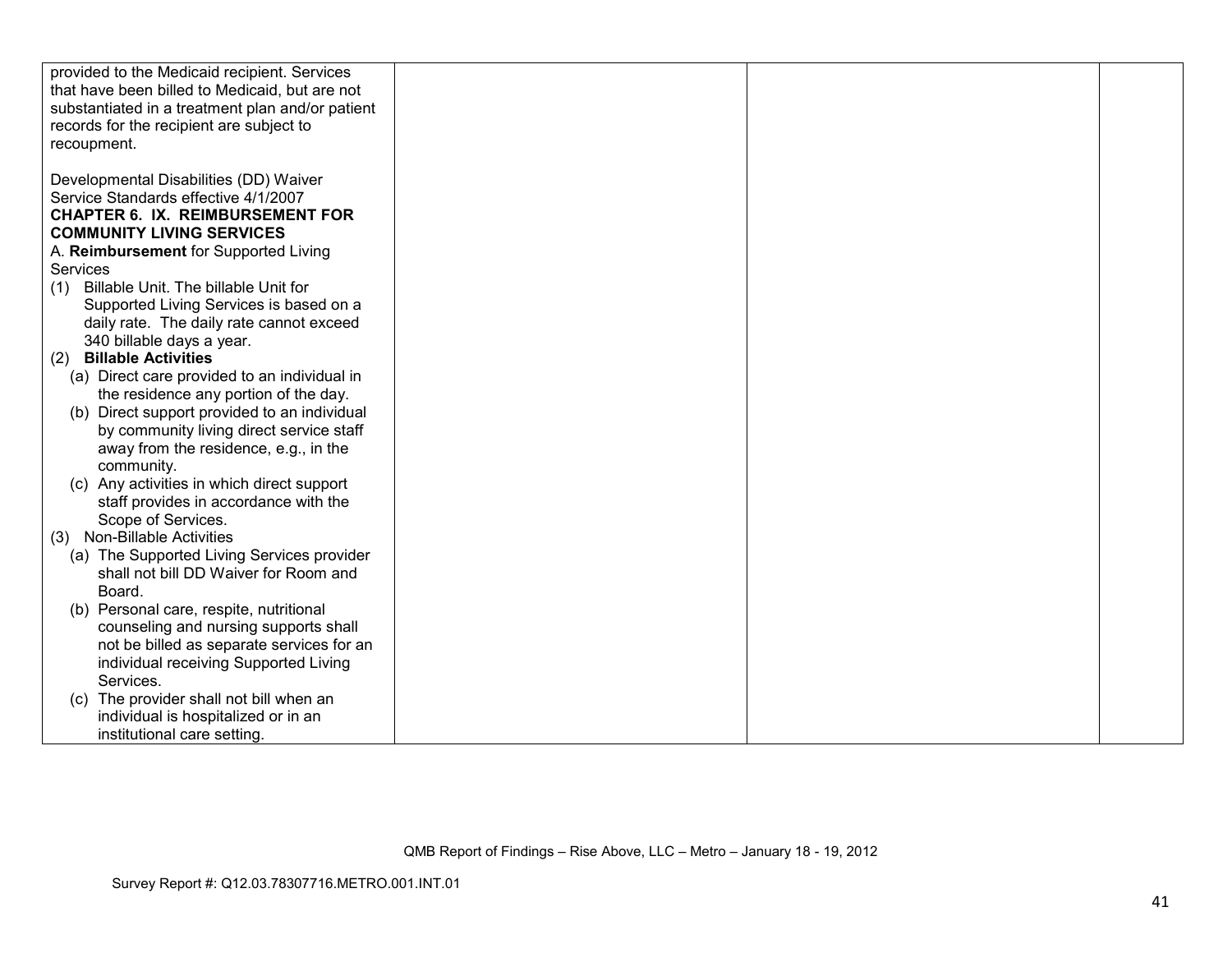| | | | |
|---|---|---|---|
| provided to the Medicaid recipient. Services that have been billed to Medicaid, but are not substantiated in a treatment plan and/or patient records for the recipient are subject to recoupment.<br><br>Developmental Disabilities (DD) Waiver Service Standards effective 4/1/2007<br>**CHAPTER 6. IX. REIMBURSEMENT FOR COMMUNITY LIVING SERVICES**<br>A. **Reimbursement** for Supported Living Services<br>(1) Billable Unit. The billable Unit for Supported Living Services is based on a daily rate. The daily rate cannot exceed 340 billable days a year.<br>(2) **Billable Activities**<br>(a) Direct care provided to an individual in the residence any portion of the day.<br>(b) Direct support provided to an individual by community living direct service staff away from the residence, e.g., in the community.<br>(c) Any activities in which direct support staff provides in accordance with the Scope of Services.<br>(3) Non-Billable Activities<br>(a) The Supported Living Services provider shall not bill DD Waiver for Room and Board.<br>(b) Personal care, respite, nutritional counseling and nursing supports shall not be billed as separate services for an individual receiving Supported Living Services.<br>(c) The provider shall not bill when an individual is hospitalized or in an institutional care setting. | | | |

QMB Report of Findings – Rise Above, LLC – Metro – January 18 - 19, 2012

Survey Report #: Q12.03.78307716.METRO.001.INT.01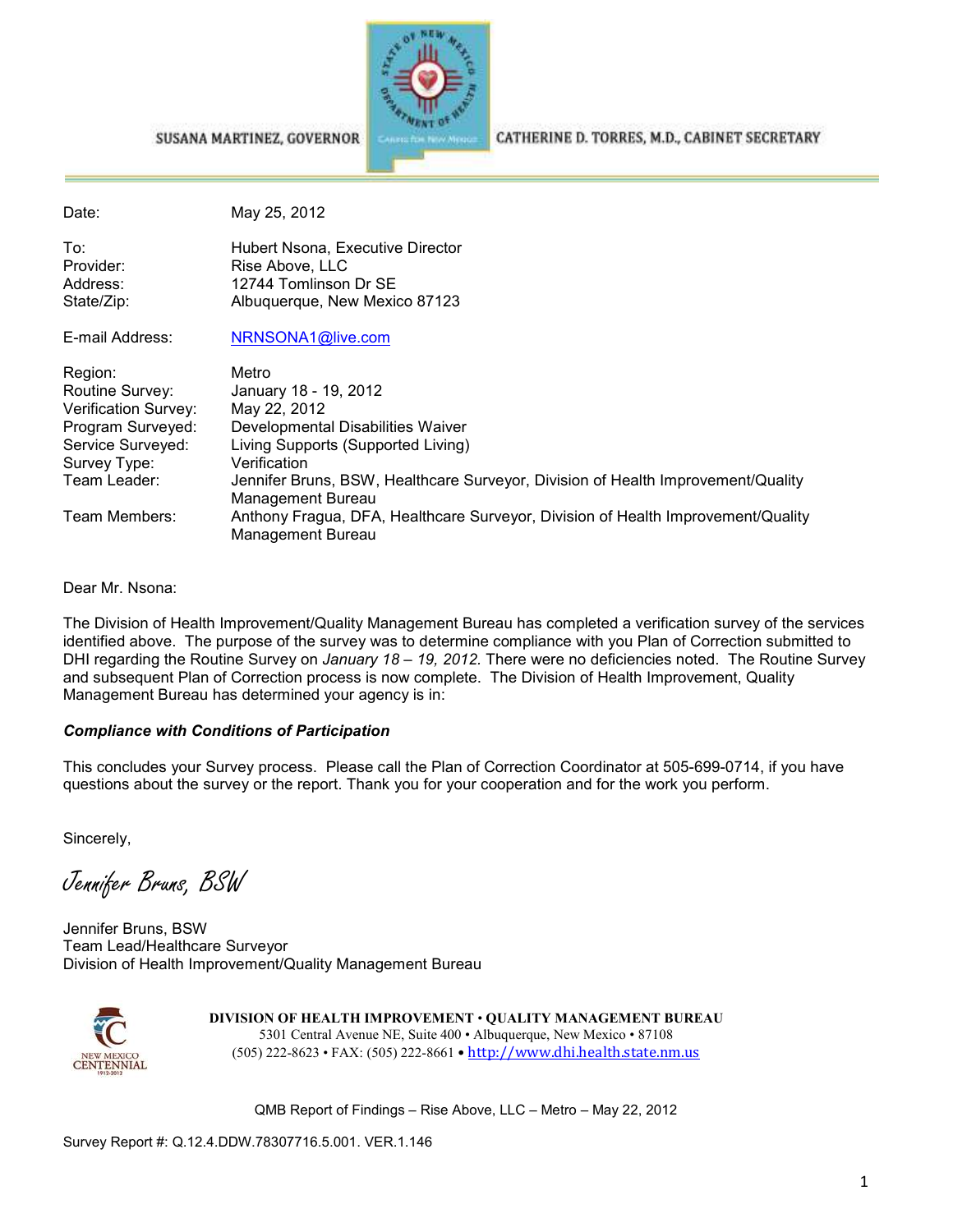SUSANA MARTINEZ, GOVERNOR

CATHERINE D. TORRES, M.D., CABINET SECRETARY

| | |
|---|---|
| Date: | May 25, 2012 |
| To: | Hubert Nsona, Executive Director |
| Provider: | Rise Above, LLC |
| Address: | 12744 Tomlinson Dr SE |
| State/Zip: | Albuquerque, New Mexico 87123 |
| E-mail Address: | NRNSONA1@live.com |
| Region: | Metro |
| Routine Survey: | January 18 - 19, 2012 |
| Verification Survey: | May 22, 2012 |
| Program Surveyed: | Developmental Disabilities Waiver |
| Service Surveyed: | Living Supports (Supported Living) |
| Survey Type: | Verification |
| Team Leader: | Jennifer Bruns, BSW, Healthcare Surveyor, Division of Health Improvement/Quality Management Bureau |
| Team Members: | Anthony Fragua, DFA, Healthcare Surveyor, Division of Health Improvement/Quality Management Bureau |

Dear Mr. Nsona:

The Division of Health Improvement/Quality Management Bureau has completed a verification survey of the services identified above. The purpose of the survey was to determine compliance with you Plan of Correction submitted to DHI regarding the Routine Survey on *January 18 – 19, 2012.* There were no deficiencies noted. The Routine Survey and subsequent Plan of Correction process is now complete. The Division of Health Improvement, Quality Management Bureau has determined your agency is in:

***Compliance with Conditions of Participation***

This concludes your Survey process. Please call the Plan of Correction Coordinator at 505-699-0714, if you have questions about the survey or the report. Thank you for your cooperation and for the work you perform.

Sincerely,

*Jennifer Bruns, BSW*

Jennifer Bruns, BSW
Team Lead/Healthcare Surveyor
Division of Health Improvement/Quality Management Bureau

**DIVISION OF HEALTH IMPROVEMENT • QUALITY MANAGEMENT BUREAU**
5301 Central Avenue NE, Suite 400 • Albuquerque, New Mexico • 87108
(505) 222-8623 • FAX: (505) 222-8661 • http://www.dhi.health.state.nm.us

QMB Report of Findings – Rise Above, LLC – Metro – May 22, 2012

Survey Report #: Q.12.4.DDW.78307716.5.001. VER.1.146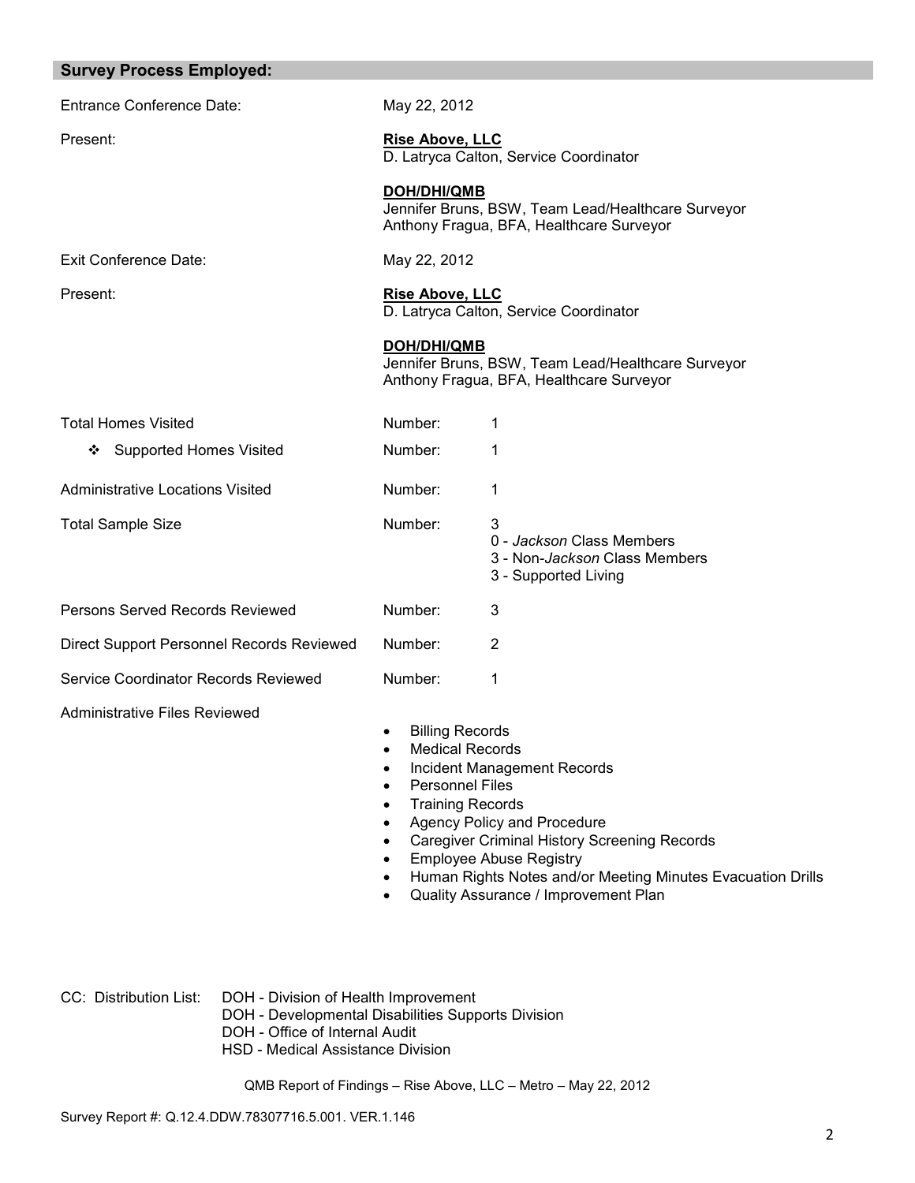## Survey Process Employed:

| | | |
|---|---|---|
| Entrance Conference Date: | May 22, 2012 | |
| Present: | **Rise Above, LLC**<br>D. Latryca Calton, Service Coordinator<br><br>**DOH/DHI/QMB**<br>Jennifer Bruns, BSW, Team Lead/Healthcare Surveyor<br>Anthony Fragua, BFA, Healthcare Surveyor | |
| Exit Conference Date: | May 22, 2012 | |
| Present: | **Rise Above, LLC**<br>D. Latryca Calton, Service Coordinator<br><br>**DOH/DHI/QMB**<br>Jennifer Bruns, BSW, Team Lead/Healthcare Surveyor<br>Anthony Fragua, BFA, Healthcare Surveyor | |
| Total Homes Visited | Number: | 1 |
| ❖ Supported Homes Visited | Number: | 1 |
| Administrative Locations Visited | Number: | 1 |
| Total Sample Size | Number: | 3<br>0 - *Jackson* Class Members<br>3 - Non-*Jackson* Class Members<br>3 - Supported Living |
| Persons Served Records Reviewed | Number: | 3 |
| Direct Support Personnel Records Reviewed | Number: | 2 |
| Service Coordinator Records Reviewed | Number: | 1 |

Administrative Files Reviewed

- Billing Records
- Medical Records
- Incident Management Records
- Personnel Files
- Training Records
- Agency Policy and Procedure
- Caregiver Criminal History Screening Records
- Employee Abuse Registry
- Human Rights Notes and/or Meeting Minutes Evacuation Drills
- Quality Assurance / Improvement Plan

CC: Distribution List:
DOH - Division of Health Improvement
DOH - Developmental Disabilities Supports Division
DOH - Office of Internal Audit
HSD - Medical Assistance Division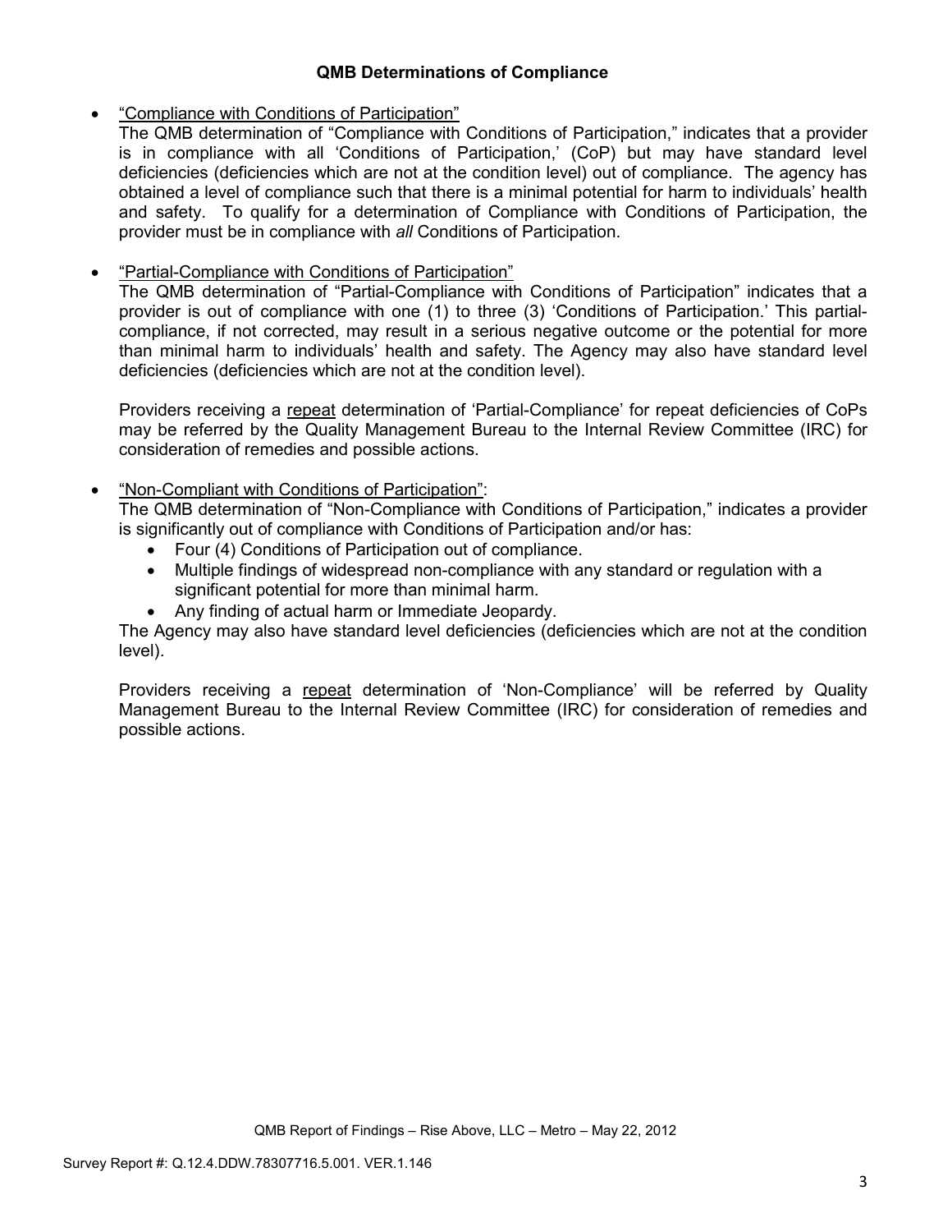### QMB Determinations of Compliance

- "Compliance with Conditions of Participation"
  The QMB determination of "Compliance with Conditions of Participation," indicates that a provider is in compliance with all 'Conditions of Participation,' (CoP) but may have standard level deficiencies (deficiencies which are not at the condition level) out of compliance. The agency has obtained a level of compliance such that there is a minimal potential for harm to individuals' health and safety. To qualify for a determination of Compliance with Conditions of Participation, the provider must be in compliance with *all* Conditions of Participation.

- "Partial-Compliance with Conditions of Participation"
  The QMB determination of "Partial-Compliance with Conditions of Participation" indicates that a provider is out of compliance with one (1) to three (3) 'Conditions of Participation.' This partial-compliance, if not corrected, may result in a serious negative outcome or the potential for more than minimal harm to individuals' health and safety. The Agency may also have standard level deficiencies (deficiencies which are not at the condition level).

  Providers receiving a repeat determination of 'Partial-Compliance' for repeat deficiencies of CoPs may be referred by the Quality Management Bureau to the Internal Review Committee (IRC) for consideration of remedies and possible actions.

- "Non-Compliant with Conditions of Participation":
  The QMB determination of "Non-Compliance with Conditions of Participation," indicates a provider is significantly out of compliance with Conditions of Participation and/or has:
  - Four (4) Conditions of Participation out of compliance.
  - Multiple findings of widespread non-compliance with any standard or regulation with a significant potential for more than minimal harm.
  - Any finding of actual harm or Immediate Jeopardy.

  The Agency may also have standard level deficiencies (deficiencies which are not at the condition level).

  Providers receiving a repeat determination of 'Non-Compliance' will be referred by Quality Management Bureau to the Internal Review Committee (IRC) for consideration of remedies and possible actions.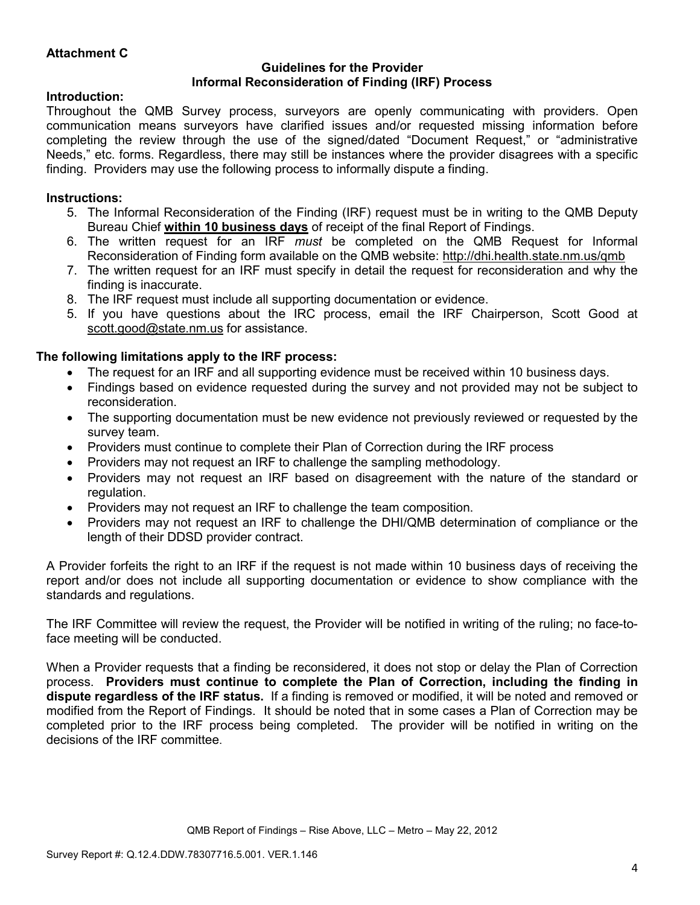**Attachment C**

**Guidelines for the Provider**
**Informal Reconsideration of Finding (IRF) Process**

**Introduction:**

Throughout the QMB Survey process, surveyors are openly communicating with providers. Open communication means surveyors have clarified issues and/or requested missing information before completing the review through the use of the signed/dated "Document Request," or "administrative Needs," etc. forms. Regardless, there may still be instances where the provider disagrees with a specific finding. Providers may use the following process to informally dispute a finding.

**Instructions:**

5. The Informal Reconsideration of the Finding (IRF) request must be in writing to the QMB Deputy Bureau Chief **within 10 business days** of receipt of the final Report of Findings.
6. The written request for an IRF *must* be completed on the QMB Request for Informal Reconsideration of Finding form available on the QMB website: http://dhi.health.state.nm.us/qmb
7. The written request for an IRF must specify in detail the request for reconsideration and why the finding is inaccurate.
8. The IRF request must include all supporting documentation or evidence.
5. If you have questions about the IRC process, email the IRF Chairperson, Scott Good at scott.good@state.nm.us for assistance.

**The following limitations apply to the IRF process:**

- The request for an IRF and all supporting evidence must be received within 10 business days.
- Findings based on evidence requested during the survey and not provided may not be subject to reconsideration.
- The supporting documentation must be new evidence not previously reviewed or requested by the survey team.
- Providers must continue to complete their Plan of Correction during the IRF process
- Providers may not request an IRF to challenge the sampling methodology.
- Providers may not request an IRF based on disagreement with the nature of the standard or regulation.
- Providers may not request an IRF to challenge the team composition.
- Providers may not request an IRF to challenge the DHI/QMB determination of compliance or the length of their DDSD provider contract.

A Provider forfeits the right to an IRF if the request is not made within 10 business days of receiving the report and/or does not include all supporting documentation or evidence to show compliance with the standards and regulations.

The IRF Committee will review the request, the Provider will be notified in writing of the ruling; no face-to-face meeting will be conducted.

When a Provider requests that a finding be reconsidered, it does not stop or delay the Plan of Correction process. **Providers must continue to complete the Plan of Correction, including the finding in dispute regardless of the IRF status.** If a finding is removed or modified, it will be noted and removed or modified from the Report of Findings. It should be noted that in some cases a Plan of Correction may be completed prior to the IRF process being completed. The provider will be notified in writing on the decisions of the IRF committee.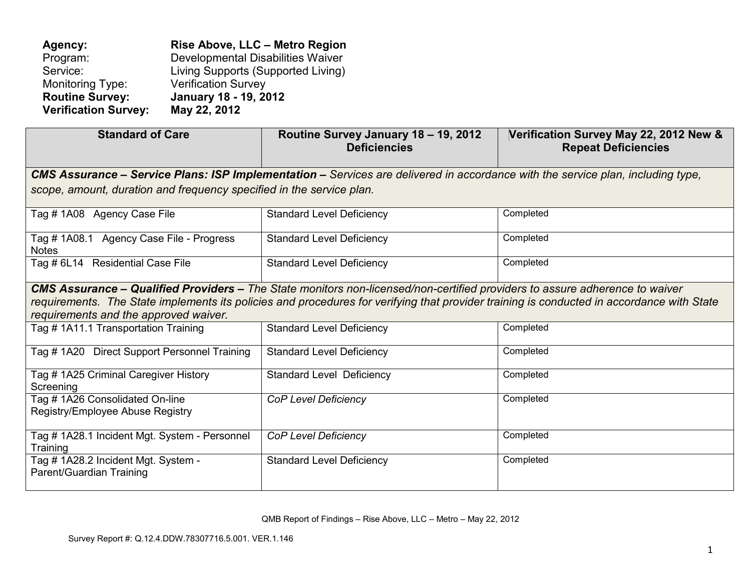**Agency:** **Rise Above, LLC – Metro Region**
Program: Developmental Disabilities Waiver
Service: Living Supports (Supported Living)
Monitoring Type: Verification Survey
**Routine Survey:** **January 18 - 19, 2012**
**Verification Survey:** **May 22, 2012**

| Standard of Care | Routine Survey January 18 – 19, 2012 Deficiencies | Verification Survey May 22, 2012 New & Repeat Deficiencies |
|---|---|---|
| ***CMS Assurance – Service Plans: ISP Implementation –*** *Services are delivered in accordance with the service plan, including type, scope, amount, duration and frequency specified in the service plan.* | | |
| Tag # 1A08 Agency Case File | Standard Level Deficiency | Completed |
| Tag # 1A08.1 Agency Case File - Progress Notes | Standard Level Deficiency | Completed |
| Tag # 6L14 Residential Case File | Standard Level Deficiency | Completed |
| ***CMS Assurance – Qualified Providers –*** *The State monitors non-licensed/non-certified providers to assure adherence to waiver requirements. The State implements its policies and procedures for verifying that provider training is conducted in accordance with State requirements and the approved waiver.* | | |
| Tag # 1A11.1 Transportation Training | Standard Level Deficiency | Completed |
| Tag # 1A20 Direct Support Personnel Training | Standard Level Deficiency | Completed |
| Tag # 1A25 Criminal Caregiver History Screening | Standard Level Deficiency | Completed |
| Tag # 1A26 Consolidated On-line Registry/Employee Abuse Registry | *CoP Level Deficiency* | Completed |
| Tag # 1A28.1 Incident Mgt. System - Personnel Training | *CoP Level Deficiency* | Completed |
| Tag # 1A28.2 Incident Mgt. System - Parent/Guardian Training | Standard Level Deficiency | Completed |

QMB Report of Findings – Rise Above, LLC – Metro – May 22, 2012

Survey Report #: Q.12.4.DDW.78307716.5.001. VER.1.146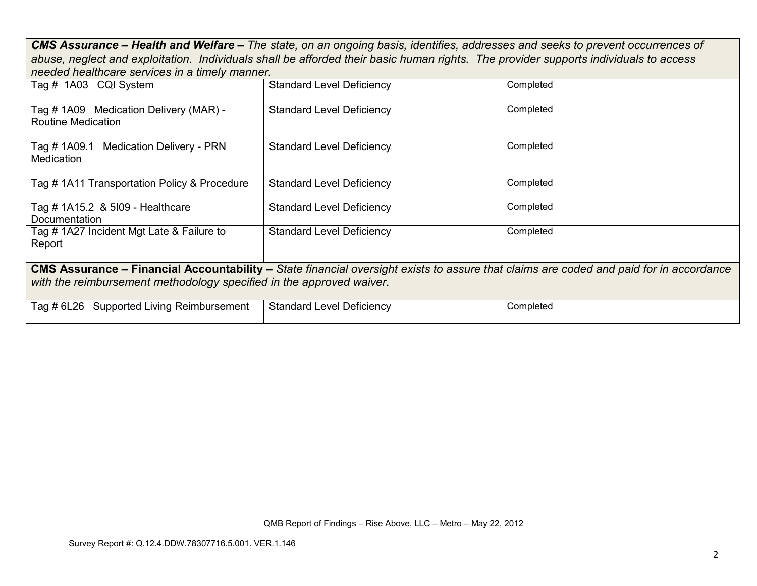| | | |
|---|---|---|
| ***CMS Assurance – Health and Welfare –*** *The state, on an ongoing basis, identifies, addresses and seeks to prevent occurrences of abuse, neglect and exploitation. Individuals shall be afforded their basic human rights. The provider supports individuals to access needed healthcare services in a timely manner.* | | |
| Tag # 1A03 CQI System | Standard Level Deficiency | Completed |
| Tag # 1A09 Medication Delivery (MAR) - Routine Medication | Standard Level Deficiency | Completed |
| Tag # 1A09.1 Medication Delivery - PRN Medication | Standard Level Deficiency | Completed |
| Tag # 1A11 Transportation Policy & Procedure | Standard Level Deficiency | Completed |
| Tag # 1A15.2 & 5I09 - Healthcare Documentation | Standard Level Deficiency | Completed |
| Tag # 1A27 Incident Mgt Late & Failure to Report | Standard Level Deficiency | Completed |
| **CMS Assurance – Financial Accountability –** *State financial oversight exists to assure that claims are coded and paid for in accordance with the reimbursement methodology specified in the approved waiver.* | | |
| Tag # 6L26 Supported Living Reimbursement | Standard Level Deficiency | Completed |

QMB Report of Findings – Rise Above, LLC – Metro – May 22, 2012

Survey Report #: Q.12.4.DDW.78307716.5.001. VER.1.146